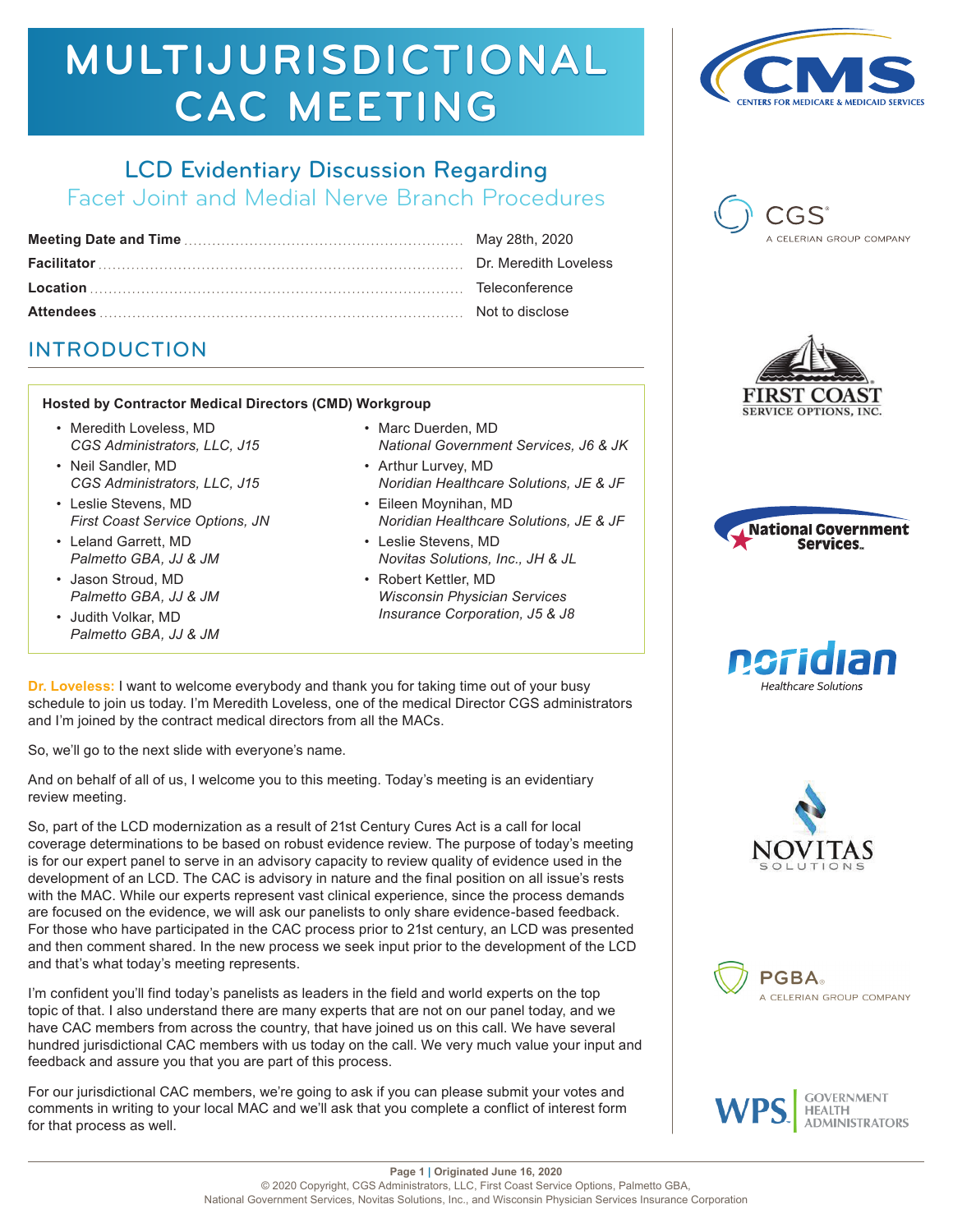# MULTIJURISDICTIONAL CAC MEETING

## LCD Evidentiary Discussion Regarding
## Facet Joint and Medial Nerve Branch Procedures

| | |
|---|---|
| **Meeting Date and Time** | May 28th, 2020 |
| **Facilitator** | Dr. Meredith Loveless |
| **Location** | Teleconference |
| **Attendees** | Not to disclose |

## INTRODUCTION

**Hosted by Contractor Medical Directors (CMD) Workgroup**

- Meredith Loveless, MD
  *CGS Administrators, LLC, J15*
- Neil Sandler, MD
  *CGS Administrators, LLC, J15*
- Leslie Stevens, MD
  *First Coast Service Options, JN*
- Leland Garrett, MD
  *Palmetto GBA, JJ & JM*
- Jason Stroud, MD
  *Palmetto GBA, JJ & JM*
- Judith Volkar, MD
  *Palmetto GBA, JJ & JM*
- Marc Duerden, MD
  *National Government Services, J6 & JK*
- Arthur Lurvey, MD
  *Noridian Healthcare Solutions, JE & JF*
- Eileen Moynihan, MD
  *Noridian Healthcare Solutions, JE & JF*
- Leslie Stevens, MD
  *Novitas Solutions, Inc., JH & JL*
- Robert Kettler, MD
  *Wisconsin Physician Services Insurance Corporation, J5 & J8*

**Dr. Loveless:** I want to welcome everybody and thank you for taking time out of your busy schedule to join us today. I'm Meredith Loveless, one of the medical Director CGS administrators and I'm joined by the contract medical directors from all the MACs.

So, we'll go to the next slide with everyone's name.

And on behalf of all of us, I welcome you to this meeting. Today's meeting is an evidentiary review meeting.

So, part of the LCD modernization as a result of 21st Century Cures Act is a call for local coverage determinations to be based on robust evidence review. The purpose of today's meeting is for our expert panel to serve in an advisory capacity to review quality of evidence used in the development of an LCD. The CAC is advisory in nature and the final position on all issue's rests with the MAC. While our experts represent vast clinical experience, since the process demands are focused on the evidence, we will ask our panelists to only share evidence-based feedback. For those who have participated in the CAC process prior to 21st century, an LCD was presented and then comment shared. In the new process we seek input prior to the development of the LCD and that's what today's meeting represents.

I'm confident you'll find today's panelists as leaders in the field and world experts on the top topic of that. I also understand there are many experts that are not on our panel today, and we have CAC members from across the country, that have joined us on this call. We have several hundred jurisdictional CAC members with us today on the call. We very much value your input and feedback and assure you that you are part of this process.

For our jurisdictional CAC members, we're going to ask if you can please submit your votes and comments in writing to your local MAC and we'll ask that you complete a conflict of interest form for that process as well.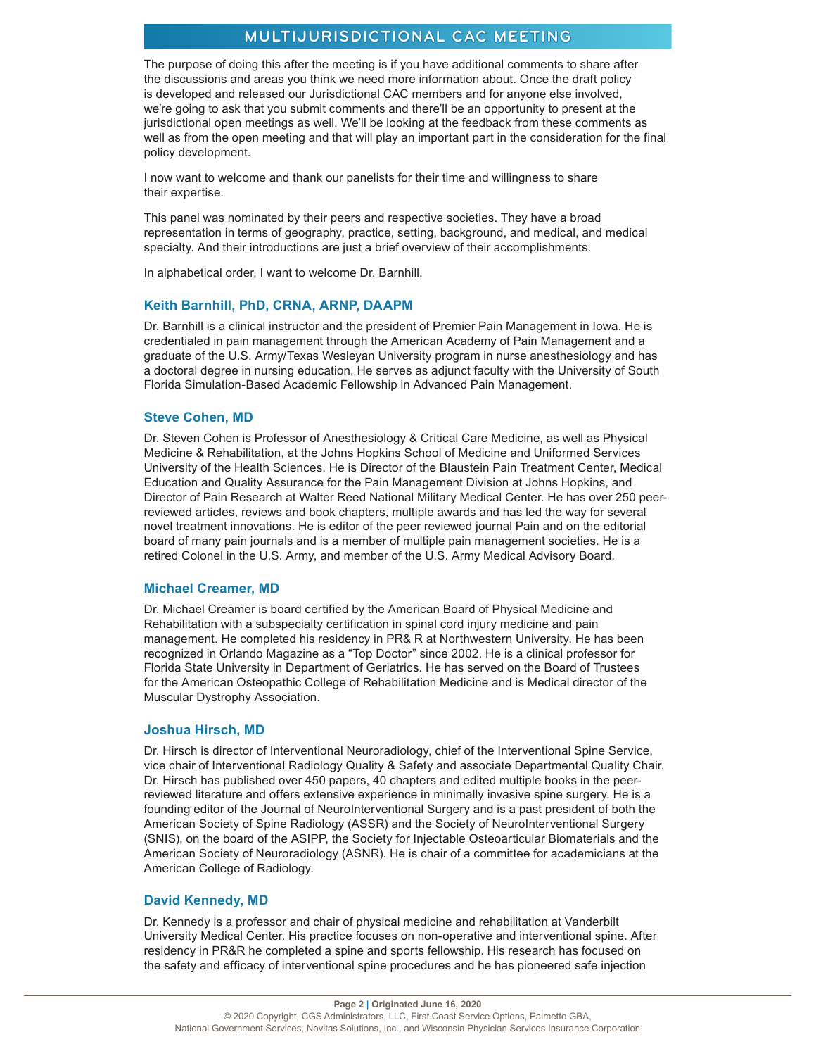The purpose of doing this after the meeting is if you have additional comments to share after the discussions and areas you think we need more information about. Once the draft policy is developed and released our Jurisdictional CAC members and for anyone else involved, we're going to ask that you submit comments and there'll be an opportunity to present at the jurisdictional open meetings as well. We'll be looking at the feedback from these comments as well as from the open meeting and that will play an important part in the consideration for the final policy development.

I now want to welcome and thank our panelists for their time and willingness to share their expertise.

This panel was nominated by their peers and respective societies. They have a broad representation in terms of geography, practice, setting, background, and medical, and medical specialty. And their introductions are just a brief overview of their accomplishments.

In alphabetical order, I want to welcome Dr. Barnhill.

### Keith Barnhill, PhD, CRNA, ARNP, DAAPM

Dr. Barnhill is a clinical instructor and the president of Premier Pain Management in Iowa. He is credentialed in pain management through the American Academy of Pain Management and a graduate of the U.S. Army/Texas Wesleyan University program in nurse anesthesiology and has a doctoral degree in nursing education, He serves as adjunct faculty with the University of South Florida Simulation-Based Academic Fellowship in Advanced Pain Management.

### Steve Cohen, MD

Dr. Steven Cohen is Professor of Anesthesiology & Critical Care Medicine, as well as Physical Medicine & Rehabilitation, at the Johns Hopkins School of Medicine and Uniformed Services University of the Health Sciences. He is Director of the Blaustein Pain Treatment Center, Medical Education and Quality Assurance for the Pain Management Division at Johns Hopkins, and Director of Pain Research at Walter Reed National Military Medical Center. He has over 250 peer-reviewed articles, reviews and book chapters, multiple awards and has led the way for several novel treatment innovations. He is editor of the peer reviewed journal Pain and on the editorial board of many pain journals and is a member of multiple pain management societies. He is a retired Colonel in the U.S. Army, and member of the U.S. Army Medical Advisory Board.

### Michael Creamer, MD

Dr. Michael Creamer is board certified by the American Board of Physical Medicine and Rehabilitation with a subspecialty certification in spinal cord injury medicine and pain management. He completed his residency in PR& R at Northwestern University. He has been recognized in Orlando Magazine as a "Top Doctor" since 2002. He is a clinical professor for Florida State University in Department of Geriatrics. He has served on the Board of Trustees for the American Osteopathic College of Rehabilitation Medicine and is Medical director of the Muscular Dystrophy Association.

### Joshua Hirsch, MD

Dr. Hirsch is director of Interventional Neuroradiology, chief of the Interventional Spine Service, vice chair of Interventional Radiology Quality & Safety and associate Departmental Quality Chair. Dr. Hirsch has published over 450 papers, 40 chapters and edited multiple books in the peer-reviewed literature and offers extensive experience in minimally invasive spine surgery. He is a founding editor of the Journal of NeuroInterventional Surgery and is a past president of both the American Society of Spine Radiology (ASSR) and the Society of NeuroInterventional Surgery (SNIS), on the board of the ASIPP, the Society for Injectable Osteoarticular Biomaterials and the American Society of Neuroradiology (ASNR). He is chair of a committee for academicians at the American College of Radiology.

### David Kennedy, MD

Dr. Kennedy is a professor and chair of physical medicine and rehabilitation at Vanderbilt University Medical Center. His practice focuses on non-operative and interventional spine. After residency in PR&R he completed a spine and sports fellowship. His research has focused on the safety and efficacy of interventional spine procedures and he has pioneered safe injection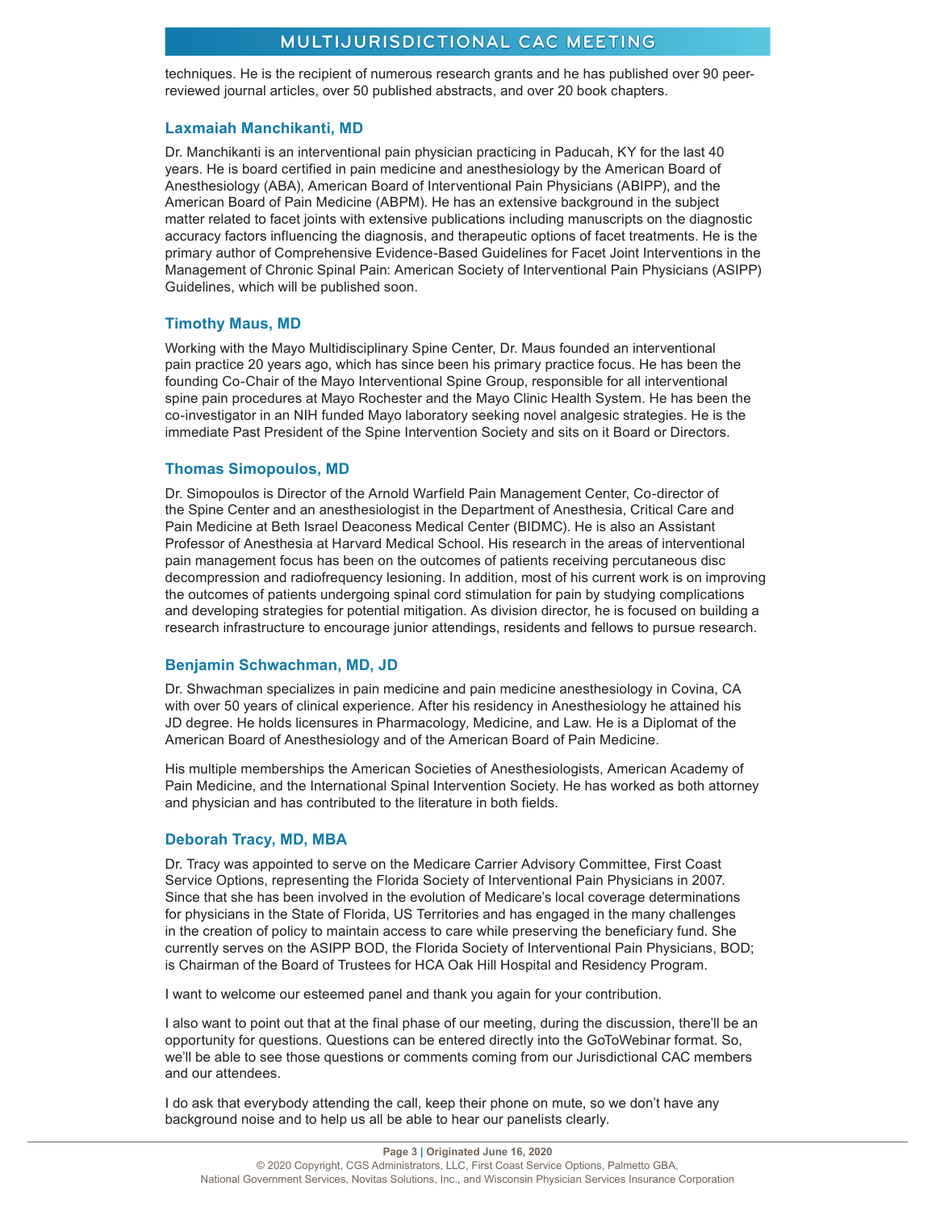techniques. He is the recipient of numerous research grants and he has published over 90 peer-reviewed journal articles, over 50 published abstracts, and over 20 book chapters.

### Laxmaiah Manchikanti, MD

Dr. Manchikanti is an interventional pain physician practicing in Paducah, KY for the last 40 years. He is board certified in pain medicine and anesthesiology by the American Board of Anesthesiology (ABA), American Board of Interventional Pain Physicians (ABIPP), and the American Board of Pain Medicine (ABPM). He has an extensive background in the subject matter related to facet joints with extensive publications including manuscripts on the diagnostic accuracy factors influencing the diagnosis, and therapeutic options of facet treatments. He is the primary author of Comprehensive Evidence-Based Guidelines for Facet Joint Interventions in the Management of Chronic Spinal Pain: American Society of Interventional Pain Physicians (ASIPP) Guidelines, which will be published soon.

### Timothy Maus, MD

Working with the Mayo Multidisciplinary Spine Center, Dr. Maus founded an interventional pain practice 20 years ago, which has since been his primary practice focus. He has been the founding Co-Chair of the Mayo Interventional Spine Group, responsible for all interventional spine pain procedures at Mayo Rochester and the Mayo Clinic Health System. He has been the co-investigator in an NIH funded Mayo laboratory seeking novel analgesic strategies. He is the immediate Past President of the Spine Intervention Society and sits on it Board or Directors.

### Thomas Simopoulos, MD

Dr. Simopoulos is Director of the Arnold Warfield Pain Management Center, Co-director of the Spine Center and an anesthesiologist in the Department of Anesthesia, Critical Care and Pain Medicine at Beth Israel Deaconess Medical Center (BIDMC). He is also an Assistant Professor of Anesthesia at Harvard Medical School. His research in the areas of interventional pain management focus has been on the outcomes of patients receiving percutaneous disc decompression and radiofrequency lesioning. In addition, most of his current work is on improving the outcomes of patients undergoing spinal cord stimulation for pain by studying complications and developing strategies for potential mitigation. As division director, he is focused on building a research infrastructure to encourage junior attendings, residents and fellows to pursue research.

### Benjamin Schwachman, MD, JD

Dr. Shwachman specializes in pain medicine and pain medicine anesthesiology in Covina, CA with over 50 years of clinical experience. After his residency in Anesthesiology he attained his JD degree. He holds licensures in Pharmacology, Medicine, and Law. He is a Diplomat of the American Board of Anesthesiology and of the American Board of Pain Medicine.

His multiple memberships the American Societies of Anesthesiologists, American Academy of Pain Medicine, and the International Spinal Intervention Society. He has worked as both attorney and physician and has contributed to the literature in both fields.

### Deborah Tracy, MD, MBA

Dr. Tracy was appointed to serve on the Medicare Carrier Advisory Committee, First Coast Service Options, representing the Florida Society of Interventional Pain Physicians in 2007. Since that she has been involved in the evolution of Medicare's local coverage determinations for physicians in the State of Florida, US Territories and has engaged in the many challenges in the creation of policy to maintain access to care while preserving the beneficiary fund. She currently serves on the ASIPP BOD, the Florida Society of Interventional Pain Physicians, BOD; is Chairman of the Board of Trustees for HCA Oak Hill Hospital and Residency Program.

I want to welcome our esteemed panel and thank you again for your contribution.

I also want to point out that at the final phase of our meeting, during the discussion, there'll be an opportunity for questions. Questions can be entered directly into the GoToWebinar format. So, we'll be able to see those questions or comments coming from our Jurisdictional CAC members and our attendees.

I do ask that everybody attending the call, keep their phone on mute, so we don't have any background noise and to help us all be able to hear our panelists clearly.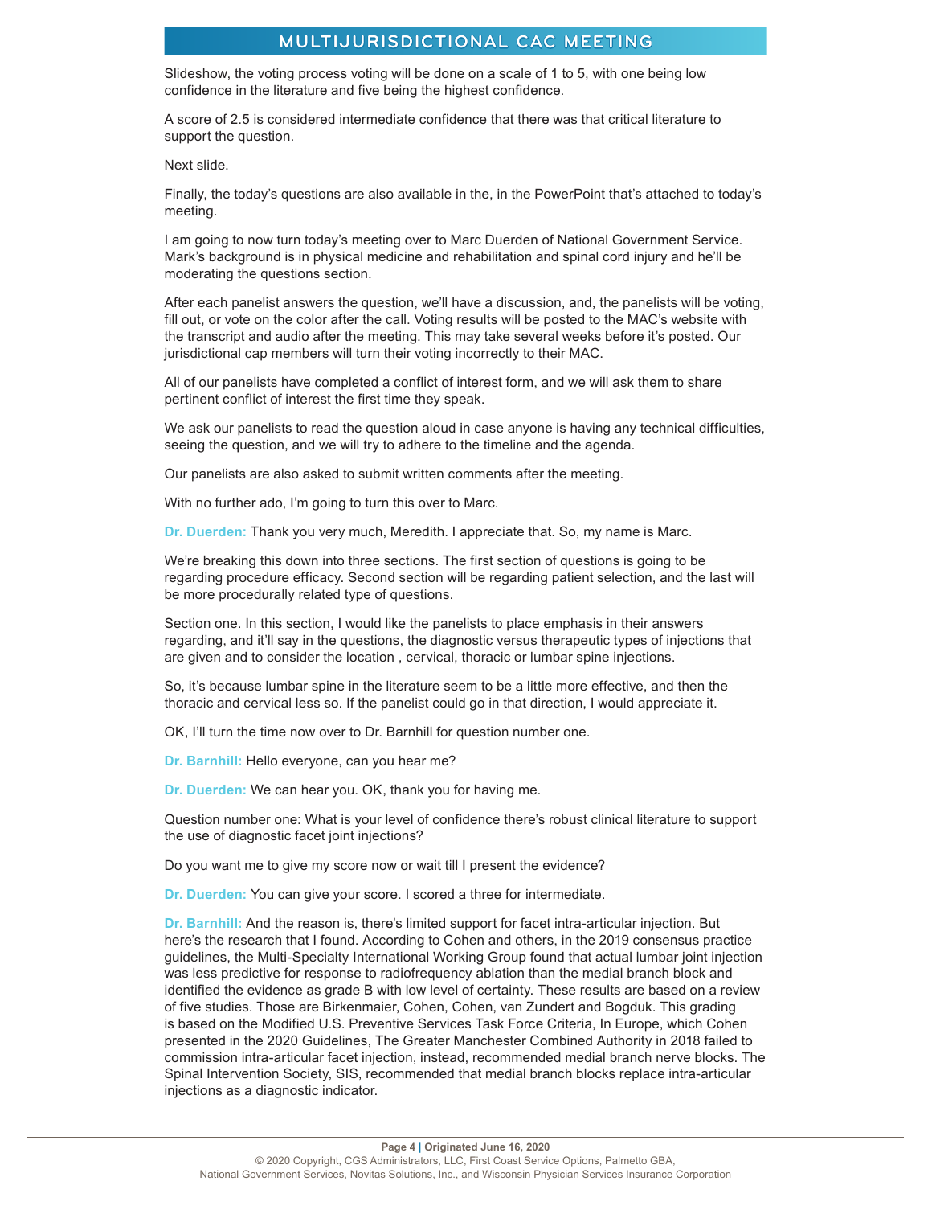Slideshow, the voting process voting will be done on a scale of 1 to 5, with one being low confidence in the literature and five being the highest confidence.

A score of 2.5 is considered intermediate confidence that there was that critical literature to support the question.

Next slide.

Finally, the today's questions are also available in the, in the PowerPoint that's attached to today's meeting.

I am going to now turn today's meeting over to Marc Duerden of National Government Service. Mark's background is in physical medicine and rehabilitation and spinal cord injury and he'll be moderating the questions section.

After each panelist answers the question, we'll have a discussion, and, the panelists will be voting, fill out, or vote on the color after the call. Voting results will be posted to the MAC's website with the transcript and audio after the meeting. This may take several weeks before it's posted. Our jurisdictional cap members will turn their voting incorrectly to their MAC.

All of our panelists have completed a conflict of interest form, and we will ask them to share pertinent conflict of interest the first time they speak.

We ask our panelists to read the question aloud in case anyone is having any technical difficulties, seeing the question, and we will try to adhere to the timeline and the agenda.

Our panelists are also asked to submit written comments after the meeting.

With no further ado, I'm going to turn this over to Marc.

**Dr. Duerden:** Thank you very much, Meredith. I appreciate that. So, my name is Marc.

We're breaking this down into three sections. The first section of questions is going to be regarding procedure efficacy. Second section will be regarding patient selection, and the last will be more procedurally related type of questions.

Section one. In this section, I would like the panelists to place emphasis in their answers regarding, and it'll say in the questions, the diagnostic versus therapeutic types of injections that are given and to consider the location , cervical, thoracic or lumbar spine injections.

So, it's because lumbar spine in the literature seem to be a little more effective, and then the thoracic and cervical less so. If the panelist could go in that direction, I would appreciate it.

OK, I'll turn the time now over to Dr. Barnhill for question number one.

**Dr. Barnhill:** Hello everyone, can you hear me?

**Dr. Duerden:** We can hear you. OK, thank you for having me.

Question number one: What is your level of confidence there's robust clinical literature to support the use of diagnostic facet joint injections?

Do you want me to give my score now or wait till I present the evidence?

**Dr. Duerden:** You can give your score. I scored a three for intermediate.

**Dr. Barnhill:** And the reason is, there's limited support for facet intra-articular injection. But here's the research that I found. According to Cohen and others, in the 2019 consensus practice guidelines, the Multi-Specialty International Working Group found that actual lumbar joint injection was less predictive for response to radiofrequency ablation than the medial branch block and identified the evidence as grade B with low level of certainty. These results are based on a review of five studies. Those are Birkenmaier, Cohen, Cohen, van Zundert and Bogduk. This grading is based on the Modified U.S. Preventive Services Task Force Criteria, In Europe, which Cohen presented in the 2020 Guidelines, The Greater Manchester Combined Authority in 2018 failed to commission intra-articular facet injection, instead, recommended medial branch nerve blocks. The Spinal Intervention Society, SIS, recommended that medial branch blocks replace intra-articular injections as a diagnostic indicator.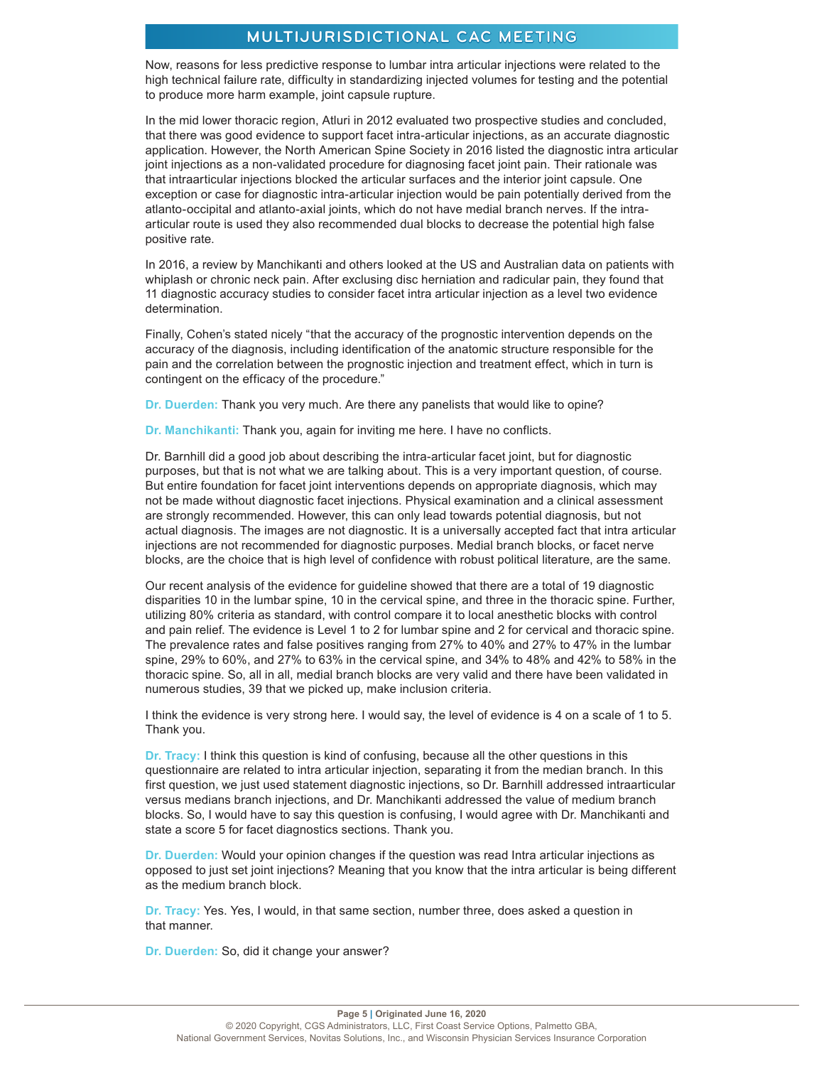Now, reasons for less predictive response to lumbar intra articular injections were related to the high technical failure rate, difficulty in standardizing injected volumes for testing and the potential to produce more harm example, joint capsule rupture.

In the mid lower thoracic region, Atluri in 2012 evaluated two prospective studies and concluded, that there was good evidence to support facet intra-articular injections, as an accurate diagnostic application. However, the North American Spine Society in 2016 listed the diagnostic intra articular joint injections as a non-validated procedure for diagnosing facet joint pain. Their rationale was that intraarticular injections blocked the articular surfaces and the interior joint capsule. One exception or case for diagnostic intra-articular injection would be pain potentially derived from the atlanto-occipital and atlanto-axial joints, which do not have medial branch nerves. If the intra-articular route is used they also recommended dual blocks to decrease the potential high false positive rate.

In 2016, a review by Manchikanti and others looked at the US and Australian data on patients with whiplash or chronic neck pain. After exclusing disc herniation and radicular pain, they found that 11 diagnostic accuracy studies to consider facet intra articular injection as a level two evidence determination.

Finally, Cohen's stated nicely "that the accuracy of the prognostic intervention depends on the accuracy of the diagnosis, including identification of the anatomic structure responsible for the pain and the correlation between the prognostic injection and treatment effect, which in turn is contingent on the efficacy of the procedure."

**Dr. Duerden:** Thank you very much. Are there any panelists that would like to opine?

**Dr. Manchikanti:** Thank you, again for inviting me here. I have no conflicts.

Dr. Barnhill did a good job about describing the intra-articular facet joint, but for diagnostic purposes, but that is not what we are talking about. This is a very important question, of course. But entire foundation for facet joint interventions depends on appropriate diagnosis, which may not be made without diagnostic facet injections. Physical examination and a clinical assessment are strongly recommended. However, this can only lead towards potential diagnosis, but not actual diagnosis. The images are not diagnostic. It is a universally accepted fact that intra articular injections are not recommended for diagnostic purposes. Medial branch blocks, or facet nerve blocks, are the choice that is high level of confidence with robust political literature, are the same.

Our recent analysis of the evidence for guideline showed that there are a total of 19 diagnostic disparities 10 in the lumbar spine, 10 in the cervical spine, and three in the thoracic spine. Further, utilizing 80% criteria as standard, with control compare it to local anesthetic blocks with control and pain relief. The evidence is Level 1 to 2 for lumbar spine and 2 for cervical and thoracic spine. The prevalence rates and false positives ranging from 27% to 40% and 27% to 47% in the lumbar spine, 29% to 60%, and 27% to 63% in the cervical spine, and 34% to 48% and 42% to 58% in the thoracic spine. So, all in all, medial branch blocks are very valid and there have been validated in numerous studies, 39 that we picked up, make inclusion criteria.

I think the evidence is very strong here. I would say, the level of evidence is 4 on a scale of 1 to 5. Thank you.

**Dr. Tracy:** I think this question is kind of confusing, because all the other questions in this questionnaire are related to intra articular injection, separating it from the median branch. In this first question, we just used statement diagnostic injections, so Dr. Barnhill addressed intraarticular versus medians branch injections, and Dr. Manchikanti addressed the value of medium branch blocks. So, I would have to say this question is confusing, I would agree with Dr. Manchikanti and state a score 5 for facet diagnostics sections. Thank you.

**Dr. Duerden:** Would your opinion changes if the question was read Intra articular injections as opposed to just set joint injections? Meaning that you know that the intra articular is being different as the medium branch block.

**Dr. Tracy:** Yes. Yes, I would, in that same section, number three, does asked a question in that manner.

**Dr. Duerden:** So, did it change your answer?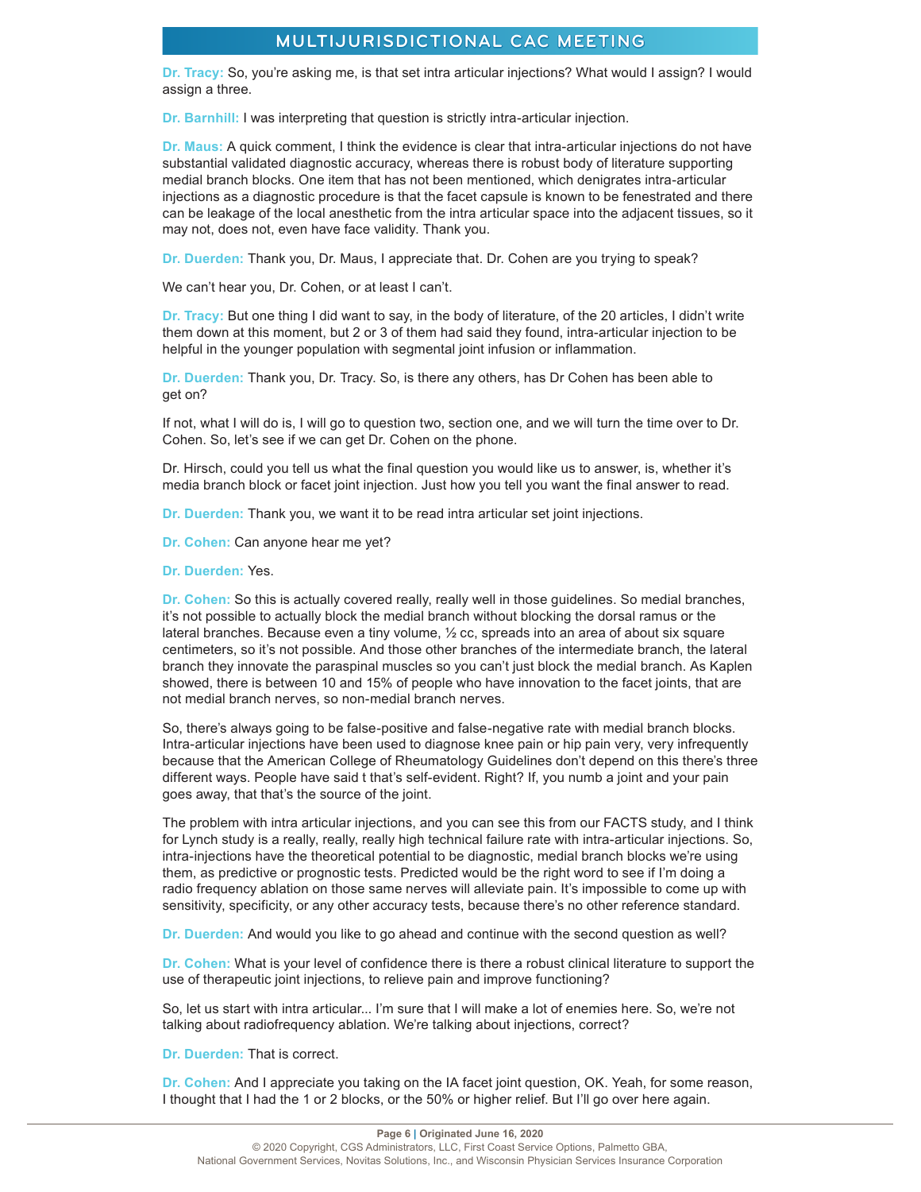**Dr. Tracy:** So, you're asking me, is that set intra articular injections? What would I assign? I would assign a three.

**Dr. Barnhill:** I was interpreting that question is strictly intra-articular injection.

**Dr. Maus:** A quick comment, I think the evidence is clear that intra-articular injections do not have substantial validated diagnostic accuracy, whereas there is robust body of literature supporting medial branch blocks. One item that has not been mentioned, which denigrates intra-articular injections as a diagnostic procedure is that the facet capsule is known to be fenestrated and there can be leakage of the local anesthetic from the intra articular space into the adjacent tissues, so it may not, does not, even have face validity. Thank you.

**Dr. Duerden:** Thank you, Dr. Maus, I appreciate that. Dr. Cohen are you trying to speak?

We can't hear you, Dr. Cohen, or at least I can't.

**Dr. Tracy:** But one thing I did want to say, in the body of literature, of the 20 articles, I didn't write them down at this moment, but 2 or 3 of them had said they found, intra-articular injection to be helpful in the younger population with segmental joint infusion or inflammation.

**Dr. Duerden:** Thank you, Dr. Tracy. So, is there any others, has Dr Cohen has been able to get on?

If not, what I will do is, I will go to question two, section one, and we will turn the time over to Dr. Cohen. So, let's see if we can get Dr. Cohen on the phone.

Dr. Hirsch, could you tell us what the final question you would like us to answer, is, whether it's media branch block or facet joint injection. Just how you tell you want the final answer to read.

**Dr. Duerden:** Thank you, we want it to be read intra articular set joint injections.

**Dr. Cohen:** Can anyone hear me yet?

**Dr. Duerden:** Yes.

**Dr. Cohen:** So this is actually covered really, really well in those guidelines. So medial branches, it's not possible to actually block the medial branch without blocking the dorsal ramus or the lateral branches. Because even a tiny volume, ½ cc, spreads into an area of about six square centimeters, so it's not possible. And those other branches of the intermediate branch, the lateral branch they innovate the paraspinal muscles so you can't just block the medial branch. As Kaplen showed, there is between 10 and 15% of people who have innovation to the facet joints, that are not medial branch nerves, so non-medial branch nerves.

So, there's always going to be false-positive and false-negative rate with medial branch blocks. Intra-articular injections have been used to diagnose knee pain or hip pain very, very infrequently because that the American College of Rheumatology Guidelines don't depend on this there's three different ways. People have said t that's self-evident. Right? If, you numb a joint and your pain goes away, that that's the source of the joint.

The problem with intra articular injections, and you can see this from our FACTS study, and I think for Lynch study is a really, really, really high technical failure rate with intra-articular injections. So, intra-injections have the theoretical potential to be diagnostic, medial branch blocks we're using them, as predictive or prognostic tests. Predicted would be the right word to see if I'm doing a radio frequency ablation on those same nerves will alleviate pain. It's impossible to come up with sensitivity, specificity, or any other accuracy tests, because there's no other reference standard.

**Dr. Duerden:** And would you like to go ahead and continue with the second question as well?

**Dr. Cohen:** What is your level of confidence there is there a robust clinical literature to support the use of therapeutic joint injections, to relieve pain and improve functioning?

So, let us start with intra articular... I'm sure that I will make a lot of enemies here. So, we're not talking about radiofrequency ablation. We're talking about injections, correct?

**Dr. Duerden:** That is correct.

**Dr. Cohen:** And I appreciate you taking on the IA facet joint question, OK. Yeah, for some reason, I thought that I had the 1 or 2 blocks, or the 50% or higher relief. But I'll go over here again.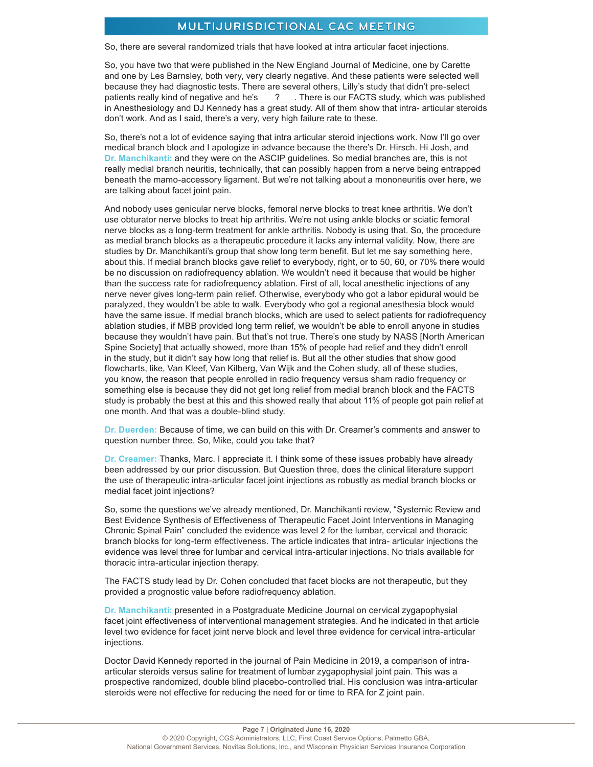So, there are several randomized trials that have looked at intra articular facet injections.

So, you have two that were published in the New England Journal of Medicine, one by Carette and one by Les Barnsley, both very, very clearly negative. And these patients were selected well because they had diagnostic tests. There are several others, Lilly's study that didn't pre-select patients really kind of negative and he's ___?___. There is our FACTS study, which was published in Anesthesiology and DJ Kennedy has a great study. All of them show that intra- articular steroids don't work. And as I said, there's a very, very high failure rate to these.

So, there's not a lot of evidence saying that intra articular steroid injections work. Now I'll go over medical branch block and I apologize in advance because the there's Dr. Hirsch. Hi Josh, and **Dr. Manchikanti:** and they were on the ASCIP guidelines. So medial branches are, this is not really medial branch neuritis, technically, that can possibly happen from a nerve being entrapped beneath the mamo-accessory ligament. But we're not talking about a mononeuritis over here, we are talking about facet joint pain.

And nobody uses genicular nerve blocks, femoral nerve blocks to treat knee arthritis. We don't use obturator nerve blocks to treat hip arthritis. We're not using ankle blocks or sciatic femoral nerve blocks as a long-term treatment for ankle arthritis. Nobody is using that. So, the procedure as medial branch blocks as a therapeutic procedure it lacks any internal validity. Now, there are studies by Dr. Manchikanti's group that show long term benefit. But let me say something here, about this. If medial branch blocks gave relief to everybody, right, or to 50, 60, or 70% there would be no discussion on radiofrequency ablation. We wouldn't need it because that would be higher than the success rate for radiofrequency ablation. First of all, local anesthetic injections of any nerve never gives long-term pain relief. Otherwise, everybody who got a labor epidural would be paralyzed, they wouldn't be able to walk. Everybody who got a regional anesthesia block would have the same issue. If medial branch blocks, which are used to select patients for radiofrequency ablation studies, if MBB provided long term relief, we wouldn't be able to enroll anyone in studies because they wouldn't have pain. But that's not true. There's one study by NASS [North American Spine Society] that actually showed, more than 15% of people had relief and they didn't enroll in the study, but it didn't say how long that relief is. But all the other studies that show good flowcharts, like, Van Kleef, Van Kilberg, Van Wijk and the Cohen study, all of these studies, you know, the reason that people enrolled in radio frequency versus sham radio frequency or something else is because they did not get long relief from medial branch block and the FACTS study is probably the best at this and this showed really that about 11% of people got pain relief at one month. And that was a double-blind study.

**Dr. Duerden:** Because of time, we can build on this with Dr. Creamer's comments and answer to question number three. So, Mike, could you take that?

**Dr. Creamer:** Thanks, Marc. I appreciate it. I think some of these issues probably have already been addressed by our prior discussion. But Question three, does the clinical literature support the use of therapeutic intra-articular facet joint injections as robustly as medial branch blocks or medial facet joint injections?

So, some the questions we've already mentioned, Dr. Manchikanti review, "Systemic Review and Best Evidence Synthesis of Effectiveness of Therapeutic Facet Joint Interventions in Managing Chronic Spinal Pain" concluded the evidence was level 2 for the lumbar, cervical and thoracic branch blocks for long-term effectiveness. The article indicates that intra- articular injections the evidence was level three for lumbar and cervical intra-articular injections. No trials available for thoracic intra-articular injection therapy.

The FACTS study lead by Dr. Cohen concluded that facet blocks are not therapeutic, but they provided a prognostic value before radiofrequency ablation.

**Dr. Manchikanti:** presented in a Postgraduate Medicine Journal on cervical zygapophysial facet joint effectiveness of interventional management strategies. And he indicated in that article level two evidence for facet joint nerve block and level three evidence for cervical intra-articular injections.

Doctor David Kennedy reported in the journal of Pain Medicine in 2019, a comparison of intra-articular steroids versus saline for treatment of lumbar zygapophysial joint pain. This was a prospective randomized, double blind placebo-controlled trial. His conclusion was intra-articular steroids were not effective for reducing the need for or time to RFA for Z joint pain.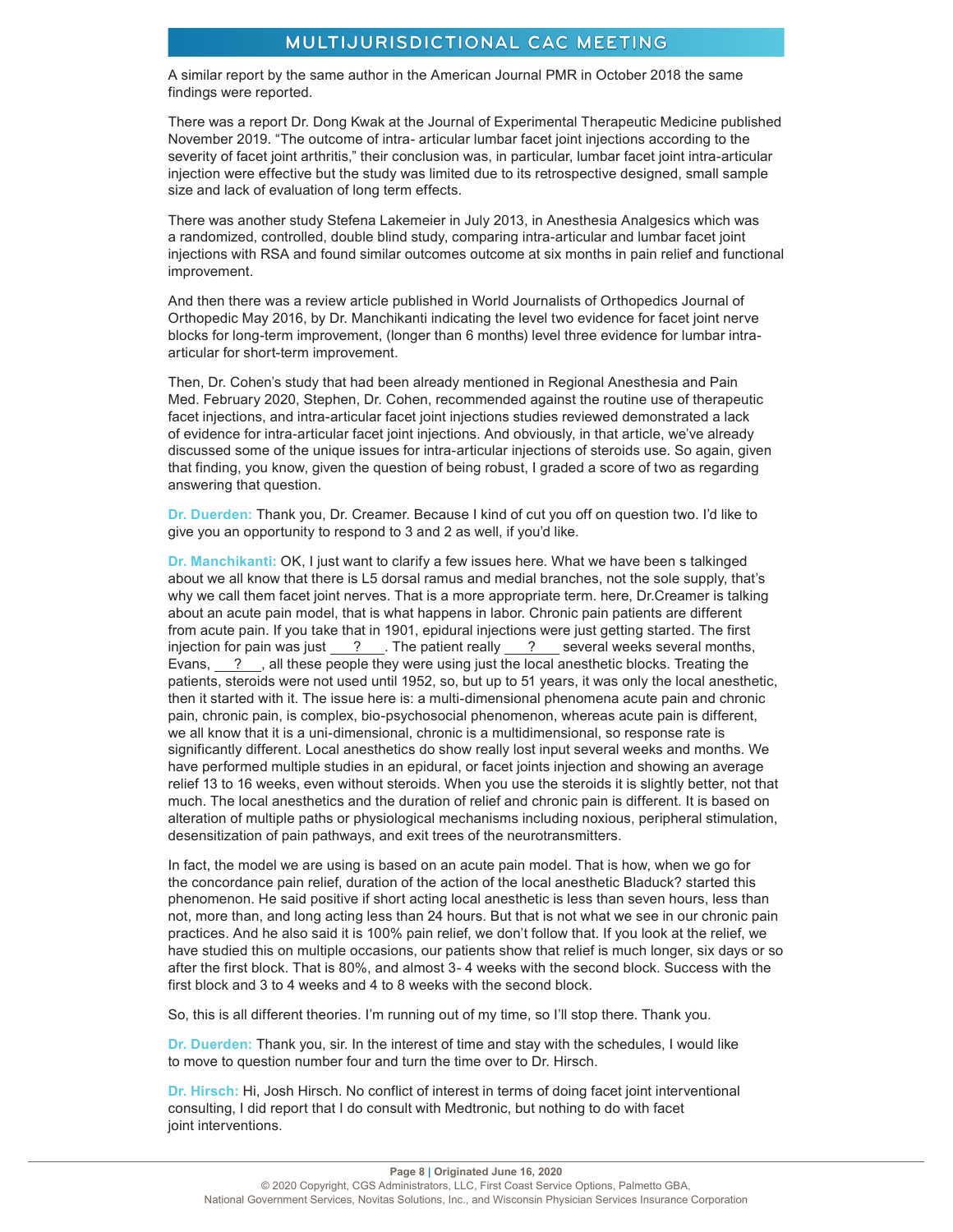A similar report by the same author in the American Journal PMR in October 2018 the same findings were reported.

There was a report Dr. Dong Kwak at the Journal of Experimental Therapeutic Medicine published November 2019. "The outcome of intra- articular lumbar facet joint injections according to the severity of facet joint arthritis," their conclusion was, in particular, lumbar facet joint intra-articular injection were effective but the study was limited due to its retrospective designed, small sample size and lack of evaluation of long term effects.

There was another study Stefena Lakemeier in July 2013, in Anesthesia Analgesics which was a randomized, controlled, double blind study, comparing intra-articular and lumbar facet joint injections with RSA and found similar outcomes outcome at six months in pain relief and functional improvement.

And then there was a review article published in World Journalists of Orthopedics Journal of Orthopedic May 2016, by Dr. Manchikanti indicating the level two evidence for facet joint nerve blocks for long-term improvement, (longer than 6 months) level three evidence for lumbar intra-articular for short-term improvement.

Then, Dr. Cohen's study that had been already mentioned in Regional Anesthesia and Pain Med. February 2020, Stephen, Dr. Cohen, recommended against the routine use of therapeutic facet injections, and intra-articular facet joint injections studies reviewed demonstrated a lack of evidence for intra-articular facet joint injections. And obviously, in that article, we've already discussed some of the unique issues for intra-articular injections of steroids use. So again, given that finding, you know, given the question of being robust, I graded a score of two as regarding answering that question.

**Dr. Duerden:** Thank you, Dr. Creamer. Because I kind of cut you off on question two. I'd like to give you an opportunity to respond to 3 and 2 as well, if you'd like.

**Dr. Manchikanti:** OK, I just want to clarify a few issues here. What we have been s talkinged about we all know that there is L5 dorsal ramus and medial branches, not the sole supply, that's why we call them facet joint nerves. That is a more appropriate term. here, Dr.Creamer is talking about an acute pain model, that is what happens in labor. Chronic pain patients are different from acute pain. If you take that in 1901, epidural injections were just getting started. The first injection for pain was just \_\_\_?\_\_\_. The patient really \_\_\_?\_\_\_ several weeks several months, Evans, \_\_\_?\_\_\_, all these people they were using just the local anesthetic blocks. Treating the patients, steroids were not used until 1952, so, but up to 51 years, it was only the local anesthetic, then it started with it. The issue here is: a multi-dimensional phenomena acute pain and chronic pain, chronic pain, is complex, bio-psychosocial phenomenon, whereas acute pain is different, we all know that it is a uni-dimensional, chronic is a multidimensional, so response rate is significantly different. Local anesthetics do show really lost input several weeks and months. We have performed multiple studies in an epidural, or facet joints injection and showing an average relief 13 to 16 weeks, even without steroids. When you use the steroids it is slightly better, not that much. The local anesthetics and the duration of relief and chronic pain is different. It is based on alteration of multiple paths or physiological mechanisms including noxious, peripheral stimulation, desensitization of pain pathways, and exit trees of the neurotransmitters.

In fact, the model we are using is based on an acute pain model. That is how, when we go for the concordance pain relief, duration of the action of the local anesthetic Bladuck? started this phenomenon. He said positive if short acting local anesthetic is less than seven hours, less than not, more than, and long acting less than 24 hours. But that is not what we see in our chronic pain practices. And he also said it is 100% pain relief, we don't follow that. If you look at the relief, we have studied this on multiple occasions, our patients show that relief is much longer, six days or so after the first block. That is 80%, and almost 3- 4 weeks with the second block. Success with the first block and 3 to 4 weeks and 4 to 8 weeks with the second block.

So, this is all different theories. I'm running out of my time, so I'll stop there. Thank you.

**Dr. Duerden:** Thank you, sir. In the interest of time and stay with the schedules, I would like to move to question number four and turn the time over to Dr. Hirsch.

**Dr. Hirsch:** Hi, Josh Hirsch. No conflict of interest in terms of doing facet joint interventional consulting, I did report that I do consult with Medtronic, but nothing to do with facet joint interventions.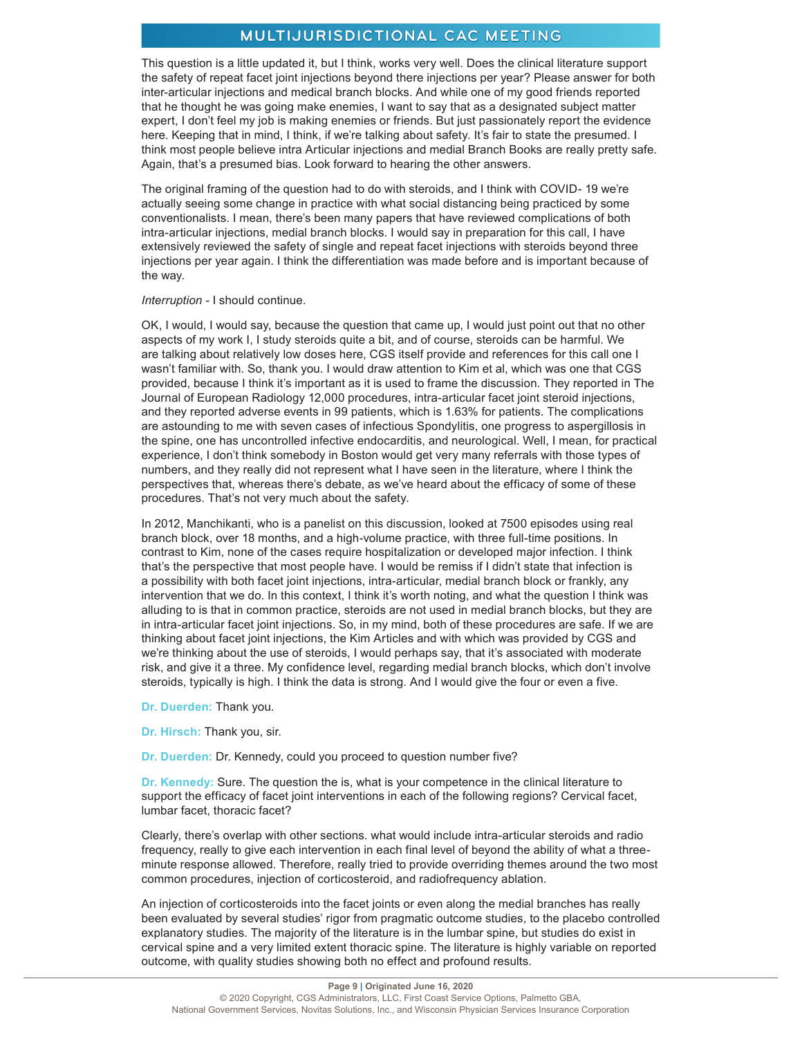This question is a little updated it, but I think, works very well. Does the clinical literature support the safety of repeat facet joint injections beyond there injections per year? Please answer for both inter-articular injections and medical branch blocks. And while one of my good friends reported that he thought he was going make enemies, I want to say that as a designated subject matter expert, I don't feel my job is making enemies or friends. But just passionately report the evidence here. Keeping that in mind, I think, if we're talking about safety. It's fair to state the presumed. I think most people believe intra Articular injections and medial Branch Books are really pretty safe. Again, that's a presumed bias. Look forward to hearing the other answers.

The original framing of the question had to do with steroids, and I think with COVID- 19 we're actually seeing some change in practice with what social distancing being practiced by some conventionalists. I mean, there's been many papers that have reviewed complications of both intra-articular injections, medial branch blocks. I would say in preparation for this call, I have extensively reviewed the safety of single and repeat facet injections with steroids beyond three injections per year again. I think the differentiation was made before and is important because of the way.

*Interruption* - I should continue.

OK, I would, I would say, because the question that came up, I would just point out that no other aspects of my work I, I study steroids quite a bit, and of course, steroids can be harmful. We are talking about relatively low doses here, CGS itself provide and references for this call one I wasn't familiar with. So, thank you. I would draw attention to Kim et al, which was one that CGS provided, because I think it's important as it is used to frame the discussion. They reported in The Journal of European Radiology 12,000 procedures, intra-articular facet joint steroid injections, and they reported adverse events in 99 patients, which is 1.63% for patients. The complications are astounding to me with seven cases of infectious Spondylitis, one progress to aspergillosis in the spine, one has uncontrolled infective endocarditis, and neurological. Well, I mean, for practical experience, I don't think somebody in Boston would get very many referrals with those types of numbers, and they really did not represent what I have seen in the literature, where I think the perspectives that, whereas there's debate, as we've heard about the efficacy of some of these procedures. That's not very much about the safety.

In 2012, Manchikanti, who is a panelist on this discussion, looked at 7500 episodes using real branch block, over 18 months, and a high-volume practice, with three full-time positions. In contrast to Kim, none of the cases require hospitalization or developed major infection. I think that's the perspective that most people have. I would be remiss if I didn't state that infection is a possibility with both facet joint injections, intra-articular, medial branch block or frankly, any intervention that we do. In this context, I think it's worth noting, and what the question I think was alluding to is that in common practice, steroids are not used in medial branch blocks, but they are in intra-articular facet joint injections. So, in my mind, both of these procedures are safe. If we are thinking about facet joint injections, the Kim Articles and with which was provided by CGS and we're thinking about the use of steroids, I would perhaps say, that it's associated with moderate risk, and give it a three. My confidence level, regarding medial branch blocks, which don't involve steroids, typically is high. I think the data is strong. And I would give the four or even a five.

**Dr. Duerden:** Thank you.

**Dr. Hirsch:** Thank you, sir.

**Dr. Duerden:** Dr. Kennedy, could you proceed to question number five?

**Dr. Kennedy:** Sure. The question the is, what is your competence in the clinical literature to support the efficacy of facet joint interventions in each of the following regions? Cervical facet, lumbar facet, thoracic facet?

Clearly, there's overlap with other sections. what would include intra-articular steroids and radio frequency, really to give each intervention in each final level of beyond the ability of what a three-minute response allowed. Therefore, really tried to provide overriding themes around the two most common procedures, injection of corticosteroid, and radiofrequency ablation.

An injection of corticosteroids into the facet joints or even along the medial branches has really been evaluated by several studies' rigor from pragmatic outcome studies, to the placebo controlled explanatory studies. The majority of the literature is in the lumbar spine, but studies do exist in cervical spine and a very limited extent thoracic spine. The literature is highly variable on reported outcome, with quality studies showing both no effect and profound results.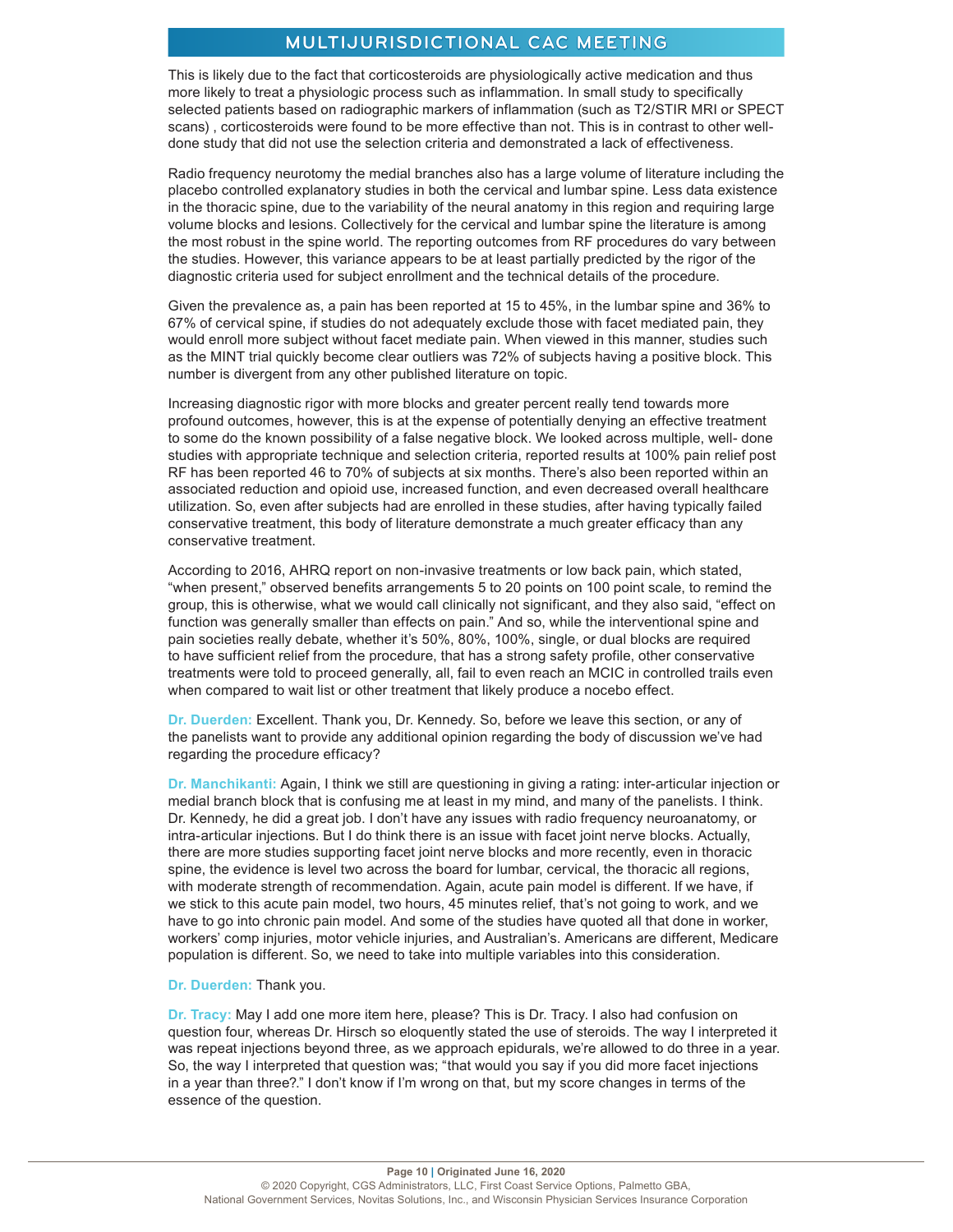This is likely due to the fact that corticosteroids are physiologically active medication and thus more likely to treat a physiologic process such as inflammation. In small study to specifically selected patients based on radiographic markers of inflammation (such as T2/STIR MRI or SPECT scans) , corticosteroids were found to be more effective than not. This is in contrast to other well-done study that did not use the selection criteria and demonstrated a lack of effectiveness.

Radio frequency neurotomy the medial branches also has a large volume of literature including the placebo controlled explanatory studies in both the cervical and lumbar spine. Less data existence in the thoracic spine, due to the variability of the neural anatomy in this region and requiring large volume blocks and lesions. Collectively for the cervical and lumbar spine the literature is among the most robust in the spine world. The reporting outcomes from RF procedures do vary between the studies. However, this variance appears to be at least partially predicted by the rigor of the diagnostic criteria used for subject enrollment and the technical details of the procedure.

Given the prevalence as, a pain has been reported at 15 to 45%, in the lumbar spine and 36% to 67% of cervical spine, if studies do not adequately exclude those with facet mediated pain, they would enroll more subject without facet mediate pain. When viewed in this manner, studies such as the MINT trial quickly become clear outliers was 72% of subjects having a positive block. This number is divergent from any other published literature on topic.

Increasing diagnostic rigor with more blocks and greater percent really tend towards more profound outcomes, however, this is at the expense of potentially denying an effective treatment to some do the known possibility of a false negative block. We looked across multiple, well- done studies with appropriate technique and selection criteria, reported results at 100% pain relief post RF has been reported 46 to 70% of subjects at six months. There's also been reported within an associated reduction and opioid use, increased function, and even decreased overall healthcare utilization. So, even after subjects had are enrolled in these studies, after having typically failed conservative treatment, this body of literature demonstrate a much greater efficacy than any conservative treatment.

According to 2016, AHRQ report on non-invasive treatments or low back pain, which stated, "when present," observed benefits arrangements 5 to 20 points on 100 point scale, to remind the group, this is otherwise, what we would call clinically not significant, and they also said, "effect on function was generally smaller than effects on pain." And so, while the interventional spine and pain societies really debate, whether it's 50%, 80%, 100%, single, or dual blocks are required to have sufficient relief from the procedure, that has a strong safety profile, other conservative treatments were told to proceed generally, all, fail to even reach an MCIC in controlled trails even when compared to wait list or other treatment that likely produce a nocebo effect.

**Dr. Duerden:** Excellent. Thank you, Dr. Kennedy. So, before we leave this section, or any of the panelists want to provide any additional opinion regarding the body of discussion we've had regarding the procedure efficacy?

**Dr. Manchikanti:** Again, I think we still are questioning in giving a rating: inter-articular injection or medial branch block that is confusing me at least in my mind, and many of the panelists. I think. Dr. Kennedy, he did a great job. I don't have any issues with radio frequency neuroanatomy, or intra-articular injections. But I do think there is an issue with facet joint nerve blocks. Actually, there are more studies supporting facet joint nerve blocks and more recently, even in thoracic spine, the evidence is level two across the board for lumbar, cervical, the thoracic all regions, with moderate strength of recommendation. Again, acute pain model is different. If we have, if we stick to this acute pain model, two hours, 45 minutes relief, that's not going to work, and we have to go into chronic pain model. And some of the studies have quoted all that done in worker, workers' comp injuries, motor vehicle injuries, and Australian's. Americans are different, Medicare population is different. So, we need to take into multiple variables into this consideration.

**Dr. Duerden:** Thank you.

**Dr. Tracy:** May I add one more item here, please? This is Dr. Tracy. I also had confusion on question four, whereas Dr. Hirsch so eloquently stated the use of steroids. The way I interpreted it was repeat injections beyond three, as we approach epidurals, we're allowed to do three in a year. So, the way I interpreted that question was; "that would you say if you did more facet injections in a year than three?." I don't know if I'm wrong on that, but my score changes in terms of the essence of the question.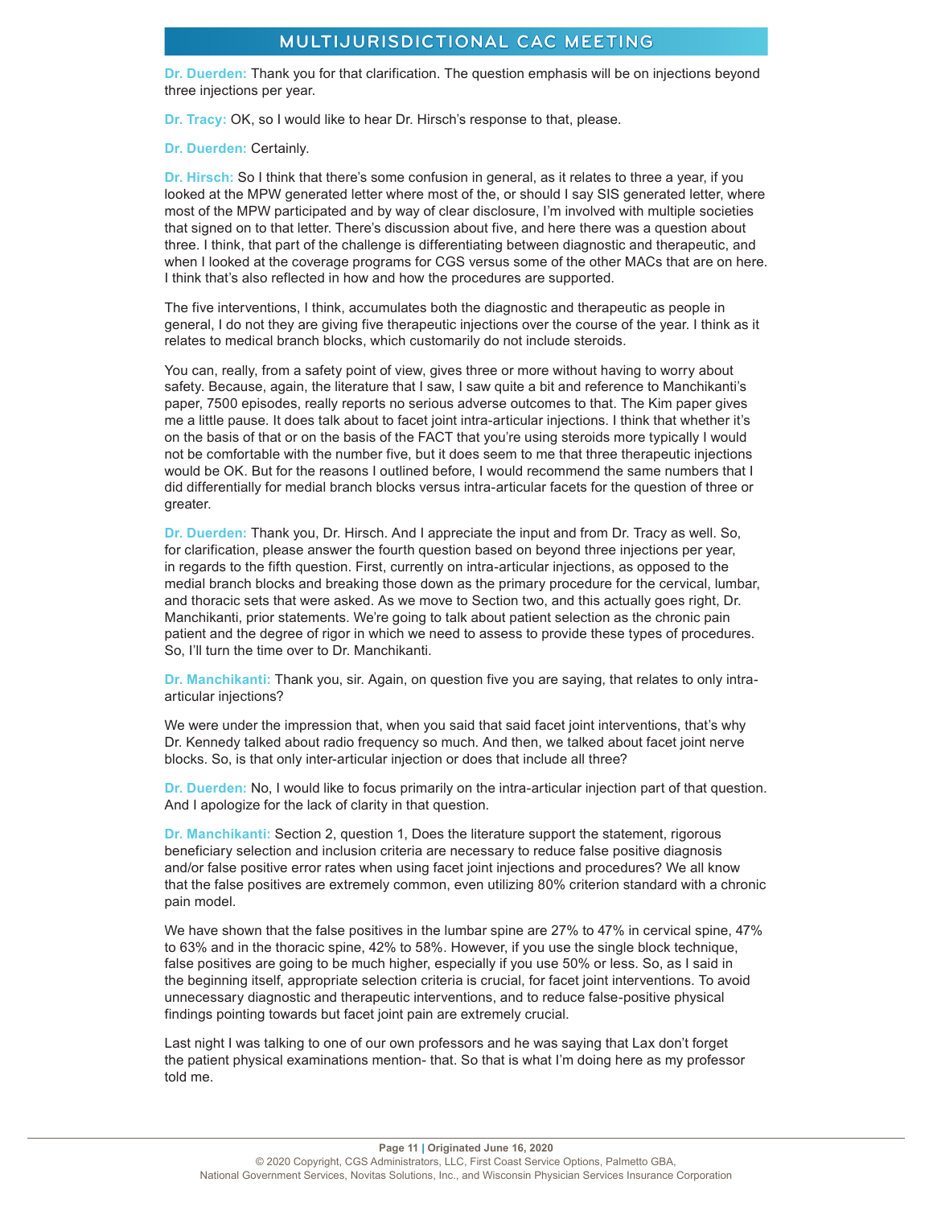**Dr. Duerden:** Thank you for that clarification. The question emphasis will be on injections beyond three injections per year.

**Dr. Tracy:** OK, so I would like to hear Dr. Hirsch's response to that, please.

**Dr. Duerden:** Certainly.

**Dr. Hirsch:** So I think that there's some confusion in general, as it relates to three a year, if you looked at the MPW generated letter where most of the, or should I say SIS generated letter, where most of the MPW participated and by way of clear disclosure, I'm involved with multiple societies that signed on to that letter. There's discussion about five, and here there was a question about three. I think, that part of the challenge is differentiating between diagnostic and therapeutic, and when I looked at the coverage programs for CGS versus some of the other MACs that are on here. I think that's also reflected in how and how the procedures are supported.

The five interventions, I think, accumulates both the diagnostic and therapeutic as people in general, I do not they are giving five therapeutic injections over the course of the year. I think as it relates to medical branch blocks, which customarily do not include steroids.

You can, really, from a safety point of view, gives three or more without having to worry about safety. Because, again, the literature that I saw, I saw quite a bit and reference to Manchikanti's paper, 7500 episodes, really reports no serious adverse outcomes to that. The Kim paper gives me a little pause. It does talk about to facet joint intra-articular injections. I think that whether it's on the basis of that or on the basis of the FACT that you're using steroids more typically I would not be comfortable with the number five, but it does seem to me that three therapeutic injections would be OK. But for the reasons I outlined before, I would recommend the same numbers that I did differentially for medial branch blocks versus intra-articular facets for the question of three or greater.

**Dr. Duerden:** Thank you, Dr. Hirsch. And I appreciate the input and from Dr. Tracy as well. So, for clarification, please answer the fourth question based on beyond three injections per year, in regards to the fifth question. First, currently on intra-articular injections, as opposed to the medial branch blocks and breaking those down as the primary procedure for the cervical, lumbar, and thoracic sets that were asked. As we move to Section two, and this actually goes right, Dr. Manchikanti, prior statements. We're going to talk about patient selection as the chronic pain patient and the degree of rigor in which we need to assess to provide these types of procedures. So, I'll turn the time over to Dr. Manchikanti.

**Dr. Manchikanti:** Thank you, sir. Again, on question five you are saying, that relates to only intra-articular injections?

We were under the impression that, when you said that said facet joint interventions, that's why Dr. Kennedy talked about radio frequency so much. And then, we talked about facet joint nerve blocks. So, is that only inter-articular injection or does that include all three?

**Dr. Duerden:** No, I would like to focus primarily on the intra-articular injection part of that question. And I apologize for the lack of clarity in that question.

**Dr. Manchikanti:** Section 2, question 1, Does the literature support the statement, rigorous beneficiary selection and inclusion criteria are necessary to reduce false positive diagnosis and/or false positive error rates when using facet joint injections and procedures? We all know that the false positives are extremely common, even utilizing 80% criterion standard with a chronic pain model.

We have shown that the false positives in the lumbar spine are 27% to 47% in cervical spine, 47% to 63% and in the thoracic spine, 42% to 58%. However, if you use the single block technique, false positives are going to be much higher, especially if you use 50% or less. So, as I said in the beginning itself, appropriate selection criteria is crucial, for facet joint interventions. To avoid unnecessary diagnostic and therapeutic interventions, and to reduce false-positive physical findings pointing towards but facet joint pain are extremely crucial.

Last night I was talking to one of our own professors and he was saying that Lax don't forget the patient physical examinations mention- that. So that is what I'm doing here as my professor told me.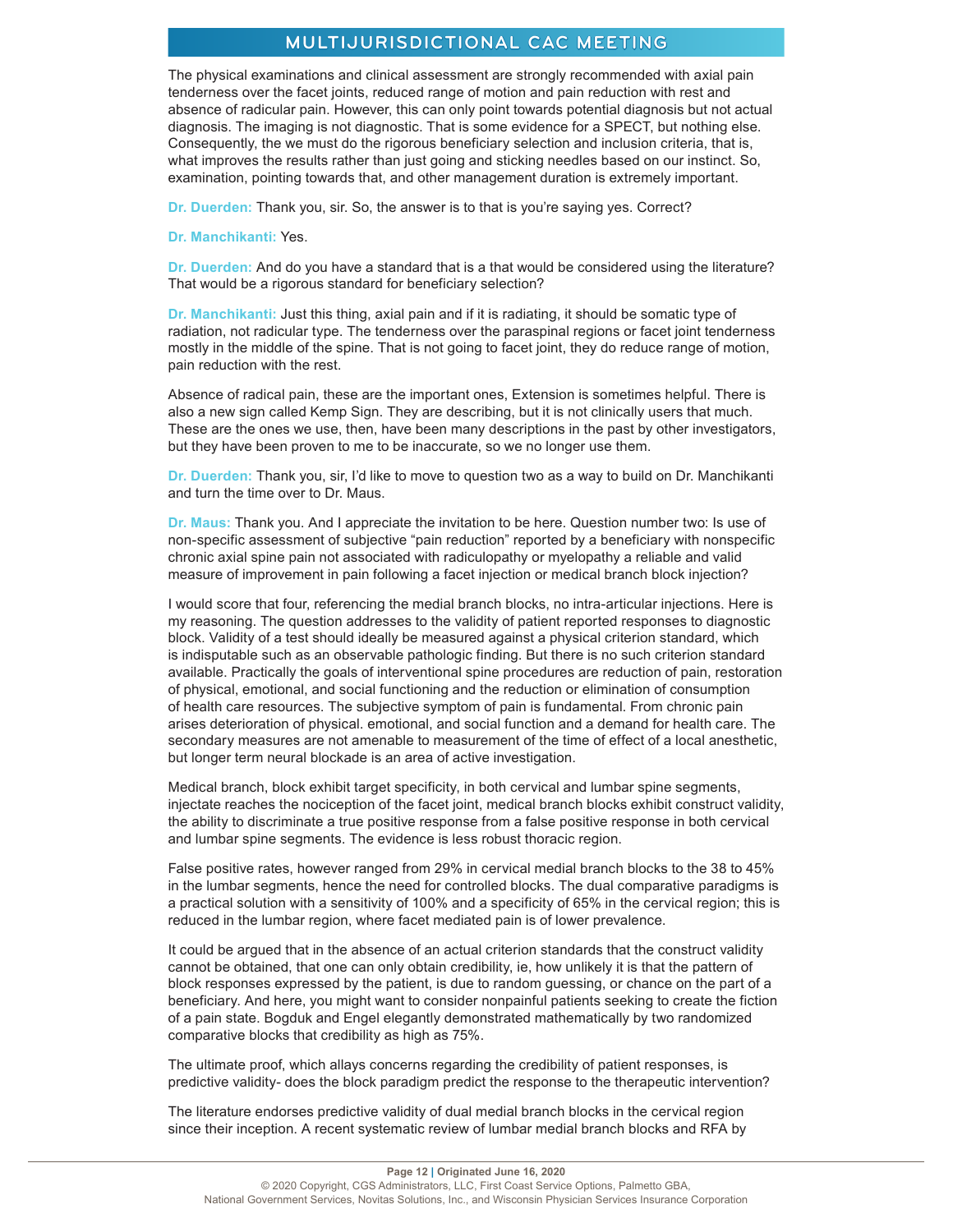The physical examinations and clinical assessment are strongly recommended with axial pain tenderness over the facet joints, reduced range of motion and pain reduction with rest and absence of radicular pain. However, this can only point towards potential diagnosis but not actual diagnosis. The imaging is not diagnostic. That is some evidence for a SPECT, but nothing else. Consequently, the we must do the rigorous beneficiary selection and inclusion criteria, that is, what improves the results rather than just going and sticking needles based on our instinct. So, examination, pointing towards that, and other management duration is extremely important.

**Dr. Duerden:** Thank you, sir. So, the answer is to that is you're saying yes. Correct?

**Dr. Manchikanti:** Yes.

**Dr. Duerden:** And do you have a standard that is a that would be considered using the literature? That would be a rigorous standard for beneficiary selection?

**Dr. Manchikanti:** Just this thing, axial pain and if it is radiating, it should be somatic type of radiation, not radicular type. The tenderness over the paraspinal regions or facet joint tenderness mostly in the middle of the spine. That is not going to facet joint, they do reduce range of motion, pain reduction with the rest.

Absence of radical pain, these are the important ones, Extension is sometimes helpful. There is also a new sign called Kemp Sign. They are describing, but it is not clinically users that much. These are the ones we use, then, have been many descriptions in the past by other investigators, but they have been proven to me to be inaccurate, so we no longer use them.

**Dr. Duerden:** Thank you, sir, I'd like to move to question two as a way to build on Dr. Manchikanti and turn the time over to Dr. Maus.

**Dr. Maus:** Thank you. And I appreciate the invitation to be here. Question number two: Is use of non-specific assessment of subjective "pain reduction" reported by a beneficiary with nonspecific chronic axial spine pain not associated with radiculopathy or myelopathy a reliable and valid measure of improvement in pain following a facet injection or medical branch block injection?

I would score that four, referencing the medial branch blocks, no intra-articular injections. Here is my reasoning. The question addresses to the validity of patient reported responses to diagnostic block. Validity of a test should ideally be measured against a physical criterion standard, which is indisputable such as an observable pathologic finding. But there is no such criterion standard available. Practically the goals of interventional spine procedures are reduction of pain, restoration of physical, emotional, and social functioning and the reduction or elimination of consumption of health care resources. The subjective symptom of pain is fundamental. From chronic pain arises deterioration of physical. emotional, and social function and a demand for health care. The secondary measures are not amenable to measurement of the time of effect of a local anesthetic, but longer term neural blockade is an area of active investigation.

Medical branch, block exhibit target specificity, in both cervical and lumbar spine segments, injectate reaches the nociception of the facet joint, medical branch blocks exhibit construct validity, the ability to discriminate a true positive response from a false positive response in both cervical and lumbar spine segments. The evidence is less robust thoracic region.

False positive rates, however ranged from 29% in cervical medial branch blocks to the 38 to 45% in the lumbar segments, hence the need for controlled blocks. The dual comparative paradigms is a practical solution with a sensitivity of 100% and a specificity of 65% in the cervical region; this is reduced in the lumbar region, where facet mediated pain is of lower prevalence.

It could be argued that in the absence of an actual criterion standards that the construct validity cannot be obtained, that one can only obtain credibility, ie, how unlikely it is that the pattern of block responses expressed by the patient, is due to random guessing, or chance on the part of a beneficiary. And here, you might want to consider nonpainful patients seeking to create the fiction of a pain state. Bogduk and Engel elegantly demonstrated mathematically by two randomized comparative blocks that credibility as high as 75%.

The ultimate proof, which allays concerns regarding the credibility of patient responses, is predictive validity- does the block paradigm predict the response to the therapeutic intervention?

The literature endorses predictive validity of dual medial branch blocks in the cervical region since their inception. A recent systematic review of lumbar medial branch blocks and RFA by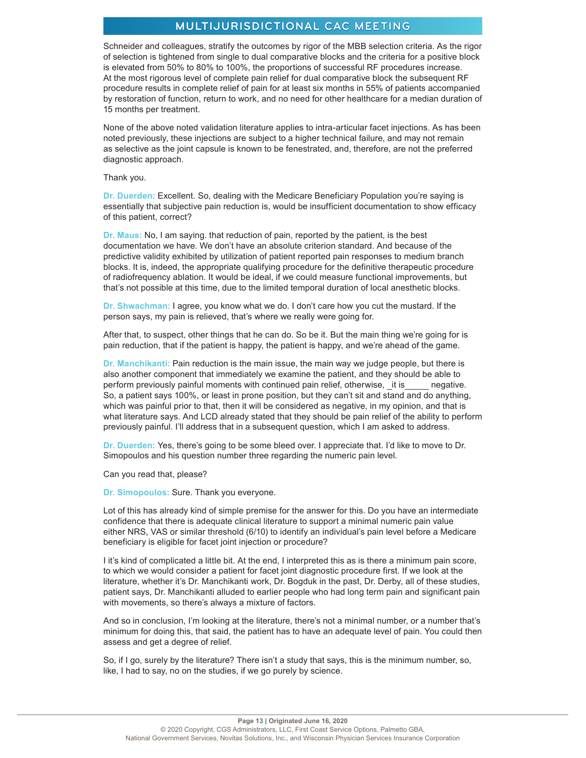Schneider and colleagues, stratify the outcomes by rigor of the MBB selection criteria. As the rigor of selection is tightened from single to dual comparative blocks and the criteria for a positive block is elevated from 50% to 80% to 100%, the proportions of successful RF procedures increase. At the most rigorous level of complete pain relief for dual comparative block the subsequent RF procedure results in complete relief of pain for at least six months in 55% of patients accompanied by restoration of function, return to work, and no need for other healthcare for a median duration of 15 months per treatment.

None of the above noted validation literature applies to intra-articular facet injections. As has been noted previously, these injections are subject to a higher technical failure, and may not remain as selective as the joint capsule is known to be fenestrated, and, therefore, are not the preferred diagnostic approach.

Thank you.

**Dr. Duerden:** Excellent. So, dealing with the Medicare Beneficiary Population you're saying is essentially that subjective pain reduction is, would be insufficient documentation to show efficacy of this patient, correct?

**Dr. Maus:** No, I am saying. that reduction of pain, reported by the patient, is the best documentation we have. We don't have an absolute criterion standard. And because of the predictive validity exhibited by utilization of patient reported pain responses to medium branch blocks. It is, indeed, the appropriate qualifying procedure for the definitive therapeutic procedure of radiofrequency ablation. It would be ideal, if we could measure functional improvements, but that's not possible at this time, due to the limited temporal duration of local anesthetic blocks.

**Dr. Shwachman:** I agree, you know what we do. I don't care how you cut the mustard. If the person says, my pain is relieved, that's where we really were going for.

After that, to suspect, other things that he can do. So be it. But the main thing we're going for is pain reduction, that if the patient is happy, the patient is happy, and we're ahead of the game.

**Dr. Manchikanti:** Pain reduction is the main issue, the main way we judge people, but there is also another component that immediately we examine the patient, and they should be able to perform previously painful moments with continued pain relief, otherwise, _it is_____ negative. So, a patient says 100%, or least in prone position, but they can't sit and stand and do anything, which was painful prior to that, then it will be considered as negative, in my opinion, and that is what literature says. And LCD already stated that they should be pain relief of the ability to perform previously painful. I'll address that in a subsequent question, which I am asked to address.

**Dr. Duerden:** Yes, there's going to be some bleed over. I appreciate that. I'd like to move to Dr. Simopoulos and his question number three regarding the numeric pain level.

Can you read that, please?

**Dr. Simopoulos:** Sure. Thank you everyone.

Lot of this has already kind of simple premise for the answer for this. Do you have an intermediate confidence that there is adequate clinical literature to support a minimal numeric pain value either NRS, VAS or similar threshold (6/10) to identify an individual's pain level before a Medicare beneficiary is eligible for facet joint injection or procedure?

I it's kind of complicated a little bit. At the end, I interpreted this as is there a minimum pain score, to which we would consider a patient for facet joint diagnostic procedure first. If we look at the literature, whether it's Dr. Manchikanti work, Dr. Bogduk in the past, Dr. Derby, all of these studies, patient says, Dr. Manchikanti alluded to earlier people who had long term pain and significant pain with movements, so there's always a mixture of factors.

And so in conclusion, I'm looking at the literature, there's not a minimal number, or a number that's minimum for doing this, that said, the patient has to have an adequate level of pain. You could then assess and get a degree of relief.

So, if I go, surely by the literature? There isn't a study that says, this is the minimum number, so, like, I had to say, no on the studies, if we go purely by science.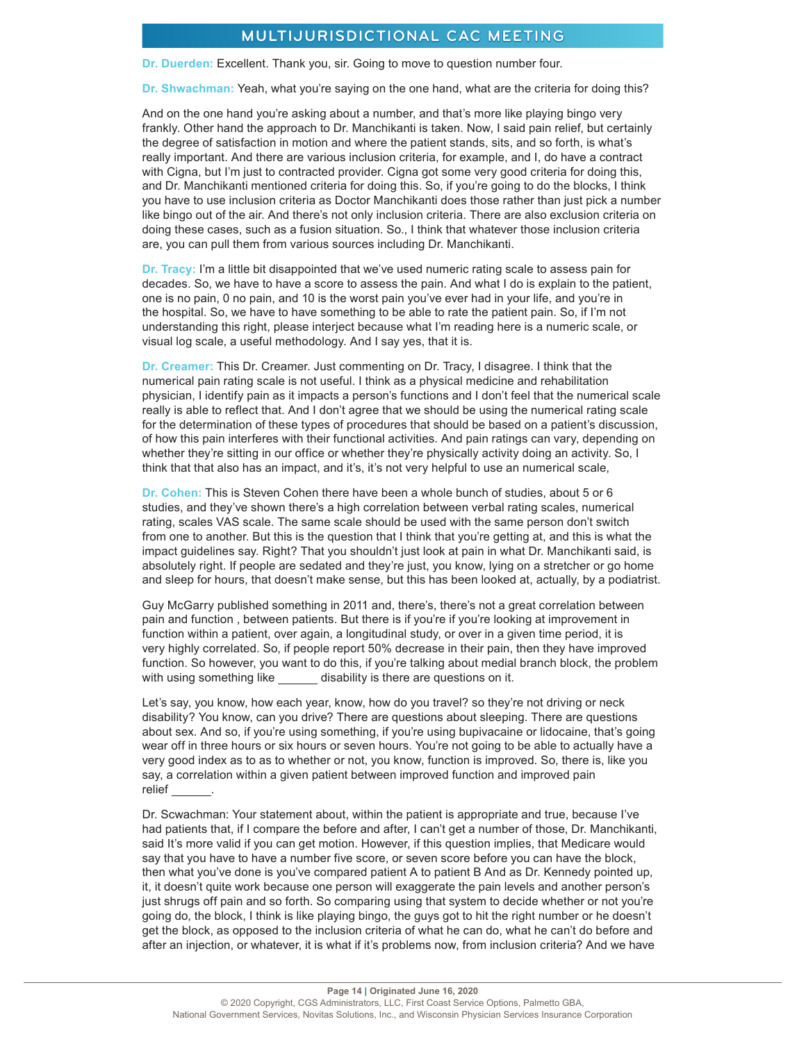**Dr. Duerden:** Excellent. Thank you, sir. Going to move to question number four.

**Dr. Shwachman:** Yeah, what you're saying on the one hand, what are the criteria for doing this?

And on the one hand you're asking about a number, and that's more like playing bingo very frankly. Other hand the approach to Dr. Manchikanti is taken. Now, I said pain relief, but certainly the degree of satisfaction in motion and where the patient stands, sits, and so forth, is what's really important. And there are various inclusion criteria, for example, and I, do have a contract with Cigna, but I'm just to contracted provider. Cigna got some very good criteria for doing this, and Dr. Manchikanti mentioned criteria for doing this. So, if you're going to do the blocks, I think you have to use inclusion criteria as Doctor Manchikanti does those rather than just pick a number like bingo out of the air. And there's not only inclusion criteria. There are also exclusion criteria on doing these cases, such as a fusion situation. So., I think that whatever those inclusion criteria are, you can pull them from various sources including Dr. Manchikanti.

**Dr. Tracy:** I'm a little bit disappointed that we've used numeric rating scale to assess pain for decades. So, we have to have a score to assess the pain. And what I do is explain to the patient, one is no pain, 0 no pain, and 10 is the worst pain you've ever had in your life, and you're in the hospital. So, we have to have something to be able to rate the patient pain. So, if I'm not understanding this right, please interject because what I'm reading here is a numeric scale, or visual log scale, a useful methodology. And I say yes, that it is.

**Dr. Creamer:** This Dr. Creamer. Just commenting on Dr. Tracy, I disagree. I think that the numerical pain rating scale is not useful. I think as a physical medicine and rehabilitation physician, I identify pain as it impacts a person's functions and I don't feel that the numerical scale really is able to reflect that. And I don't agree that we should be using the numerical rating scale for the determination of these types of procedures that should be based on a patient's discussion, of how this pain interferes with their functional activities. And pain ratings can vary, depending on whether they're sitting in our office or whether they're physically activity doing an activity. So, I think that that also has an impact, and it's, it's not very helpful to use an numerical scale,

**Dr. Cohen:** This is Steven Cohen there have been a whole bunch of studies, about 5 or 6 studies, and they've shown there's a high correlation between verbal rating scales, numerical rating, scales VAS scale. The same scale should be used with the same person don't switch from one to another. But this is the question that I think that you're getting at, and this is what the impact guidelines say. Right? That you shouldn't just look at pain in what Dr. Manchikanti said, is absolutely right. If people are sedated and they're just, you know, lying on a stretcher or go home and sleep for hours, that doesn't make sense, but this has been looked at, actually, by a podiatrist.

Guy McGarry published something in 2011 and, there's, there's not a great correlation between pain and function , between patients. But there is if you're if you're looking at improvement in function within a patient, over again, a longitudinal study, or over in a given time period, it is very highly correlated. So, if people report 50% decrease in their pain, then they have improved function. So however, you want to do this, if you're talking about medial branch block, the problem with using something like ______ disability is there are questions on it.

Let's say, you know, how each year, know, how do you travel? so they're not driving or neck disability? You know, can you drive? There are questions about sleeping. There are questions about sex. And so, if you're using something, if you're using bupivacaine or lidocaine, that's going wear off in three hours or six hours or seven hours. You're not going to be able to actually have a very good index as to as to whether or not, you know, function is improved. So, there is, like you say, a correlation within a given patient between improved function and improved pain relief ______.

Dr. Scwachman: Your statement about, within the patient is appropriate and true, because I've had patients that, if I compare the before and after, I can't get a number of those, Dr. Manchikanti, said It's more valid if you can get motion. However, if this question implies, that Medicare would say that you have to have a number five score, or seven score before you can have the block, then what you've done is you've compared patient A to patient B And as Dr. Kennedy pointed up, it, it doesn't quite work because one person will exaggerate the pain levels and another person's just shrugs off pain and so forth. So comparing using that system to decide whether or not you're going do, the block, I think is like playing bingo, the guys got to hit the right number or he doesn't get the block, as opposed to the inclusion criteria of what he can do, what he can't do before and after an injection, or whatever, it is what if it's problems now, from inclusion criteria? And we have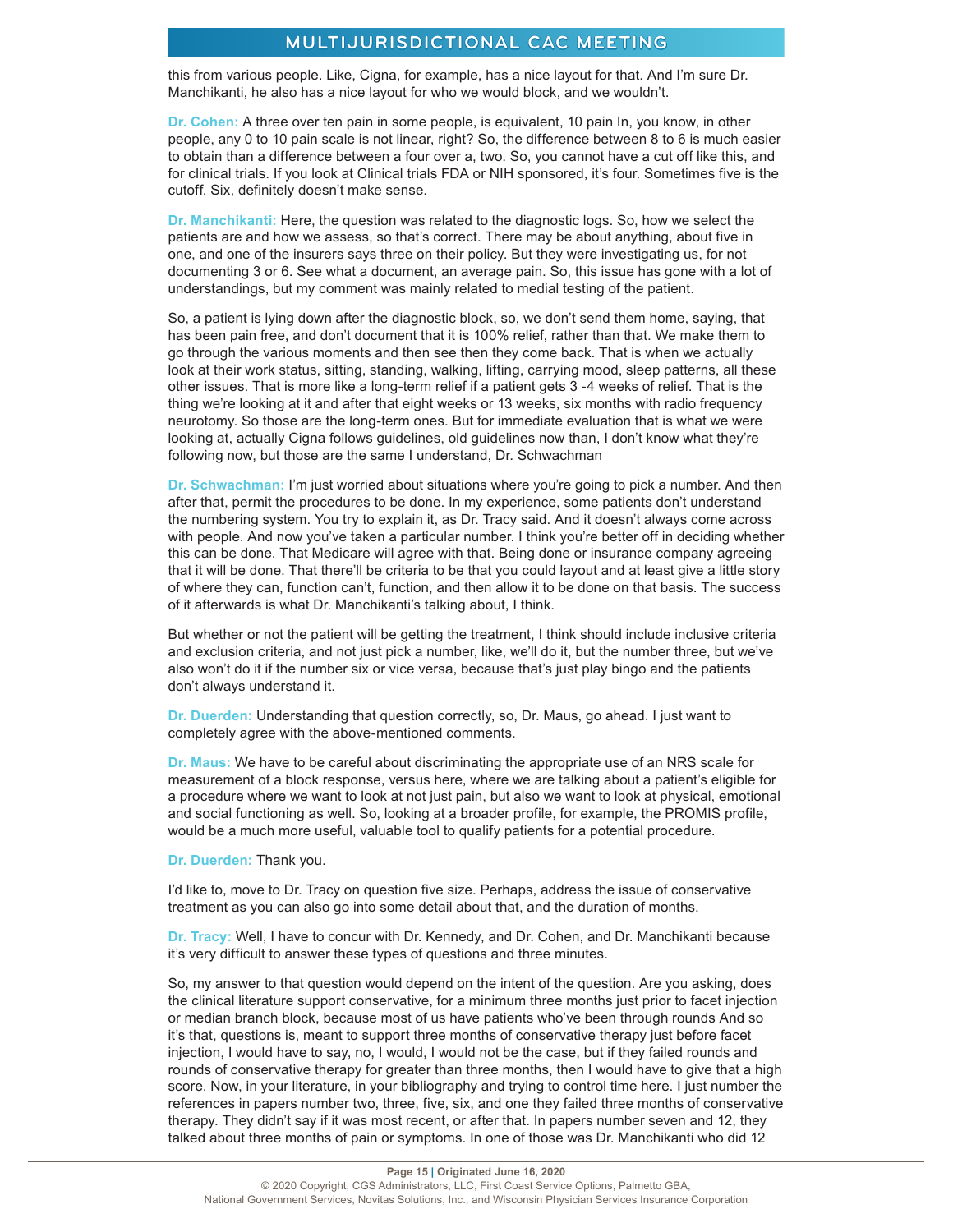this from various people. Like, Cigna, for example, has a nice layout for that. And I'm sure Dr. Manchikanti, he also has a nice layout for who we would block, and we wouldn't.

**Dr. Cohen:** A three over ten pain in some people, is equivalent, 10 pain In, you know, in other people, any 0 to 10 pain scale is not linear, right? So, the difference between 8 to 6 is much easier to obtain than a difference between a four over a, two. So, you cannot have a cut off like this, and for clinical trials. If you look at Clinical trials FDA or NIH sponsored, it's four. Sometimes five is the cutoff. Six, definitely doesn't make sense.

**Dr. Manchikanti:** Here, the question was related to the diagnostic logs. So, how we select the patients are and how we assess, so that's correct. There may be about anything, about five in one, and one of the insurers says three on their policy. But they were investigating us, for not documenting 3 or 6. See what a document, an average pain. So, this issue has gone with a lot of understandings, but my comment was mainly related to medial testing of the patient.

So, a patient is lying down after the diagnostic block, so, we don't send them home, saying, that has been pain free, and don't document that it is 100% relief, rather than that. We make them to go through the various moments and then see then they come back. That is when we actually look at their work status, sitting, standing, walking, lifting, carrying mood, sleep patterns, all these other issues. That is more like a long-term relief if a patient gets 3 -4 weeks of relief. That is the thing we're looking at it and after that eight weeks or 13 weeks, six months with radio frequency neurotomy. So those are the long-term ones. But for immediate evaluation that is what we were looking at, actually Cigna follows guidelines, old guidelines now than, I don't know what they're following now, but those are the same I understand, Dr. Schwachman

**Dr. Schwachman:** I'm just worried about situations where you're going to pick a number. And then after that, permit the procedures to be done. In my experience, some patients don't understand the numbering system. You try to explain it, as Dr. Tracy said. And it doesn't always come across with people. And now you've taken a particular number. I think you're better off in deciding whether this can be done. That Medicare will agree with that. Being done or insurance company agreeing that it will be done. That there'll be criteria to be that you could layout and at least give a little story of where they can, function can't, function, and then allow it to be done on that basis. The success of it afterwards is what Dr. Manchikanti's talking about, I think.

But whether or not the patient will be getting the treatment, I think should include inclusive criteria and exclusion criteria, and not just pick a number, like, we'll do it, but the number three, but we've also won't do it if the number six or vice versa, because that's just play bingo and the patients don't always understand it.

**Dr. Duerden:** Understanding that question correctly, so, Dr. Maus, go ahead. I just want to completely agree with the above-mentioned comments.

**Dr. Maus:** We have to be careful about discriminating the appropriate use of an NRS scale for measurement of a block response, versus here, where we are talking about a patient's eligible for a procedure where we want to look at not just pain, but also we want to look at physical, emotional and social functioning as well. So, looking at a broader profile, for example, the PROMIS profile, would be a much more useful, valuable tool to qualify patients for a potential procedure.

**Dr. Duerden:** Thank you.

I'd like to, move to Dr. Tracy on question five size. Perhaps, address the issue of conservative treatment as you can also go into some detail about that, and the duration of months.

**Dr. Tracy:** Well, I have to concur with Dr. Kennedy, and Dr. Cohen, and Dr. Manchikanti because it's very difficult to answer these types of questions and three minutes.

So, my answer to that question would depend on the intent of the question. Are you asking, does the clinical literature support conservative, for a minimum three months just prior to facet injection or median branch block, because most of us have patients who've been through rounds And so it's that, questions is, meant to support three months of conservative therapy just before facet injection, I would have to say, no, I would, I would not be the case, but if they failed rounds and rounds of conservative therapy for greater than three months, then I would have to give that a high score. Now, in your literature, in your bibliography and trying to control time here. I just number the references in papers number two, three, five, six, and one they failed three months of conservative therapy. They didn't say if it was most recent, or after that. In papers number seven and 12, they talked about three months of pain or symptoms. In one of those was Dr. Manchikanti who did 12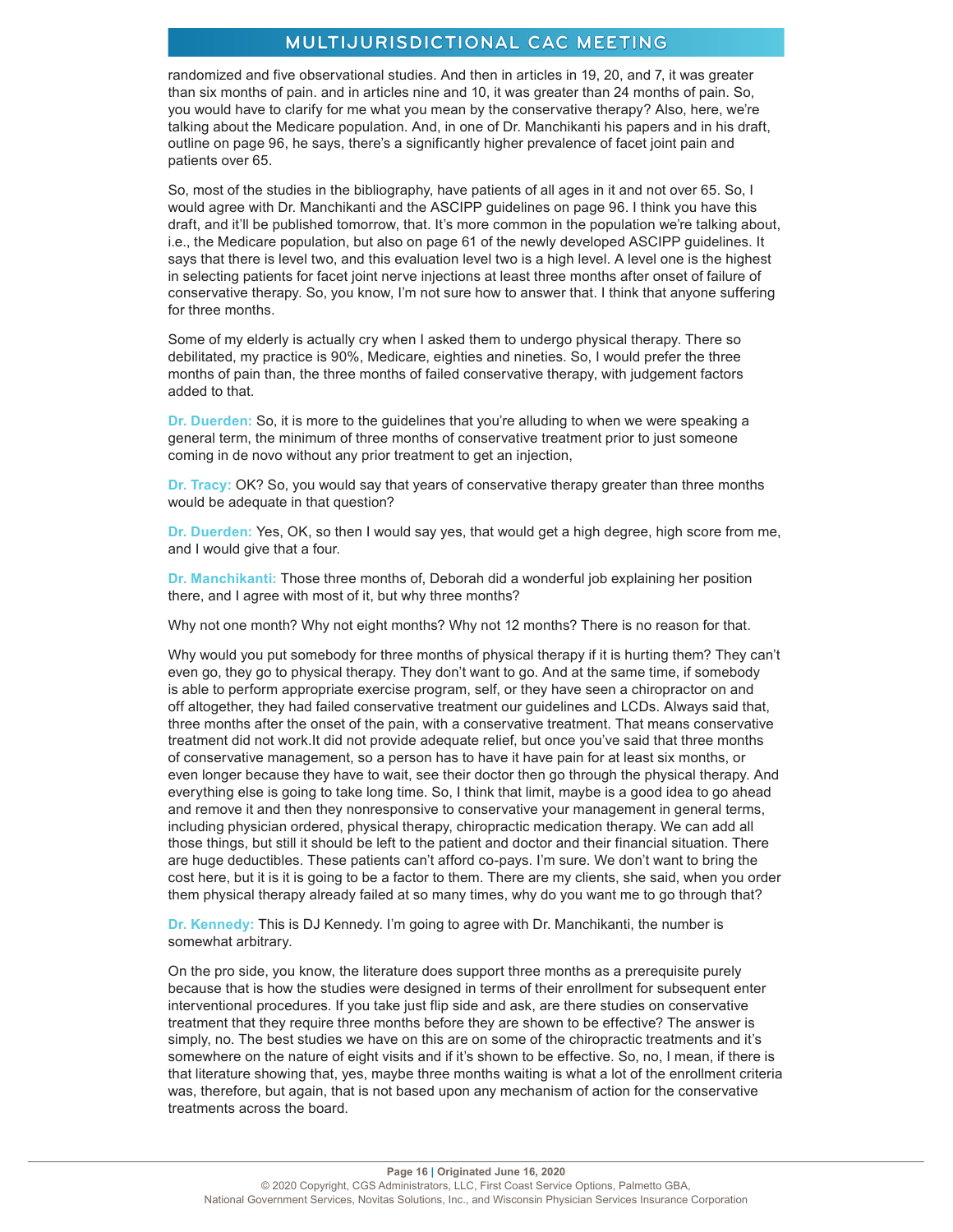randomized and five observational studies. And then in articles in 19, 20, and 7, it was greater than six months of pain. and in articles nine and 10, it was greater than 24 months of pain. So, you would have to clarify for me what you mean by the conservative therapy? Also, here, we're talking about the Medicare population. And, in one of Dr. Manchikanti his papers and in his draft, outline on page 96, he says, there's a significantly higher prevalence of facet joint pain and patients over 65.

So, most of the studies in the bibliography, have patients of all ages in it and not over 65. So, I would agree with Dr. Manchikanti and the ASCIPP guidelines on page 96. I think you have this draft, and it'll be published tomorrow, that. It's more common in the population we're talking about, i.e., the Medicare population, but also on page 61 of the newly developed ASCIPP guidelines. It says that there is level two, and this evaluation level two is a high level. A level one is the highest in selecting patients for facet joint nerve injections at least three months after onset of failure of conservative therapy. So, you know, I'm not sure how to answer that. I think that anyone suffering for three months.

Some of my elderly is actually cry when I asked them to undergo physical therapy. There so debilitated, my practice is 90%, Medicare, eighties and nineties. So, I would prefer the three months of pain than, the three months of failed conservative therapy, with judgement factors added to that.

**Dr. Duerden:** So, it is more to the guidelines that you're alluding to when we were speaking a general term, the minimum of three months of conservative treatment prior to just someone coming in de novo without any prior treatment to get an injection,

**Dr. Tracy:** OK? So, you would say that years of conservative therapy greater than three months would be adequate in that question?

**Dr. Duerden:** Yes, OK, so then I would say yes, that would get a high degree, high score from me, and I would give that a four.

**Dr. Manchikanti:** Those three months of, Deborah did a wonderful job explaining her position there, and I agree with most of it, but why three months?

Why not one month? Why not eight months? Why not 12 months? There is no reason for that.

Why would you put somebody for three months of physical therapy if it is hurting them? They can't even go, they go to physical therapy. They don't want to go. And at the same time, if somebody is able to perform appropriate exercise program, self, or they have seen a chiropractor on and off altogether, they had failed conservative treatment our guidelines and LCDs. Always said that, three months after the onset of the pain, with a conservative treatment. That means conservative treatment did not work.It did not provide adequate relief, but once you've said that three months of conservative management, so a person has to have it have pain for at least six months, or even longer because they have to wait, see their doctor then go through the physical therapy. And everything else is going to take long time. So, I think that limit, maybe is a good idea to go ahead and remove it and then they nonresponsive to conservative your management in general terms, including physician ordered, physical therapy, chiropractic medication therapy. We can add all those things, but still it should be left to the patient and doctor and their financial situation. There are huge deductibles. These patients can't afford co-pays. I'm sure. We don't want to bring the cost here, but it is it is going to be a factor to them. There are my clients, she said, when you order them physical therapy already failed at so many times, why do you want me to go through that?

**Dr. Kennedy:** This is DJ Kennedy. I'm going to agree with Dr. Manchikanti, the number is somewhat arbitrary.

On the pro side, you know, the literature does support three months as a prerequisite purely because that is how the studies were designed in terms of their enrollment for subsequent enter interventional procedures. If you take just flip side and ask, are there studies on conservative treatment that they require three months before they are shown to be effective? The answer is simply, no. The best studies we have on this are on some of the chiropractic treatments and it's somewhere on the nature of eight visits and if it's shown to be effective. So, no, I mean, if there is that literature showing that, yes, maybe three months waiting is what a lot of the enrollment criteria was, therefore, but again, that is not based upon any mechanism of action for the conservative treatments across the board.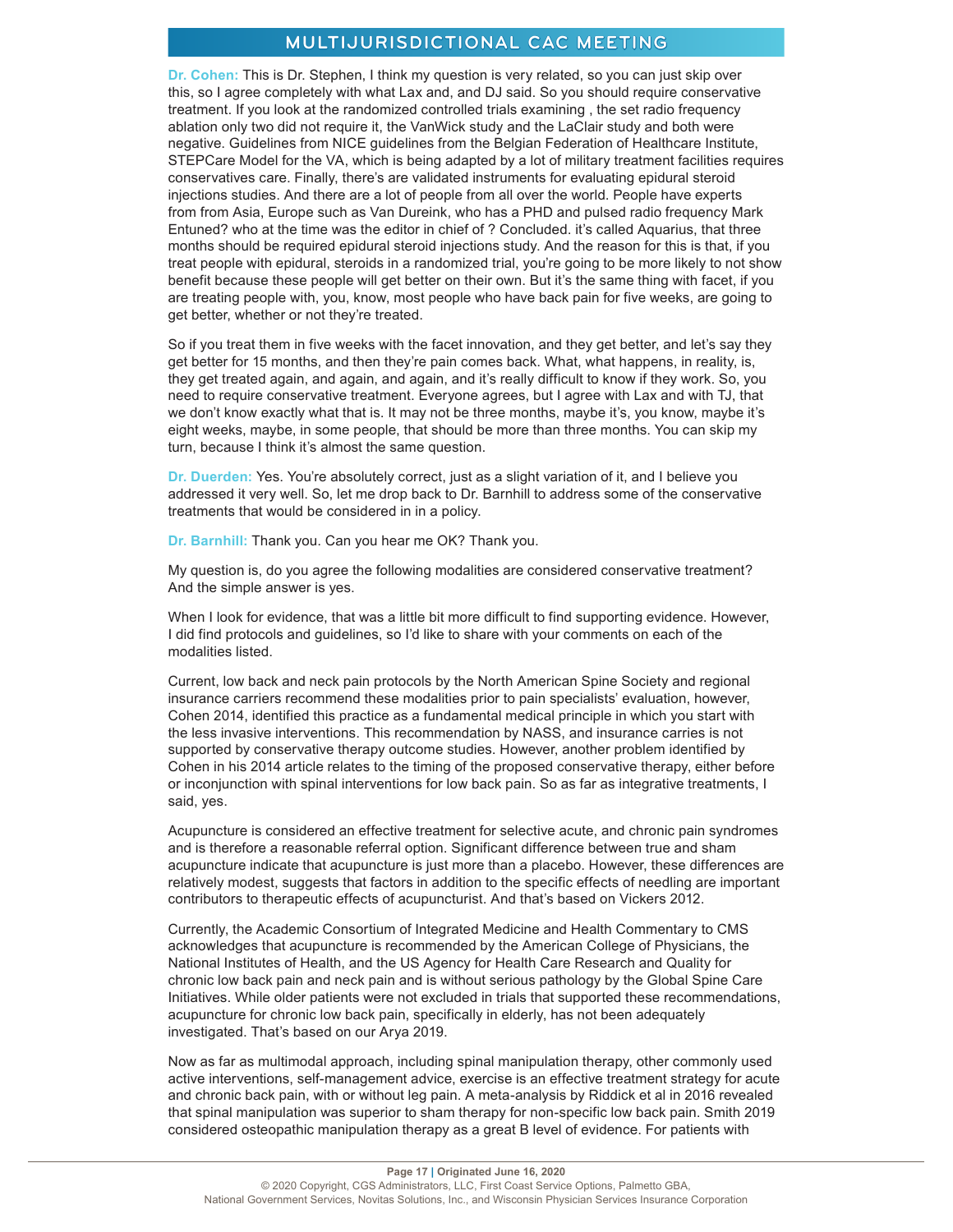**Dr. Cohen:** This is Dr. Stephen, I think my question is very related, so you can just skip over this, so I agree completely with what Lax and, and DJ said. So you should require conservative treatment. If you look at the randomized controlled trials examining , the set radio frequency ablation only two did not require it, the VanWick study and the LaClair study and both were negative. Guidelines from NICE guidelines from the Belgian Federation of Healthcare Institute, STEPCare Model for the VA, which is being adapted by a lot of military treatment facilities requires conservatives care. Finally, there's are validated instruments for evaluating epidural steroid injections studies. And there are a lot of people from all over the world. People have experts from from Asia, Europe such as Van Dureink, who has a PHD and pulsed radio frequency Mark Entuned? who at the time was the editor in chief of ? Concluded. it's called Aquarius, that three months should be required epidural steroid injections study. And the reason for this is that, if you treat people with epidural, steroids in a randomized trial, you're going to be more likely to not show benefit because these people will get better on their own. But it's the same thing with facet, if you are treating people with, you, know, most people who have back pain for five weeks, are going to get better, whether or not they're treated.

So if you treat them in five weeks with the facet innovation, and they get better, and let's say they get better for 15 months, and then they're pain comes back. What, what happens, in reality, is, they get treated again, and again, and again, and it's really difficult to know if they work. So, you need to require conservative treatment. Everyone agrees, but I agree with Lax and with TJ, that we don't know exactly what that is. It may not be three months, maybe it's, you know, maybe it's eight weeks, maybe, in some people, that should be more than three months. You can skip my turn, because I think it's almost the same question.

**Dr. Duerden:** Yes. You're absolutely correct, just as a slight variation of it, and I believe you addressed it very well. So, let me drop back to Dr. Barnhill to address some of the conservative treatments that would be considered in in a policy.

**Dr. Barnhill:** Thank you. Can you hear me OK? Thank you.

My question is, do you agree the following modalities are considered conservative treatment? And the simple answer is yes.

When I look for evidence, that was a little bit more difficult to find supporting evidence. However, I did find protocols and guidelines, so I'd like to share with your comments on each of the modalities listed.

Current, low back and neck pain protocols by the North American Spine Society and regional insurance carriers recommend these modalities prior to pain specialists' evaluation, however, Cohen 2014, identified this practice as a fundamental medical principle in which you start with the less invasive interventions. This recommendation by NASS, and insurance carries is not supported by conservative therapy outcome studies. However, another problem identified by Cohen in his 2014 article relates to the timing of the proposed conservative therapy, either before or inconjunction with spinal interventions for low back pain. So as far as integrative treatments, I said, yes.

Acupuncture is considered an effective treatment for selective acute, and chronic pain syndromes and is therefore a reasonable referral option. Significant difference between true and sham acupuncture indicate that acupuncture is just more than a placebo. However, these differences are relatively modest, suggests that factors in addition to the specific effects of needling are important contributors to therapeutic effects of acupuncturist. And that's based on Vickers 2012.

Currently, the Academic Consortium of Integrated Medicine and Health Commentary to CMS acknowledges that acupuncture is recommended by the American College of Physicians, the National Institutes of Health, and the US Agency for Health Care Research and Quality for chronic low back pain and neck pain and is without serious pathology by the Global Spine Care Initiatives. While older patients were not excluded in trials that supported these recommendations, acupuncture for chronic low back pain, specifically in elderly, has not been adequately investigated. That's based on our Arya 2019.

Now as far as multimodal approach, including spinal manipulation therapy, other commonly used active interventions, self-management advice, exercise is an effective treatment strategy for acute and chronic back pain, with or without leg pain. A meta-analysis by Riddick et al in 2016 revealed that spinal manipulation was superior to sham therapy for non-specific low back pain. Smith 2019 considered osteopathic manipulation therapy as a great B level of evidence. For patients with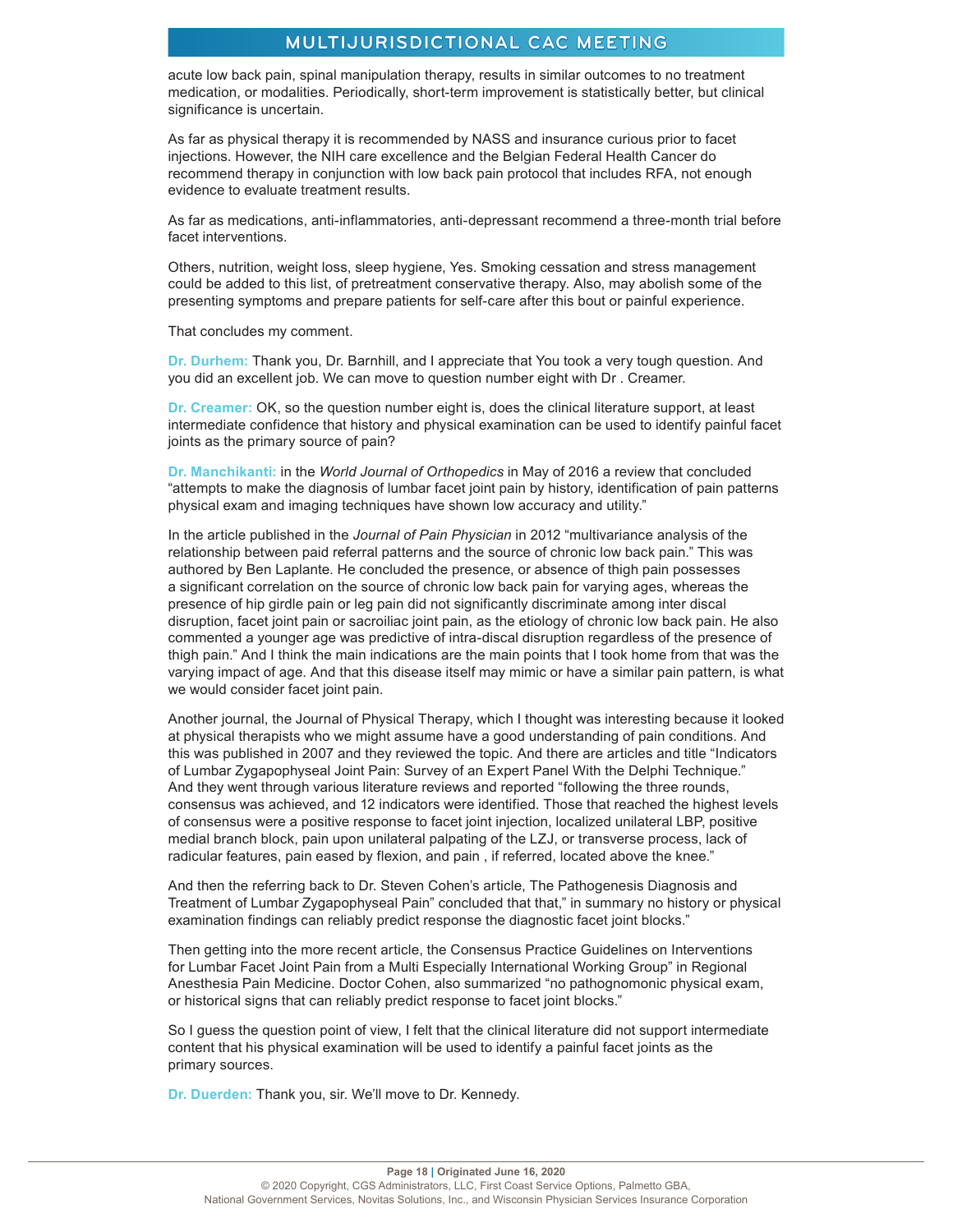acute low back pain, spinal manipulation therapy, results in similar outcomes to no treatment medication, or modalities. Periodically, short-term improvement is statistically better, but clinical significance is uncertain.

As far as physical therapy it is recommended by NASS and insurance curious prior to facet injections. However, the NIH care excellence and the Belgian Federal Health Cancer do recommend therapy in conjunction with low back pain protocol that includes RFA, not enough evidence to evaluate treatment results.

As far as medications, anti-inflammatories, anti-depressant recommend a three-month trial before facet interventions.

Others, nutrition, weight loss, sleep hygiene, Yes. Smoking cessation and stress management could be added to this list, of pretreatment conservative therapy. Also, may abolish some of the presenting symptoms and prepare patients for self-care after this bout or painful experience.

That concludes my comment.

**Dr. Durhem:** Thank you, Dr. Barnhill, and I appreciate that You took a very tough question. And you did an excellent job. We can move to question number eight with Dr . Creamer.

**Dr. Creamer:** OK, so the question number eight is, does the clinical literature support, at least intermediate confidence that history and physical examination can be used to identify painful facet joints as the primary source of pain?

**Dr. Manchikanti:** in the *World Journal of Orthopedics* in May of 2016 a review that concluded "attempts to make the diagnosis of lumbar facet joint pain by history, identification of pain patterns physical exam and imaging techniques have shown low accuracy and utility."

In the article published in the *Journal of Pain Physician* in 2012 "multivariance analysis of the relationship between paid referral patterns and the source of chronic low back pain." This was authored by Ben Laplante. He concluded the presence, or absence of thigh pain possesses a significant correlation on the source of chronic low back pain for varying ages, whereas the presence of hip girdle pain or leg pain did not significantly discriminate among inter discal disruption, facet joint pain or sacroiliac joint pain, as the etiology of chronic low back pain. He also commented a younger age was predictive of intra-discal disruption regardless of the presence of thigh pain." And I think the main indications are the main points that I took home from that was the varying impact of age. And that this disease itself may mimic or have a similar pain pattern, is what we would consider facet joint pain.

Another journal, the Journal of Physical Therapy, which I thought was interesting because it looked at physical therapists who we might assume have a good understanding of pain conditions. And this was published in 2007 and they reviewed the topic. And there are articles and title "Indicators of Lumbar Zygapophyseal Joint Pain: Survey of an Expert Panel With the Delphi Technique." And they went through various literature reviews and reported "following the three rounds, consensus was achieved, and 12 indicators were identified. Those that reached the highest levels of consensus were a positive response to facet joint injection, localized unilateral LBP, positive medial branch block, pain upon unilateral palpating of the LZJ, or transverse process, lack of radicular features, pain eased by flexion, and pain , if referred, located above the knee."

And then the referring back to Dr. Steven Cohen's article, The Pathogenesis Diagnosis and Treatment of Lumbar Zygapophyseal Pain" concluded that that," in summary no history or physical examination findings can reliably predict response the diagnostic facet joint blocks."

Then getting into the more recent article, the Consensus Practice Guidelines on Interventions for Lumbar Facet Joint Pain from a Multi Especially International Working Group" in Regional Anesthesia Pain Medicine. Doctor Cohen, also summarized "no pathognomonic physical exam, or historical signs that can reliably predict response to facet joint blocks."

So I guess the question point of view, I felt that the clinical literature did not support intermediate content that his physical examination will be used to identify a painful facet joints as the primary sources.

**Dr. Duerden:** Thank you, sir. We'll move to Dr. Kennedy.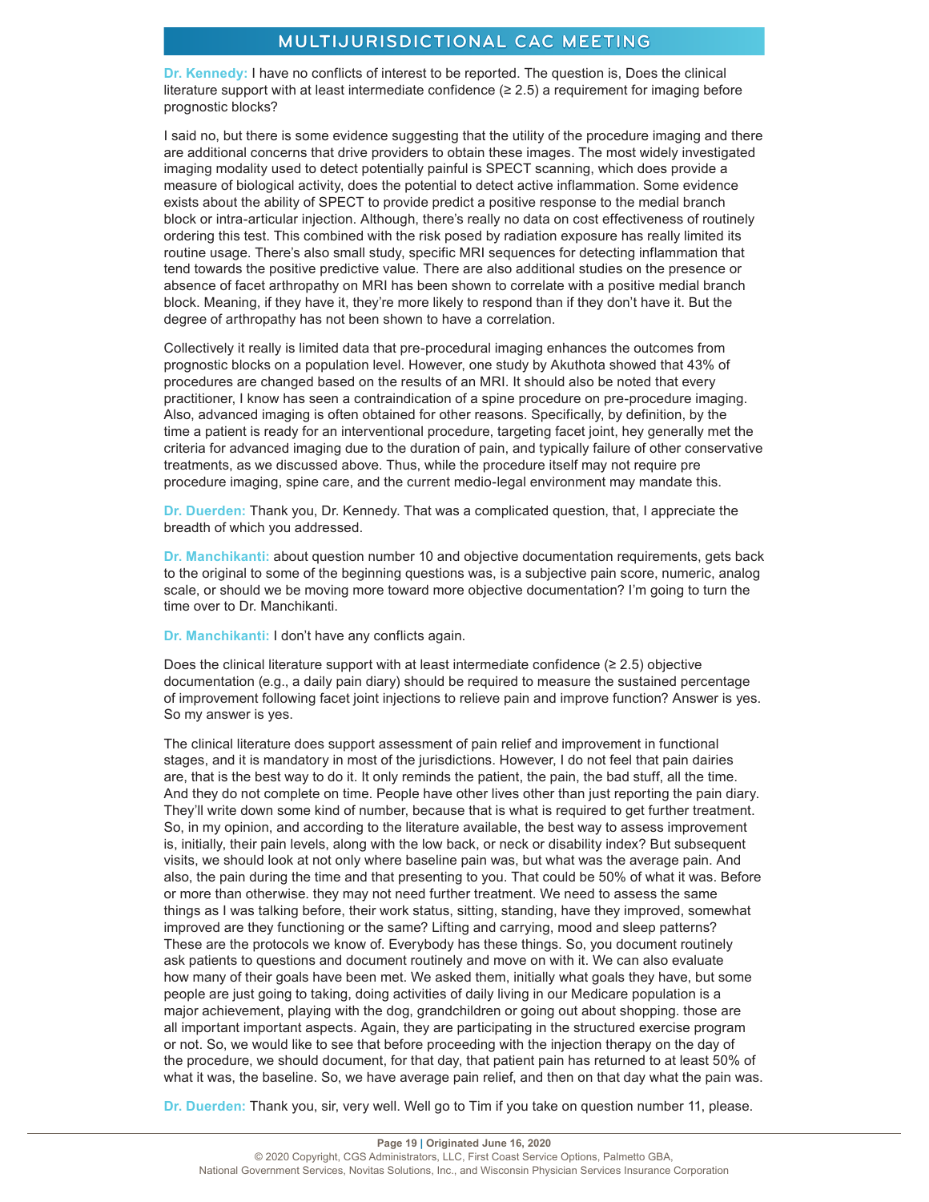**Dr. Kennedy:** I have no conflicts of interest to be reported. The question is, Does the clinical literature support with at least intermediate confidence (≥ 2.5) a requirement for imaging before prognostic blocks?

I said no, but there is some evidence suggesting that the utility of the procedure imaging and there are additional concerns that drive providers to obtain these images. The most widely investigated imaging modality used to detect potentially painful is SPECT scanning, which does provide a measure of biological activity, does the potential to detect active inflammation. Some evidence exists about the ability of SPECT to provide predict a positive response to the medial branch block or intra-articular injection. Although, there's really no data on cost effectiveness of routinely ordering this test. This combined with the risk posed by radiation exposure has really limited its routine usage. There's also small study, specific MRI sequences for detecting inflammation that tend towards the positive predictive value. There are also additional studies on the presence or absence of facet arthropathy on MRI has been shown to correlate with a positive medial branch block. Meaning, if they have it, they're more likely to respond than if they don't have it. But the degree of arthropathy has not been shown to have a correlation.

Collectively it really is limited data that pre-procedural imaging enhances the outcomes from prognostic blocks on a population level. However, one study by Akuthota showed that 43% of procedures are changed based on the results of an MRI. It should also be noted that every practitioner, I know has seen a contraindication of a spine procedure on pre-procedure imaging. Also, advanced imaging is often obtained for other reasons. Specifically, by definition, by the time a patient is ready for an interventional procedure, targeting facet joint, hey generally met the criteria for advanced imaging due to the duration of pain, and typically failure of other conservative treatments, as we discussed above. Thus, while the procedure itself may not require pre procedure imaging, spine care, and the current medio-legal environment may mandate this.

**Dr. Duerden:** Thank you, Dr. Kennedy. That was a complicated question, that, I appreciate the breadth of which you addressed.

**Dr. Manchikanti:** about question number 10 and objective documentation requirements, gets back to the original to some of the beginning questions was, is a subjective pain score, numeric, analog scale, or should we be moving more toward more objective documentation? I'm going to turn the time over to Dr. Manchikanti.

**Dr. Manchikanti:** I don't have any conflicts again.

Does the clinical literature support with at least intermediate confidence (≥ 2.5) objective documentation (e.g., a daily pain diary) should be required to measure the sustained percentage of improvement following facet joint injections to relieve pain and improve function? Answer is yes. So my answer is yes.

The clinical literature does support assessment of pain relief and improvement in functional stages, and it is mandatory in most of the jurisdictions. However, I do not feel that pain dairies are, that is the best way to do it. It only reminds the patient, the pain, the bad stuff, all the time. And they do not complete on time. People have other lives other than just reporting the pain diary. They'll write down some kind of number, because that is what is required to get further treatment. So, in my opinion, and according to the literature available, the best way to assess improvement is, initially, their pain levels, along with the low back, or neck or disability index? But subsequent visits, we should look at not only where baseline pain was, but what was the average pain. And also, the pain during the time and that presenting to you. That could be 50% of what it was. Before or more than otherwise. they may not need further treatment. We need to assess the same things as I was talking before, their work status, sitting, standing, have they improved, somewhat improved are they functioning or the same? Lifting and carrying, mood and sleep patterns? These are the protocols we know of. Everybody has these things. So, you document routinely ask patients to questions and document routinely and move on with it. We can also evaluate how many of their goals have been met. We asked them, initially what goals they have, but some people are just going to taking, doing activities of daily living in our Medicare population is a major achievement, playing with the dog, grandchildren or going out about shopping. those are all important important aspects. Again, they are participating in the structured exercise program or not. So, we would like to see that before proceeding with the injection therapy on the day of the procedure, we should document, for that day, that patient pain has returned to at least 50% of what it was, the baseline. So, we have average pain relief, and then on that day what the pain was.

**Dr. Duerden:** Thank you, sir, very well. Well go to Tim if you take on question number 11, please.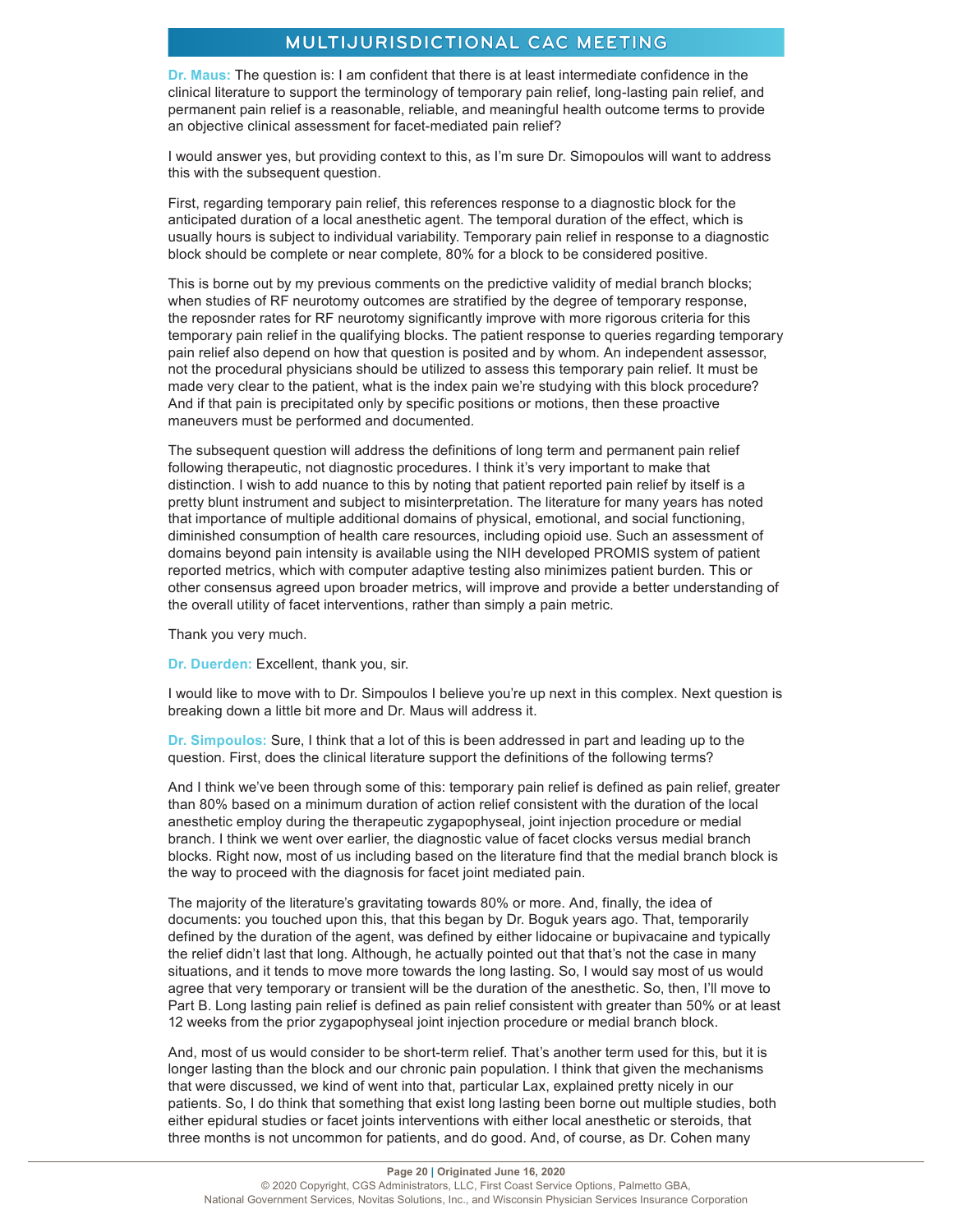**Dr. Maus:** The question is: I am confident that there is at least intermediate confidence in the clinical literature to support the terminology of temporary pain relief, long-lasting pain relief, and permanent pain relief is a reasonable, reliable, and meaningful health outcome terms to provide an objective clinical assessment for facet-mediated pain relief?

I would answer yes, but providing context to this, as I'm sure Dr. Simopoulos will want to address this with the subsequent question.

First, regarding temporary pain relief, this references response to a diagnostic block for the anticipated duration of a local anesthetic agent. The temporal duration of the effect, which is usually hours is subject to individual variability. Temporary pain relief in response to a diagnostic block should be complete or near complete, 80% for a block to be considered positive.

This is borne out by my previous comments on the predictive validity of medial branch blocks; when studies of RF neurotomy outcomes are stratified by the degree of temporary response, the reposnder rates for RF neurotomy significantly improve with more rigorous criteria for this temporary pain relief in the qualifying blocks. The patient response to queries regarding temporary pain relief also depend on how that question is posited and by whom. An independent assessor, not the procedural physicians should be utilized to assess this temporary pain relief. It must be made very clear to the patient, what is the index pain we're studying with this block procedure? And if that pain is precipitated only by specific positions or motions, then these proactive maneuvers must be performed and documented.

The subsequent question will address the definitions of long term and permanent pain relief following therapeutic, not diagnostic procedures. I think it's very important to make that distinction. I wish to add nuance to this by noting that patient reported pain relief by itself is a pretty blunt instrument and subject to misinterpretation. The literature for many years has noted that importance of multiple additional domains of physical, emotional, and social functioning, diminished consumption of health care resources, including opioid use. Such an assessment of domains beyond pain intensity is available using the NIH developed PROMIS system of patient reported metrics, which with computer adaptive testing also minimizes patient burden. This or other consensus agreed upon broader metrics, will improve and provide a better understanding of the overall utility of facet interventions, rather than simply a pain metric.

Thank you very much.

**Dr. Duerden:** Excellent, thank you, sir.

I would like to move with to Dr. Simpoulos I believe you're up next in this complex. Next question is breaking down a little bit more and Dr. Maus will address it.

**Dr. Simpoulos:** Sure, I think that a lot of this is been addressed in part and leading up to the question. First, does the clinical literature support the definitions of the following terms?

And I think we've been through some of this: temporary pain relief is defined as pain relief, greater than 80% based on a minimum duration of action relief consistent with the duration of the local anesthetic employ during the therapeutic zygapophyseal, joint injection procedure or medial branch. I think we went over earlier, the diagnostic value of facet clocks versus medial branch blocks. Right now, most of us including based on the literature find that the medial branch block is the way to proceed with the diagnosis for facet joint mediated pain.

The majority of the literature's gravitating towards 80% or more. And, finally, the idea of documents: you touched upon this, that this began by Dr. Boguk years ago. That, temporarily defined by the duration of the agent, was defined by either lidocaine or bupivacaine and typically the relief didn't last that long. Although, he actually pointed out that that's not the case in many situations, and it tends to move more towards the long lasting. So, I would say most of us would agree that very temporary or transient will be the duration of the anesthetic. So, then, I'll move to Part B. Long lasting pain relief is defined as pain relief consistent with greater than 50% or at least 12 weeks from the prior zygapophyseal joint injection procedure or medial branch block.

And, most of us would consider to be short-term relief. That's another term used for this, but it is longer lasting than the block and our chronic pain population. I think that given the mechanisms that were discussed, we kind of went into that, particular Lax, explained pretty nicely in our patients. So, I do think that something that exist long lasting been borne out multiple studies, both either epidural studies or facet joints interventions with either local anesthetic or steroids, that three months is not uncommon for patients, and do good. And, of course, as Dr. Cohen many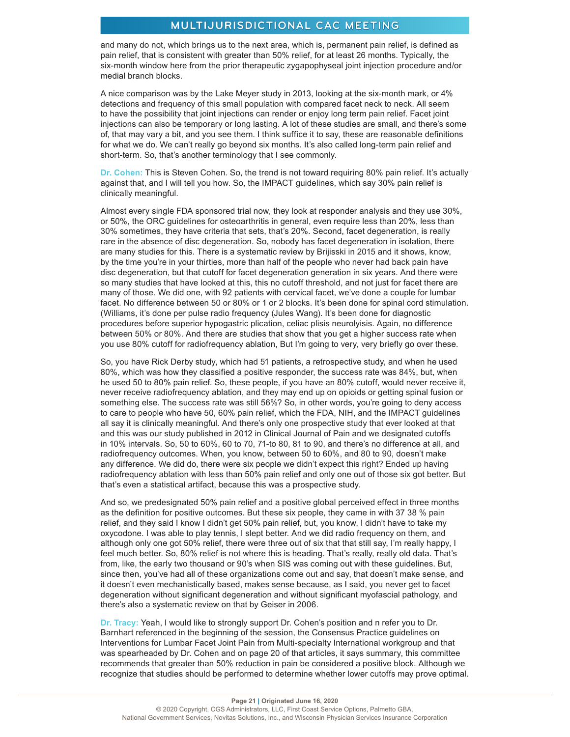and many do not, which brings us to the next area, which is, permanent pain relief, is defined as pain relief, that is consistent with greater than 50% relief, for at least 26 months. Typically, the six-month window here from the prior therapeutic zygapophyseal joint injection procedure and/or medial branch blocks.

A nice comparison was by the Lake Meyer study in 2013, looking at the six-month mark, or 4% detections and frequency of this small population with compared facet neck to neck. All seem to have the possibility that joint injections can render or enjoy long term pain relief. Facet joint injections can also be temporary or long lasting. A lot of these studies are small, and there's some of, that may vary a bit, and you see them. I think suffice it to say, these are reasonable definitions for what we do. We can't really go beyond six months. It's also called long-term pain relief and short-term. So, that's another terminology that I see commonly.

**Dr. Cohen:** This is Steven Cohen. So, the trend is not toward requiring 80% pain relief. It's actually against that, and I will tell you how. So, the IMPACT guidelines, which say 30% pain relief is clinically meaningful.

Almost every single FDA sponsored trial now, they look at responder analysis and they use 30%, or 50%, the ORC guidelines for osteoarthritis in general, even require less than 20%, less than 30% sometimes, they have criteria that sets, that's 20%. Second, facet degeneration, is really rare in the absence of disc degeneration. So, nobody has facet degeneration in isolation, there are many studies for this. There is a systematic review by Brijisski in 2015 and it shows, know, by the time you're in your thirties, more than half of the people who never had back pain have disc degeneration, but that cutoff for facet degeneration generation in six years. And there were so many studies that have looked at this, this no cutoff threshold, and not just for facet there are many of those. We did one, with 92 patients with cervical facet, we've done a couple for lumbar facet. No difference between 50 or 80% or 1 or 2 blocks. It's been done for spinal cord stimulation. (Williams, it's done per pulse radio frequency (Jules Wang). It's been done for diagnostic procedures before superior hypogastric plication, celiac plisis neurolyisis. Again, no difference between 50% or 80%. And there are studies that show that you get a higher success rate when you use 80% cutoff for radiofrequency ablation, But I'm going to very, very briefly go over these.

So, you have Rick Derby study, which had 51 patients, a retrospective study, and when he used 80%, which was how they classified a positive responder, the success rate was 84%, but, when he used 50 to 80% pain relief. So, these people, if you have an 80% cutoff, would never receive it, never receive radiofrequency ablation, and they may end up on opioids or getting spinal fusion or something else. The success rate was still 56%? So, in other words, you're going to deny access to care to people who have 50, 60% pain relief, which the FDA, NIH, and the IMPACT guidelines all say it is clinically meaningful. And there's only one prospective study that ever looked at that and this was our study published in 2012 in Clinical Journal of Pain and we designated cutoffs in 10% intervals. So, 50 to 60%, 60 to 70, 71-to 80, 81 to 90, and there's no difference at all, and radiofrequency outcomes. When, you know, between 50 to 60%, and 80 to 90, doesn't make any difference. We did do, there were six people we didn't expect this right? Ended up having radiofrequency ablation with less than 50% pain relief and only one out of those six got better. But that's even a statistical artifact, because this was a prospective study.

And so, we predesignated 50% pain relief and a positive global perceived effect in three months as the definition for positive outcomes. But these six people, they came in with 37 38 % pain relief, and they said I know I didn't get 50% pain relief, but, you know, I didn't have to take my oxycodone. I was able to play tennis, I slept better. And we did radio frequency on them, and although only one got 50% relief, there were three out of six that that still say, I'm really happy, I feel much better. So, 80% relief is not where this is heading. That's really, really old data. That's from, like, the early two thousand or 90's when SIS was coming out with these guidelines. But, since then, you've had all of these organizations come out and say, that doesn't make sense, and it doesn't even mechanistically based, makes sense because, as I said, you never get to facet degeneration without significant degeneration and without significant myofascial pathology, and there's also a systematic review on that by Geiser in 2006.

**Dr. Tracy:** Yeah, I would like to strongly support Dr. Cohen's position and n refer you to Dr. Barnhart referenced in the beginning of the session, the Consensus Practice guidelines on Interventions for Lumbar Facet Joint Pain from Multi-specialty International workgroup and that was spearheaded by Dr. Cohen and on page 20 of that articles, it says summary, this committee recommends that greater than 50% reduction in pain be considered a positive block. Although we recognize that studies should be performed to determine whether lower cutoffs may prove optimal.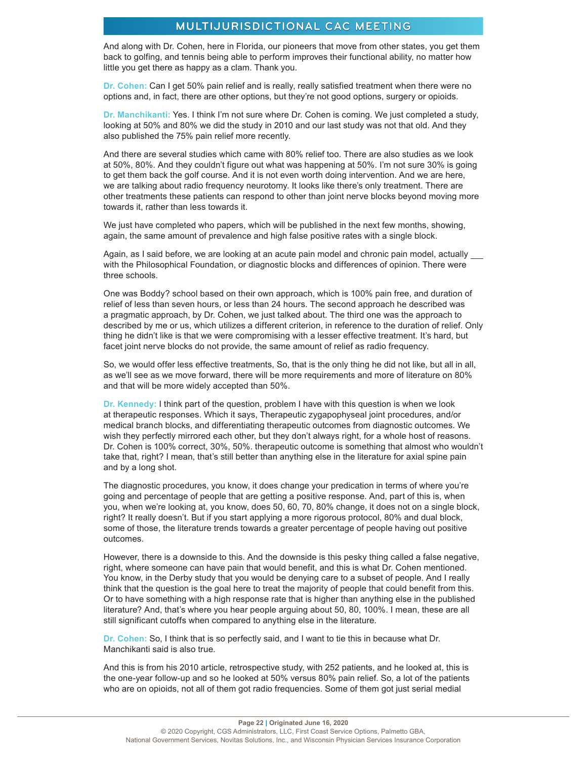And along with Dr. Cohen, here in Florida, our pioneers that move from other states, you get them back to golfing, and tennis being able to perform improves their functional ability, no matter how little you get there as happy as a clam. Thank you.

**Dr. Cohen:** Can I get 50% pain relief and is really, really satisfied treatment when there were no options and, in fact, there are other options, but they're not good options, surgery or opioids.

**Dr. Manchikanti:** Yes. I think I'm not sure where Dr. Cohen is coming. We just completed a study, looking at 50% and 80% we did the study in 2010 and our last study was not that old. And they also published the 75% pain relief more recently.

And there are several studies which came with 80% relief too. There are also studies as we look at 50%, 80%. And they couldn't figure out what was happening at 50%. I'm not sure 30% is going to get them back the golf course. And it is not even worth doing intervention. And we are here, we are talking about radio frequency neurotomy. It looks like there's only treatment. There are other treatments these patients can respond to other than joint nerve blocks beyond moving more towards it, rather than less towards it.

We just have completed who papers, which will be published in the next few months, showing, again, the same amount of prevalence and high false positive rates with a single block.

Again, as I said before, we are looking at an acute pain model and chronic pain model, actually ___ with the Philosophical Foundation, or diagnostic blocks and differences of opinion. There were three schools.

One was Boddy? school based on their own approach, which is 100% pain free, and duration of relief of less than seven hours, or less than 24 hours. The second approach he described was a pragmatic approach, by Dr. Cohen, we just talked about. The third one was the approach to described by me or us, which utilizes a different criterion, in reference to the duration of relief. Only thing he didn't like is that we were compromising with a lesser effective treatment. It's hard, but facet joint nerve blocks do not provide, the same amount of relief as radio frequency.

So, we would offer less effective treatments, So, that is the only thing he did not like, but all in all, as we'll see as we move forward, there will be more requirements and more of literature on 80% and that will be more widely accepted than 50%.

**Dr. Kennedy:** I think part of the question, problem I have with this question is when we look at therapeutic responses. Which it says, Therapeutic zygapophyseal joint procedures, and/or medical branch blocks, and differentiating therapeutic outcomes from diagnostic outcomes. We wish they perfectly mirrored each other, but they don't always right, for a whole host of reasons. Dr. Cohen is 100% correct, 30%, 50%. therapeutic outcome is something that almost who wouldn't take that, right? I mean, that's still better than anything else in the literature for axial spine pain and by a long shot.

The diagnostic procedures, you know, it does change your predication in terms of where you're going and percentage of people that are getting a positive response. And, part of this is, when you, when we're looking at, you know, does 50, 60, 70, 80% change, it does not on a single block, right? It really doesn't. But if you start applying a more rigorous protocol, 80% and dual block, some of those, the literature trends towards a greater percentage of people having out positive outcomes.

However, there is a downside to this. And the downside is this pesky thing called a false negative, right, where someone can have pain that would benefit, and this is what Dr. Cohen mentioned. You know, in the Derby study that you would be denying care to a subset of people. And I really think that the question is the goal here to treat the majority of people that could benefit from this. Or to have something with a high response rate that is higher than anything else in the published literature? And, that's where you hear people arguing about 50, 80, 100%. I mean, these are all still significant cutoffs when compared to anything else in the literature.

**Dr. Cohen:** So, I think that is so perfectly said, and I want to tie this in because what Dr. Manchikanti said is also true.

And this is from his 2010 article, retrospective study, with 252 patients, and he looked at, this is the one-year follow-up and so he looked at 50% versus 80% pain relief. So, a lot of the patients who are on opioids, not all of them got radio frequencies. Some of them got just serial medial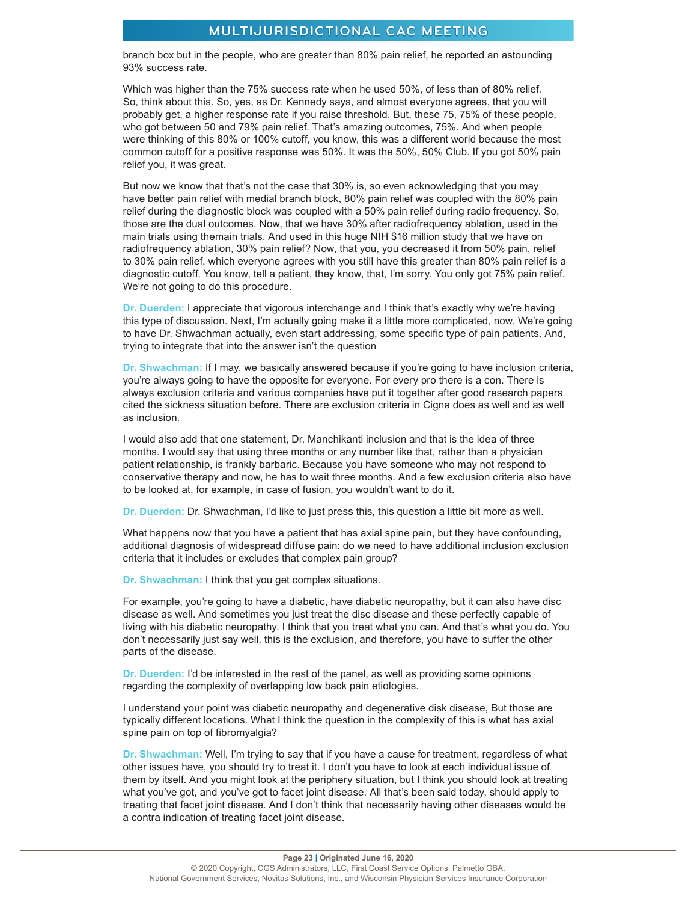branch box but in the people, who are greater than 80% pain relief, he reported an astounding 93% success rate.

Which was higher than the 75% success rate when he used 50%, of less than of 80% relief. So, think about this. So, yes, as Dr. Kennedy says, and almost everyone agrees, that you will probably get, a higher response rate if you raise threshold. But, these 75, 75% of these people, who got between 50 and 79% pain relief. That's amazing outcomes, 75%. And when people were thinking of this 80% or 100% cutoff, you know, this was a different world because the most common cutoff for a positive response was 50%. It was the 50%, 50% Club. If you got 50% pain relief you, it was great.

But now we know that that's not the case that 30% is, so even acknowledging that you may have better pain relief with medial branch block, 80% pain relief was coupled with the 80% pain relief during the diagnostic block was coupled with a 50% pain relief during radio frequency. So, those are the dual outcomes. Now, that we have 30% after radiofrequency ablation, used in the main trials using themain trials. And used in this huge NIH $16 million study that we have on radiofrequency ablation, 30% pain relief? Now, that you, you decreased it from 50% pain, relief to 30% pain relief, which everyone agrees with you still have this greater than 80% pain relief is a diagnostic cutoff. You know, tell a patient, they know, that, I'm sorry. You only got 75% pain relief. We're not going to do this procedure.

**Dr. Duerden:** I appreciate that vigorous interchange and I think that's exactly why we're having this type of discussion. Next, I'm actually going make it a little more complicated, now. We're going to have Dr. Shwachman actually, even start addressing, some specific type of pain patients. And, trying to integrate that into the answer isn't the question

**Dr. Shwachman:** If I may, we basically answered because if you're going to have inclusion criteria, you're always going to have the opposite for everyone. For every pro there is a con. There is always exclusion criteria and various companies have put it together after good research papers cited the sickness situation before. There are exclusion criteria in Cigna does as well and as well as inclusion.

I would also add that one statement, Dr. Manchikanti inclusion and that is the idea of three months. I would say that using three months or any number like that, rather than a physician patient relationship, is frankly barbaric. Because you have someone who may not respond to conservative therapy and now, he has to wait three months. And a few exclusion criteria also have to be looked at, for example, in case of fusion, you wouldn't want to do it.

**Dr. Duerden:** Dr. Shwachman, I'd like to just press this, this question a little bit more as well.

What happens now that you have a patient that has axial spine pain, but they have confounding, additional diagnosis of widespread diffuse pain: do we need to have additional inclusion exclusion criteria that it includes or excludes that complex pain group?

**Dr. Shwachman:** I think that you get complex situations.

For example, you're going to have a diabetic, have diabetic neuropathy, but it can also have disc disease as well. And sometimes you just treat the disc disease and these perfectly capable of living with his diabetic neuropathy. I think that you treat what you can. And that's what you do. You don't necessarily just say well, this is the exclusion, and therefore, you have to suffer the other parts of the disease.

**Dr. Duerden:** I'd be interested in the rest of the panel, as well as providing some opinions regarding the complexity of overlapping low back pain etiologies.

I understand your point was diabetic neuropathy and degenerative disk disease, But those are typically different locations. What I think the question in the complexity of this is what has axial spine pain on top of fibromyalgia?

**Dr. Shwachman:** Well, I'm trying to say that if you have a cause for treatment, regardless of what other issues have, you should try to treat it. I don't you have to look at each individual issue of them by itself. And you might look at the periphery situation, but I think you should look at treating what you've got, and you've got to facet joint disease. All that's been said today, should apply to treating that facet joint disease. And I don't think that necessarily having other diseases would be a contra indication of treating facet joint disease.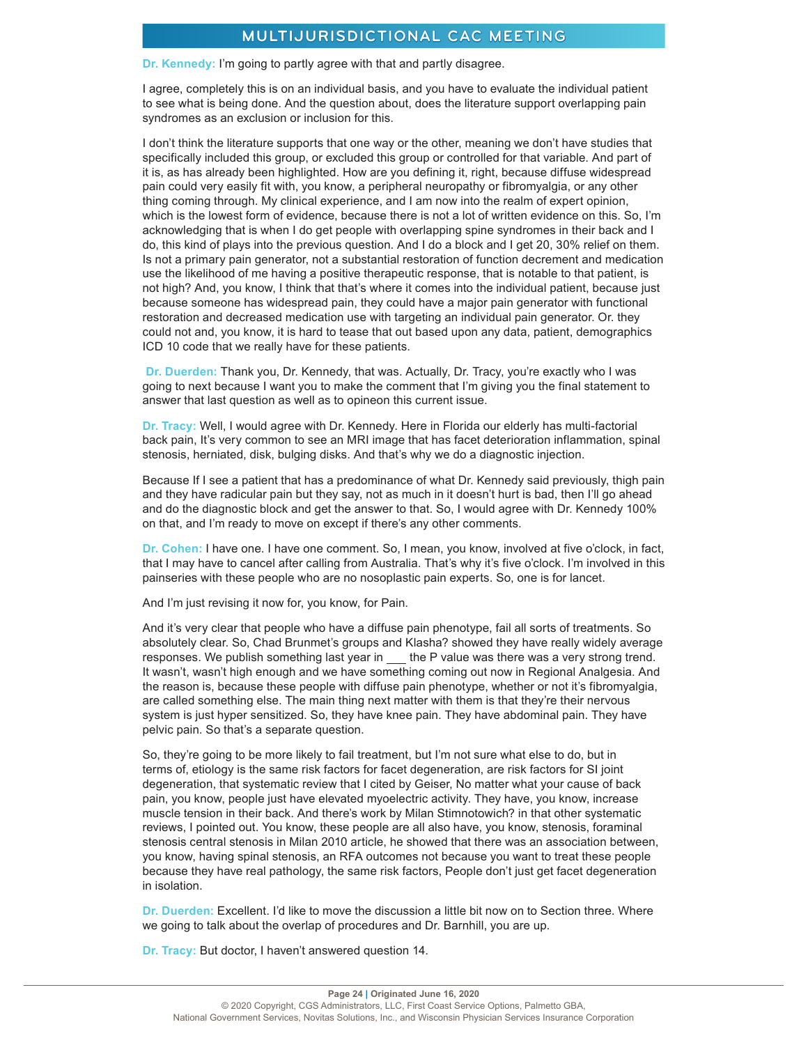**Dr. Kennedy:** I'm going to partly agree with that and partly disagree.

I agree, completely this is on an individual basis, and you have to evaluate the individual patient to see what is being done. And the question about, does the literature support overlapping pain syndromes as an exclusion or inclusion for this.

I don't think the literature supports that one way or the other, meaning we don't have studies that specifically included this group, or excluded this group or controlled for that variable. And part of it is, as has already been highlighted. How are you defining it, right, because diffuse widespread pain could very easily fit with, you know, a peripheral neuropathy or fibromyalgia, or any other thing coming through. My clinical experience, and I am now into the realm of expert opinion, which is the lowest form of evidence, because there is not a lot of written evidence on this. So, I'm acknowledging that is when I do get people with overlapping spine syndromes in their back and I do, this kind of plays into the previous question. And I do a block and I get 20, 30% relief on them. Is not a primary pain generator, not a substantial restoration of function decrement and medication use the likelihood of me having a positive therapeutic response, that is notable to that patient, is not high? And, you know, I think that that's where it comes into the individual patient, because just because someone has widespread pain, they could have a major pain generator with functional restoration and decreased medication use with targeting an individual pain generator. Or. they could not and, you know, it is hard to tease that out based upon any data, patient, demographics ICD 10 code that we really have for these patients.

**Dr. Duerden:** Thank you, Dr. Kennedy, that was. Actually, Dr. Tracy, you're exactly who I was going to next because I want you to make the comment that I'm giving you the final statement to answer that last question as well as to opineon this current issue.

**Dr. Tracy:** Well, I would agree with Dr. Kennedy. Here in Florida our elderly has multi-factorial back pain, It's very common to see an MRI image that has facet deterioration inflammation, spinal stenosis, herniated, disk, bulging disks. And that's why we do a diagnostic injection.

Because If I see a patient that has a predominance of what Dr. Kennedy said previously, thigh pain and they have radicular pain but they say, not as much in it doesn't hurt is bad, then I'll go ahead and do the diagnostic block and get the answer to that. So, I would agree with Dr. Kennedy 100% on that, and I'm ready to move on except if there's any other comments.

**Dr. Cohen:** I have one. I have one comment. So, I mean, you know, involved at five o'clock, in fact, that I may have to cancel after calling from Australia. That's why it's five o'clock. I'm involved in this painseries with these people who are no nosoplastic pain experts. So, one is for lancet.

And I'm just revising it now for, you know, for Pain.

And it's very clear that people who have a diffuse pain phenotype, fail all sorts of treatments. So absolutely clear. So, Chad Brunmet's groups and Klasha? showed they have really widely average responses. We publish something last year in ___ the P value was there was a very strong trend. It wasn't, wasn't high enough and we have something coming out now in Regional Analgesia. And the reason is, because these people with diffuse pain phenotype, whether or not it's fibromyalgia, are called something else. The main thing next matter with them is that they're their nervous system is just hyper sensitized. So, they have knee pain. They have abdominal pain. They have pelvic pain. So that's a separate question.

So, they're going to be more likely to fail treatment, but I'm not sure what else to do, but in terms of, etiology is the same risk factors for facet degeneration, are risk factors for SI joint degeneration, that systematic review that I cited by Geiser, No matter what your cause of back pain, you know, people just have elevated myoelectric activity. They have, you know, increase muscle tension in their back. And there's work by Milan Stimnotowich? in that other systematic reviews, I pointed out. You know, these people are all also have, you know, stenosis, foraminal stenosis central stenosis in Milan 2010 article, he showed that there was an association between, you know, having spinal stenosis, an RFA outcomes not because you want to treat these people because they have real pathology, the same risk factors, People don't just get facet degeneration in isolation.

**Dr. Duerden:** Excellent. I'd like to move the discussion a little bit now on to Section three. Where we going to talk about the overlap of procedures and Dr. Barnhill, you are up.

**Dr. Tracy:** But doctor, I haven't answered question 14.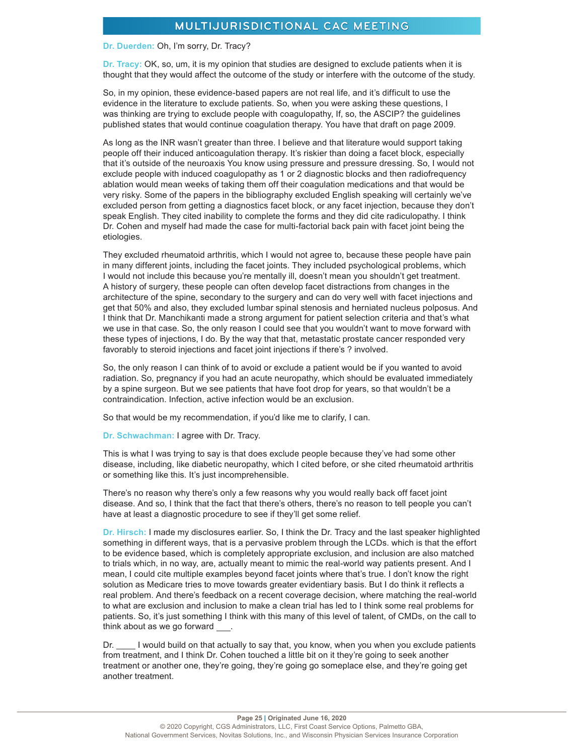**Dr. Duerden:** Oh, I'm sorry, Dr. Tracy?

**Dr. Tracy:** OK, so, um, it is my opinion that studies are designed to exclude patients when it is thought that they would affect the outcome of the study or interfere with the outcome of the study.

So, in my opinion, these evidence-based papers are not real life, and it's difficult to use the evidence in the literature to exclude patients. So, when you were asking these questions, I was thinking are trying to exclude people with coagulopathy, If, so, the ASCIP? the guidelines published states that would continue coagulation therapy. You have that draft on page 2009.

As long as the INR wasn't greater than three. I believe and that literature would support taking people off their induced anticoagulation therapy. It's riskier than doing a facet block, especially that it's outside of the neuroaxis You know using pressure and pressure dressing. So, I would not exclude people with induced coagulopathy as 1 or 2 diagnostic blocks and then radiofrequency ablation would mean weeks of taking them off their coagulation medications and that would be very risky. Some of the papers in the bibliography excluded English speaking will certainly we've excluded person from getting a diagnostics facet block, or any facet injection, because they don't speak English. They cited inability to complete the forms and they did cite radiculopathy. I think Dr. Cohen and myself had made the case for multi-factorial back pain with facet joint being the etiologies.

They excluded rheumatoid arthritis, which I would not agree to, because these people have pain in many different joints, including the facet joints. They included psychological problems, which I would not include this because you're mentally ill, doesn't mean you shouldn't get treatment. A history of surgery, these people can often develop facet distractions from changes in the architecture of the spine, secondary to the surgery and can do very well with facet injections and get that 50% and also, they excluded lumbar spinal stenosis and herniated nucleus polposus. And I think that Dr. Manchikanti made a strong argument for patient selection criteria and that's what we use in that case. So, the only reason I could see that you wouldn't want to move forward with these types of injections, I do. By the way that that, metastatic prostate cancer responded very favorably to steroid injections and facet joint injections if there's ? involved.

So, the only reason I can think of to avoid or exclude a patient would be if you wanted to avoid radiation. So, pregnancy if you had an acute neuropathy, which should be evaluated immediately by a spine surgeon. But we see patients that have foot drop for years, so that wouldn't be a contraindication. Infection, active infection would be an exclusion.

So that would be my recommendation, if you'd like me to clarify, I can.

**Dr. Schwachman:** I agree with Dr. Tracy.

This is what I was trying to say is that does exclude people because they've had some other disease, including, like diabetic neuropathy, which I cited before, or she cited rheumatoid arthritis or something like this. It's just incomprehensible.

There's no reason why there's only a few reasons why you would really back off facet joint disease. And so, I think that the fact that there's others, there's no reason to tell people you can't have at least a diagnostic procedure to see if they'll get some relief.

**Dr. Hirsch:** I made my disclosures earlier. So, I think the Dr. Tracy and the last speaker highlighted something in different ways, that is a pervasive problem through the LCDs. which is that the effort to be evidence based, which is completely appropriate exclusion, and inclusion are also matched to trials which, in no way, are, actually meant to mimic the real-world way patients present. And I mean, I could cite multiple examples beyond facet joints where that's true. I don't know the right solution as Medicare tries to move towards greater evidentiary basis. But I do think it reflects a real problem. And there's feedback on a recent coverage decision, where matching the real-world to what are exclusion and inclusion to make a clean trial has led to I think some real problems for patients. So, it's just something I think with this many of this level of talent, of CMDs, on the call to think about as we go forward ___.

Dr. ____ I would build on that actually to say that, you know, when you when you exclude patients from treatment, and I think Dr. Cohen touched a little bit on it they're going to seek another treatment or another one, they're going, they're going go someplace else, and they're going get another treatment.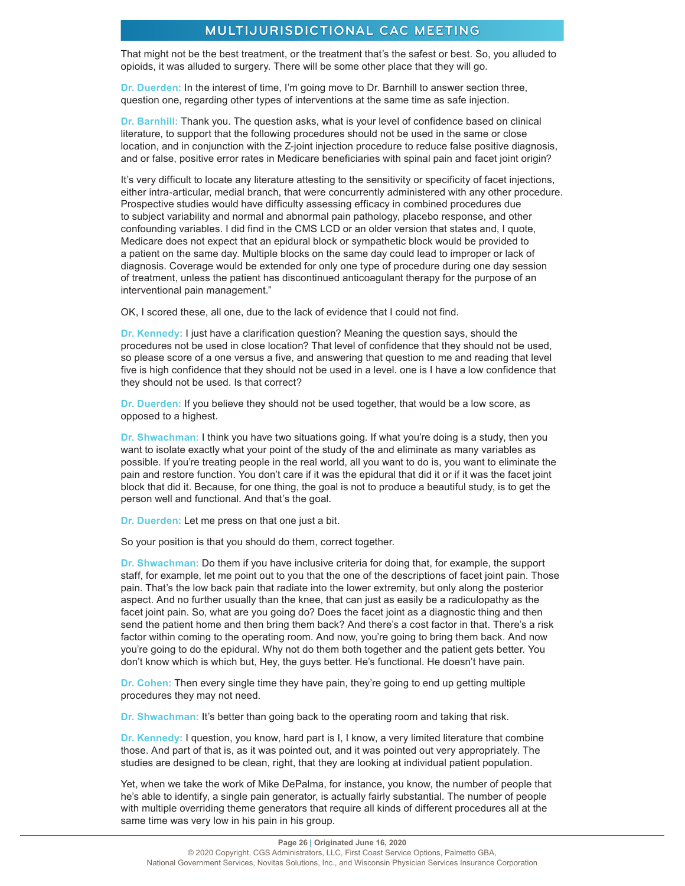That might not be the best treatment, or the treatment that's the safest or best. So, you alluded to opioids, it was alluded to surgery. There will be some other place that they will go.

**Dr. Duerden:** In the interest of time, I'm going move to Dr. Barnhill to answer section three, question one, regarding other types of interventions at the same time as safe injection.

**Dr. Barnhill:** Thank you. The question asks, what is your level of confidence based on clinical literature, to support that the following procedures should not be used in the same or close location, and in conjunction with the Z-joint injection procedure to reduce false positive diagnosis, and or false, positive error rates in Medicare beneficiaries with spinal pain and facet joint origin?

It's very difficult to locate any literature attesting to the sensitivity or specificity of facet injections, either intra-articular, medial branch, that were concurrently administered with any other procedure. Prospective studies would have difficulty assessing efficacy in combined procedures due to subject variability and normal and abnormal pain pathology, placebo response, and other confounding variables. I did find in the CMS LCD or an older version that states and, I quote, Medicare does not expect that an epidural block or sympathetic block would be provided to a patient on the same day. Multiple blocks on the same day could lead to improper or lack of diagnosis. Coverage would be extended for only one type of procedure during one day session of treatment, unless the patient has discontinued anticoagulant therapy for the purpose of an interventional pain management."

OK, I scored these, all one, due to the lack of evidence that I could not find.

**Dr. Kennedy:** I just have a clarification question? Meaning the question says, should the procedures not be used in close location? That level of confidence that they should not be used, so please score of a one versus a five, and answering that question to me and reading that level five is high confidence that they should not be used in a level. one is I have a low confidence that they should not be used. Is that correct?

**Dr. Duerden:** If you believe they should not be used together, that would be a low score, as opposed to a highest.

**Dr. Shwachman:** I think you have two situations going. If what you're doing is a study, then you want to isolate exactly what your point of the study of the and eliminate as many variables as possible. If you're treating people in the real world, all you want to do is, you want to eliminate the pain and restore function. You don't care if it was the epidural that did it or if it was the facet joint block that did it. Because, for one thing, the goal is not to produce a beautiful study, is to get the person well and functional. And that's the goal.

**Dr. Duerden:** Let me press on that one just a bit.

So your position is that you should do them, correct together.

**Dr. Shwachman:** Do them if you have inclusive criteria for doing that, for example, the support staff, for example, let me point out to you that the one of the descriptions of facet joint pain. Those pain. That's the low back pain that radiate into the lower extremity, but only along the posterior aspect. And no further usually than the knee, that can just as easily be a radiculopathy as the facet joint pain. So, what are you going do? Does the facet joint as a diagnostic thing and then send the patient home and then bring them back? And there's a cost factor in that. There's a risk factor within coming to the operating room. And now, you're going to bring them back. And now you're going to do the epidural. Why not do them both together and the patient gets better. You don't know which is which but, Hey, the guys better. He's functional. He doesn't have pain.

**Dr. Cohen:** Then every single time they have pain, they're going to end up getting multiple procedures they may not need.

**Dr. Shwachman:** It's better than going back to the operating room and taking that risk.

**Dr. Kennedy:** I question, you know, hard part is I, I know, a very limited literature that combine those. And part of that is, as it was pointed out, and it was pointed out very appropriately. The studies are designed to be clean, right, that they are looking at individual patient population.

Yet, when we take the work of Mike DePalma, for instance, you know, the number of people that he's able to identify, a single pain generator, is actually fairly substantial. The number of people with multiple overriding theme generators that require all kinds of different procedures all at the same time was very low in his pain in his group.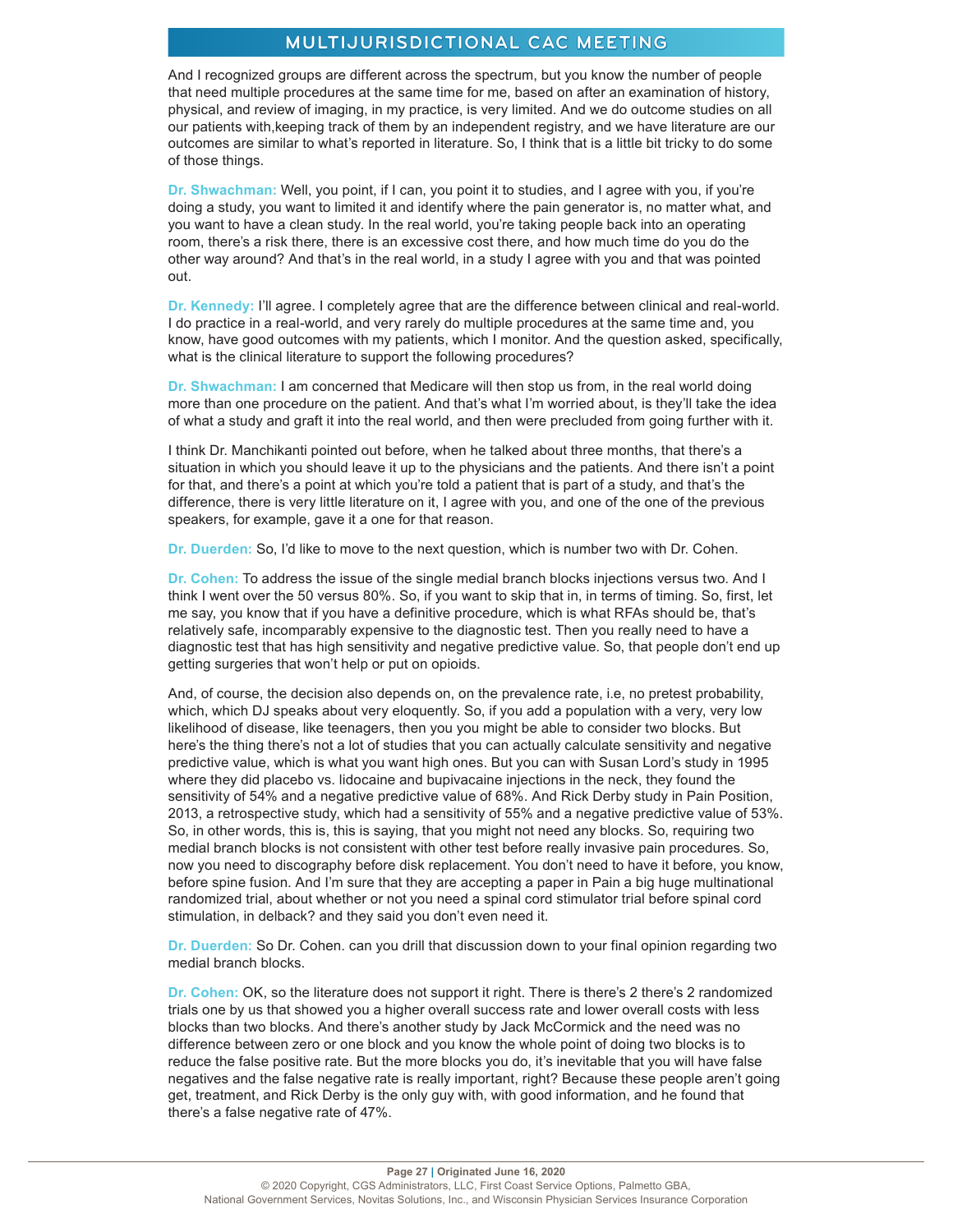And I recognized groups are different across the spectrum, but you know the number of people that need multiple procedures at the same time for me, based on after an examination of history, physical, and review of imaging, in my practice, is very limited. And we do outcome studies on all our patients with,keeping track of them by an independent registry, and we have literature are our outcomes are similar to what's reported in literature. So, I think that is a little bit tricky to do some of those things.

**Dr. Shwachman:** Well, you point, if I can, you point it to studies, and I agree with you, if you're doing a study, you want to limited it and identify where the pain generator is, no matter what, and you want to have a clean study. In the real world, you're taking people back into an operating room, there's a risk there, there is an excessive cost there, and how much time do you do the other way around? And that's in the real world, in a study I agree with you and that was pointed out.

**Dr. Kennedy:** I'll agree. I completely agree that are the difference between clinical and real-world. I do practice in a real-world, and very rarely do multiple procedures at the same time and, you know, have good outcomes with my patients, which I monitor. And the question asked, specifically, what is the clinical literature to support the following procedures?

**Dr. Shwachman:** I am concerned that Medicare will then stop us from, in the real world doing more than one procedure on the patient. And that's what I'm worried about, is they'll take the idea of what a study and graft it into the real world, and then were precluded from going further with it.

I think Dr. Manchikanti pointed out before, when he talked about three months, that there's a situation in which you should leave it up to the physicians and the patients. And there isn't a point for that, and there's a point at which you're told a patient that is part of a study, and that's the difference, there is very little literature on it, I agree with you, and one of the one of the previous speakers, for example, gave it a one for that reason.

**Dr. Duerden:** So, I'd like to move to the next question, which is number two with Dr. Cohen.

**Dr. Cohen:** To address the issue of the single medial branch blocks injections versus two. And I think I went over the 50 versus 80%. So, if you want to skip that in, in terms of timing. So, first, let me say, you know that if you have a definitive procedure, which is what RFAs should be, that's relatively safe, incomparably expensive to the diagnostic test. Then you really need to have a diagnostic test that has high sensitivity and negative predictive value. So, that people don't end up getting surgeries that won't help or put on opioids.

And, of course, the decision also depends on, on the prevalence rate, i.e, no pretest probability, which, which DJ speaks about very eloquently. So, if you add a population with a very, very low likelihood of disease, like teenagers, then you you might be able to consider two blocks. But here's the thing there's not a lot of studies that you can actually calculate sensitivity and negative predictive value, which is what you want high ones. But you can with Susan Lord's study in 1995 where they did placebo vs. lidocaine and bupivacaine injections in the neck, they found the sensitivity of 54% and a negative predictive value of 68%. And Rick Derby study in Pain Position, 2013, a retrospective study, which had a sensitivity of 55% and a negative predictive value of 53%. So, in other words, this is, this is saying, that you might not need any blocks. So, requiring two medial branch blocks is not consistent with other test before really invasive pain procedures. So, now you need to discography before disk replacement. You don't need to have it before, you know, before spine fusion. And I'm sure that they are accepting a paper in Pain a big huge multinational randomized trial, about whether or not you need a spinal cord stimulator trial before spinal cord stimulation, in delback? and they said you don't even need it.

**Dr. Duerden:** So Dr. Cohen. can you drill that discussion down to your final opinion regarding two medial branch blocks.

**Dr. Cohen:** OK, so the literature does not support it right. There is there's 2 there's 2 randomized trials one by us that showed you a higher overall success rate and lower overall costs with less blocks than two blocks. And there's another study by Jack McCormick and the need was no difference between zero or one block and you know the whole point of doing two blocks is to reduce the false positive rate. But the more blocks you do, it's inevitable that you will have false negatives and the false negative rate is really important, right? Because these people aren't going get, treatment, and Rick Derby is the only guy with, with good information, and he found that there's a false negative rate of 47%.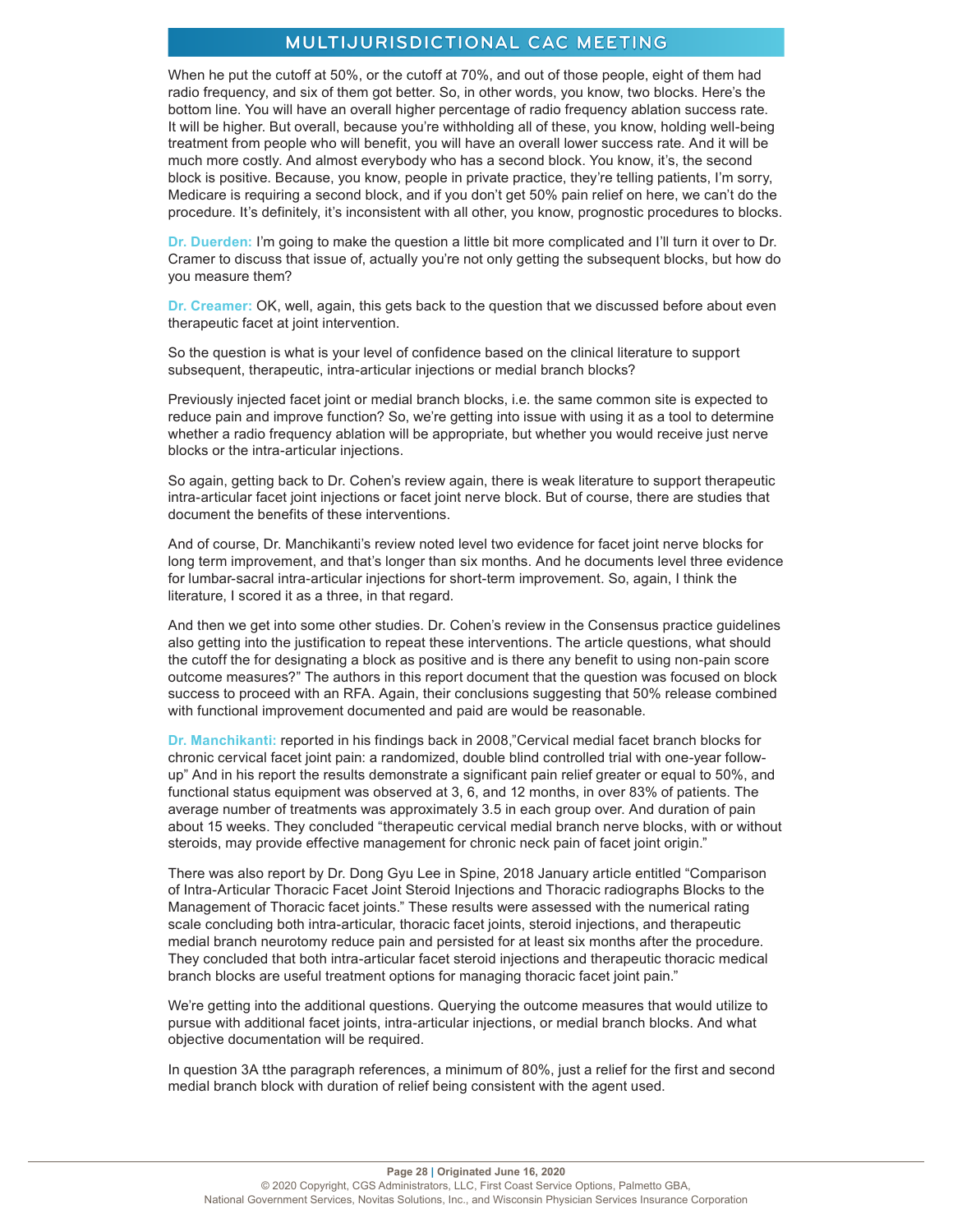When he put the cutoff at 50%, or the cutoff at 70%, and out of those people, eight of them had radio frequency, and six of them got better. So, in other words, you know, two blocks. Here's the bottom line. You will have an overall higher percentage of radio frequency ablation success rate. It will be higher. But overall, because you're withholding all of these, you know, holding well-being treatment from people who will benefit, you will have an overall lower success rate. And it will be much more costly. And almost everybody who has a second block. You know, it's, the second block is positive. Because, you know, people in private practice, they're telling patients, I'm sorry, Medicare is requiring a second block, and if you don't get 50% pain relief on here, we can't do the procedure. It's definitely, it's inconsistent with all other, you know, prognostic procedures to blocks.

**Dr. Duerden:** I'm going to make the question a little bit more complicated and I'll turn it over to Dr. Cramer to discuss that issue of, actually you're not only getting the subsequent blocks, but how do you measure them?

**Dr. Creamer:** OK, well, again, this gets back to the question that we discussed before about even therapeutic facet at joint intervention.

So the question is what is your level of confidence based on the clinical literature to support subsequent, therapeutic, intra-articular injections or medial branch blocks?

Previously injected facet joint or medial branch blocks, i.e. the same common site is expected to reduce pain and improve function? So, we're getting into issue with using it as a tool to determine whether a radio frequency ablation will be appropriate, but whether you would receive just nerve blocks or the intra-articular injections.

So again, getting back to Dr. Cohen's review again, there is weak literature to support therapeutic intra-articular facet joint injections or facet joint nerve block. But of course, there are studies that document the benefits of these interventions.

And of course, Dr. Manchikanti's review noted level two evidence for facet joint nerve blocks for long term improvement, and that's longer than six months. And he documents level three evidence for lumbar-sacral intra-articular injections for short-term improvement. So, again, I think the literature, I scored it as a three, in that regard.

And then we get into some other studies. Dr. Cohen's review in the Consensus practice guidelines also getting into the justification to repeat these interventions. The article questions, what should the cutoff the for designating a block as positive and is there any benefit to using non-pain score outcome measures?" The authors in this report document that the question was focused on block success to proceed with an RFA. Again, their conclusions suggesting that 50% release combined with functional improvement documented and paid are would be reasonable.

**Dr. Manchikanti:** reported in his findings back in 2008,"Cervical medial facet branch blocks for chronic cervical facet joint pain: a randomized, double blind controlled trial with one-year follow-up" And in his report the results demonstrate a significant pain relief greater or equal to 50%, and functional status equipment was observed at 3, 6, and 12 months, in over 83% of patients. The average number of treatments was approximately 3.5 in each group over. And duration of pain about 15 weeks. They concluded "therapeutic cervical medial branch nerve blocks, with or without steroids, may provide effective management for chronic neck pain of facet joint origin."

There was also report by Dr. Dong Gyu Lee in Spine, 2018 January article entitled "Comparison of Intra-Articular Thoracic Facet Joint Steroid Injections and Thoracic radiographs Blocks to the Management of Thoracic facet joints." These results were assessed with the numerical rating scale concluding both intra-articular, thoracic facet joints, steroid injections, and therapeutic medial branch neurotomy reduce pain and persisted for at least six months after the procedure. They concluded that both intra-articular facet steroid injections and therapeutic thoracic medical branch blocks are useful treatment options for managing thoracic facet joint pain."

We're getting into the additional questions. Querying the outcome measures that would utilize to pursue with additional facet joints, intra-articular injections, or medial branch blocks. And what objective documentation will be required.

In question 3A tthe paragraph references, a minimum of 80%, just a relief for the first and second medial branch block with duration of relief being consistent with the agent used.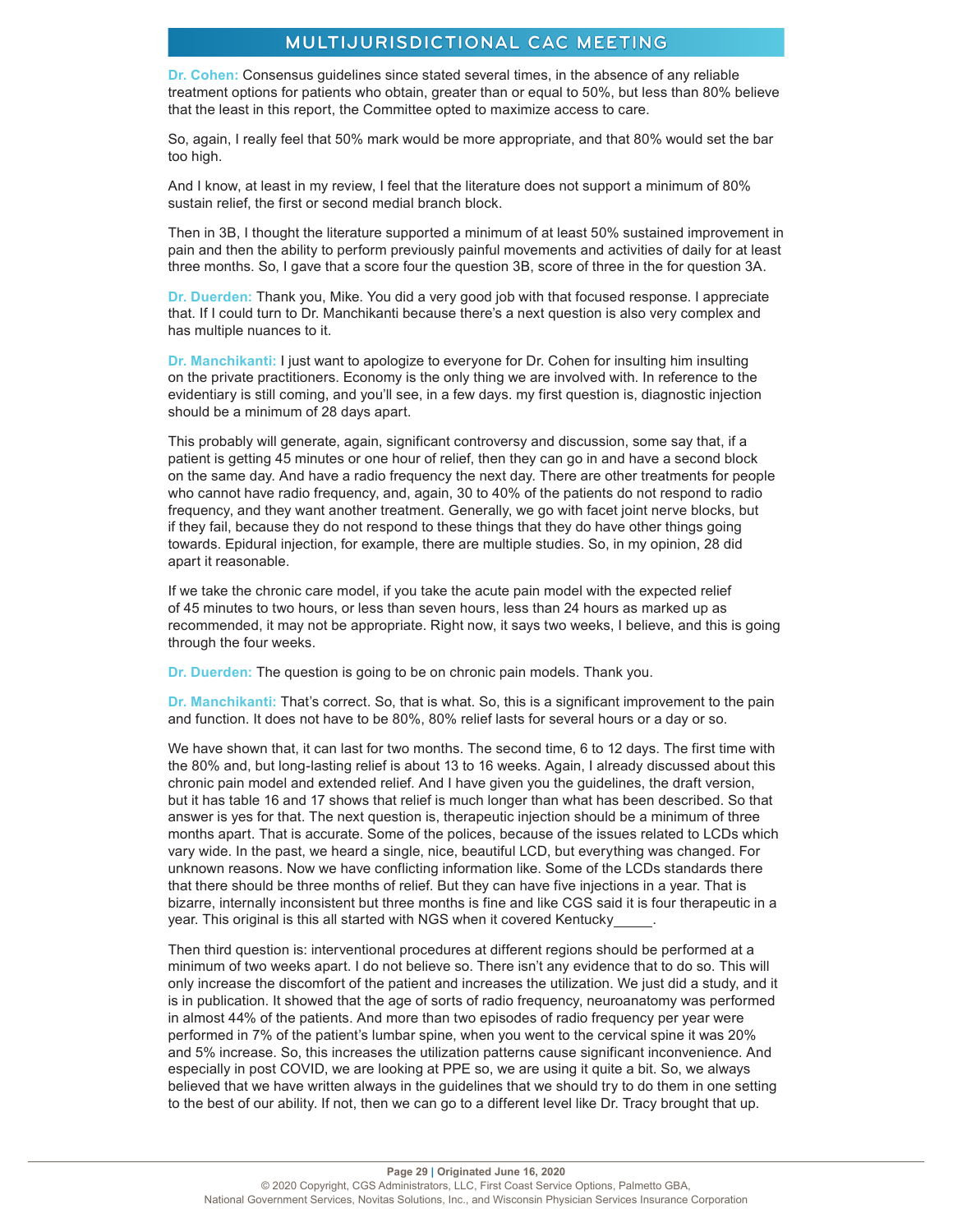**Dr. Cohen:** Consensus guidelines since stated several times, in the absence of any reliable treatment options for patients who obtain, greater than or equal to 50%, but less than 80% believe that the least in this report, the Committee opted to maximize access to care.

So, again, I really feel that 50% mark would be more appropriate, and that 80% would set the bar too high.

And I know, at least in my review, I feel that the literature does not support a minimum of 80% sustain relief, the first or second medial branch block.

Then in 3B, I thought the literature supported a minimum of at least 50% sustained improvement in pain and then the ability to perform previously painful movements and activities of daily for at least three months. So, I gave that a score four the question 3B, score of three in the for question 3A.

**Dr. Duerden:** Thank you, Mike. You did a very good job with that focused response. I appreciate that. If I could turn to Dr. Manchikanti because there's a next question is also very complex and has multiple nuances to it.

**Dr. Manchikanti:** I just want to apologize to everyone for Dr. Cohen for insulting him insulting on the private practitioners. Economy is the only thing we are involved with. In reference to the evidentiary is still coming, and you'll see, in a few days. my first question is, diagnostic injection should be a minimum of 28 days apart.

This probably will generate, again, significant controversy and discussion, some say that, if a patient is getting 45 minutes or one hour of relief, then they can go in and have a second block on the same day. And have a radio frequency the next day. There are other treatments for people who cannot have radio frequency, and, again, 30 to 40% of the patients do not respond to radio frequency, and they want another treatment. Generally, we go with facet joint nerve blocks, but if they fail, because they do not respond to these things that they do have other things going towards. Epidural injection, for example, there are multiple studies. So, in my opinion, 28 did apart it reasonable.

If we take the chronic care model, if you take the acute pain model with the expected relief of 45 minutes to two hours, or less than seven hours, less than 24 hours as marked up as recommended, it may not be appropriate. Right now, it says two weeks, I believe, and this is going through the four weeks.

**Dr. Duerden:** The question is going to be on chronic pain models. Thank you.

**Dr. Manchikanti:** That's correct. So, that is what. So, this is a significant improvement to the pain and function. It does not have to be 80%, 80% relief lasts for several hours or a day or so.

We have shown that, it can last for two months. The second time, 6 to 12 days. The first time with the 80% and, but long-lasting relief is about 13 to 16 weeks. Again, I already discussed about this chronic pain model and extended relief. And I have given you the guidelines, the draft version, but it has table 16 and 17 shows that relief is much longer than what has been described. So that answer is yes for that. The next question is, therapeutic injection should be a minimum of three months apart. That is accurate. Some of the polices, because of the issues related to LCDs which vary wide. In the past, we heard a single, nice, beautiful LCD, but everything was changed. For unknown reasons. Now we have conflicting information like. Some of the LCDs standards there that there should be three months of relief. But they can have five injections in a year. That is bizarre, internally inconsistent but three months is fine and like CGS said it is four therapeutic in a year. This original is this all started with NGS when it covered Kentucky_____.

Then third question is: interventional procedures at different regions should be performed at a minimum of two weeks apart. I do not believe so. There isn't any evidence that to do so. This will only increase the discomfort of the patient and increases the utilization. We just did a study, and it is in publication. It showed that the age of sorts of radio frequency, neuroanatomy was performed in almost 44% of the patients. And more than two episodes of radio frequency per year were performed in 7% of the patient's lumbar spine, when you went to the cervical spine it was 20% and 5% increase. So, this increases the utilization patterns cause significant inconvenience. And especially in post COVID, we are looking at PPE so, we are using it quite a bit. So, we always believed that we have written always in the guidelines that we should try to do them in one setting to the best of our ability. If not, then we can go to a different level like Dr. Tracy brought that up.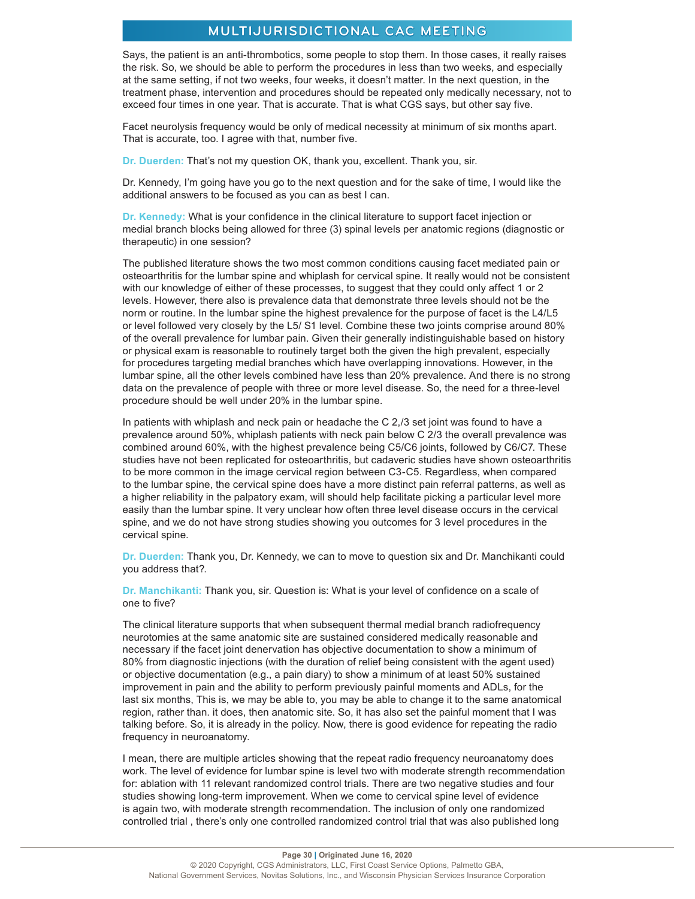Says, the patient is an anti-thrombotics, some people to stop them. In those cases, it really raises the risk. So, we should be able to perform the procedures in less than two weeks, and especially at the same setting, if not two weeks, four weeks, it doesn't matter. In the next question, in the treatment phase, intervention and procedures should be repeated only medically necessary, not to exceed four times in one year. That is accurate. That is what CGS says, but other say five.

Facet neurolysis frequency would be only of medical necessity at minimum of six months apart. That is accurate, too. I agree with that, number five.

**Dr. Duerden:** That's not my question OK, thank you, excellent. Thank you, sir.

Dr. Kennedy, I'm going have you go to the next question and for the sake of time, I would like the additional answers to be focused as you can as best I can.

**Dr. Kennedy:** What is your confidence in the clinical literature to support facet injection or medial branch blocks being allowed for three (3) spinal levels per anatomic regions (diagnostic or therapeutic) in one session?

The published literature shows the two most common conditions causing facet mediated pain or osteoarthritis for the lumbar spine and whiplash for cervical spine. It really would not be consistent with our knowledge of either of these processes, to suggest that they could only affect 1 or 2 levels. However, there also is prevalence data that demonstrate three levels should not be the norm or routine. In the lumbar spine the highest prevalence for the purpose of facet is the L4/L5 or level followed very closely by the L5/ S1 level. Combine these two joints comprise around 80% of the overall prevalence for lumbar pain. Given their generally indistinguishable based on history or physical exam is reasonable to routinely target both the given the high prevalent, especially for procedures targeting medial branches which have overlapping innovations. However, in the lumbar spine, all the other levels combined have less than 20% prevalence. And there is no strong data on the prevalence of people with three or more level disease. So, the need for a three-level procedure should be well under 20% in the lumbar spine.

In patients with whiplash and neck pain or headache the C 2,/3 set joint was found to have a prevalence around 50%, whiplash patients with neck pain below C 2/3 the overall prevalence was combined around 60%, with the highest prevalence being C5/C6 joints, followed by C6/C7. These studies have not been replicated for osteoarthritis, but cadaveric studies have shown osteoarthritis to be more common in the image cervical region between C3-C5. Regardless, when compared to the lumbar spine, the cervical spine does have a more distinct pain referral patterns, as well as a higher reliability in the palpatory exam, will should help facilitate picking a particular level more easily than the lumbar spine. It very unclear how often three level disease occurs in the cervical spine, and we do not have strong studies showing you outcomes for 3 level procedures in the cervical spine.

**Dr. Duerden:** Thank you, Dr. Kennedy, we can to move to question six and Dr. Manchikanti could you address that?.

**Dr. Manchikanti:** Thank you, sir. Question is: What is your level of confidence on a scale of one to five?

The clinical literature supports that when subsequent thermal medial branch radiofrequency neurotomies at the same anatomic site are sustained considered medically reasonable and necessary if the facet joint denervation has objective documentation to show a minimum of 80% from diagnostic injections (with the duration of relief being consistent with the agent used) or objective documentation (e.g., a pain diary) to show a minimum of at least 50% sustained improvement in pain and the ability to perform previously painful moments and ADLs, for the last six months, This is, we may be able to, you may be able to change it to the same anatomical region, rather than. it does, then anatomic site. So, it has also set the painful moment that I was talking before. So, it is already in the policy. Now, there is good evidence for repeating the radio frequency in neuroanatomy.

I mean, there are multiple articles showing that the repeat radio frequency neuroanatomy does work. The level of evidence for lumbar spine is level two with moderate strength recommendation for: ablation with 11 relevant randomized control trials. There are two negative studies and four studies showing long-term improvement. When we come to cervical spine level of evidence is again two, with moderate strength recommendation. The inclusion of only one randomized controlled trial , there's only one controlled randomized control trial that was also published long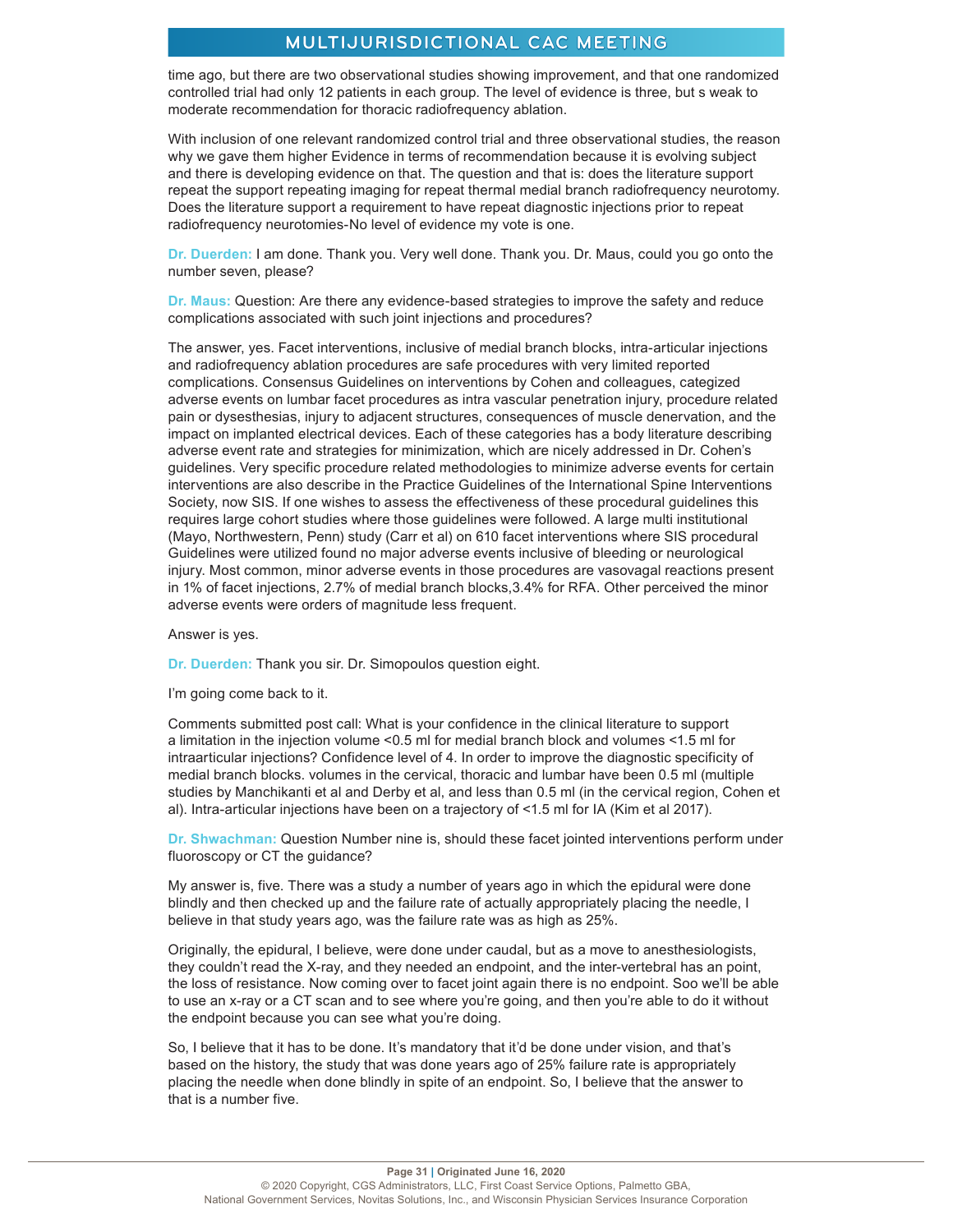time ago, but there are two observational studies showing improvement, and that one randomized controlled trial had only 12 patients in each group. The level of evidence is three, but s weak to moderate recommendation for thoracic radiofrequency ablation.

With inclusion of one relevant randomized control trial and three observational studies, the reason why we gave them higher Evidence in terms of recommendation because it is evolving subject and there is developing evidence on that. The question and that is: does the literature support repeat the support repeating imaging for repeat thermal medial branch radiofrequency neurotomy. Does the literature support a requirement to have repeat diagnostic injections prior to repeat radiofrequency neurotomies-No level of evidence my vote is one.

**Dr. Duerden:** I am done. Thank you. Very well done. Thank you. Dr. Maus, could you go onto the number seven, please?

**Dr. Maus:** Question: Are there any evidence-based strategies to improve the safety and reduce complications associated with such joint injections and procedures?

The answer, yes. Facet interventions, inclusive of medial branch blocks, intra-articular injections and radiofrequency ablation procedures are safe procedures with very limited reported complications. Consensus Guidelines on interventions by Cohen and colleagues, categized adverse events on lumbar facet procedures as intra vascular penetration injury, procedure related pain or dysesthesias, injury to adjacent structures, consequences of muscle denervation, and the impact on implanted electrical devices. Each of these categories has a body literature describing adverse event rate and strategies for minimization, which are nicely addressed in Dr. Cohen's guidelines. Very specific procedure related methodologies to minimize adverse events for certain interventions are also describe in the Practice Guidelines of the International Spine Interventions Society, now SIS. If one wishes to assess the effectiveness of these procedural guidelines this requires large cohort studies where those guidelines were followed. A large multi institutional (Mayo, Northwestern, Penn) study (Carr et al) on 610 facet interventions where SIS procedural Guidelines were utilized found no major adverse events inclusive of bleeding or neurological injury. Most common, minor adverse events in those procedures are vasovagal reactions present in 1% of facet injections, 2.7% of medial branch blocks,3.4% for RFA. Other perceived the minor adverse events were orders of magnitude less frequent.

Answer is yes.

**Dr. Duerden:** Thank you sir. Dr. Simopoulos question eight.

I'm going come back to it.

Comments submitted post call: What is your confidence in the clinical literature to support a limitation in the injection volume <0.5 ml for medial branch block and volumes <1.5 ml for intraarticular injections? Confidence level of 4. In order to improve the diagnostic specificity of medial branch blocks. volumes in the cervical, thoracic and lumbar have been 0.5 ml (multiple studies by Manchikanti et al and Derby et al, and less than 0.5 ml (in the cervical region, Cohen et al). Intra-articular injections have been on a trajectory of <1.5 ml for IA (Kim et al 2017).

**Dr. Shwachman:** Question Number nine is, should these facet jointed interventions perform under fluoroscopy or CT the guidance?

My answer is, five. There was a study a number of years ago in which the epidural were done blindly and then checked up and the failure rate of actually appropriately placing the needle, I believe in that study years ago, was the failure rate was as high as 25%.

Originally, the epidural, I believe, were done under caudal, but as a move to anesthesiologists, they couldn't read the X-ray, and they needed an endpoint, and the inter-vertebral has an point, the loss of resistance. Now coming over to facet joint again there is no endpoint. Soo we'll be able to use an x-ray or a CT scan and to see where you're going, and then you're able to do it without the endpoint because you can see what you're doing.

So, I believe that it has to be done. It's mandatory that it'd be done under vision, and that's based on the history, the study that was done years ago of 25% failure rate is appropriately placing the needle when done blindly in spite of an endpoint. So, I believe that the answer to that is a number five.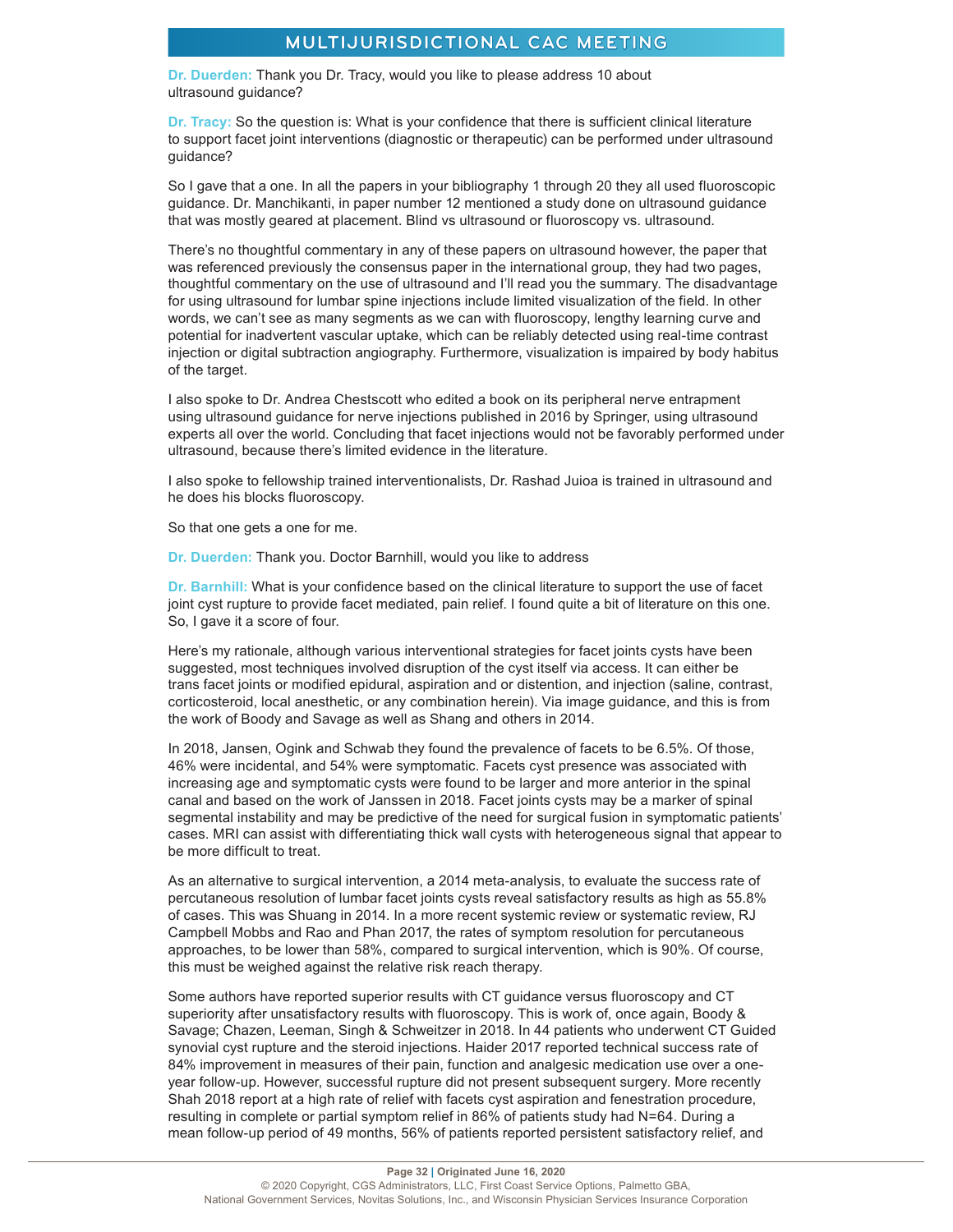**Dr. Duerden:** Thank you Dr. Tracy, would you like to please address 10 about ultrasound guidance?

**Dr. Tracy:** So the question is: What is your confidence that there is sufficient clinical literature to support facet joint interventions (diagnostic or therapeutic) can be performed under ultrasound guidance?

So I gave that a one. In all the papers in your bibliography 1 through 20 they all used fluoroscopic guidance. Dr. Manchikanti, in paper number 12 mentioned a study done on ultrasound guidance that was mostly geared at placement. Blind vs ultrasound or fluoroscopy vs. ultrasound.

There's no thoughtful commentary in any of these papers on ultrasound however, the paper that was referenced previously the consensus paper in the international group, they had two pages, thoughtful commentary on the use of ultrasound and I'll read you the summary. The disadvantage for using ultrasound for lumbar spine injections include limited visualization of the field. In other words, we can't see as many segments as we can with fluoroscopy, lengthy learning curve and potential for inadvertent vascular uptake, which can be reliably detected using real-time contrast injection or digital subtraction angiography. Furthermore, visualization is impaired by body habitus of the target.

I also spoke to Dr. Andrea Chestscott who edited a book on its peripheral nerve entrapment using ultrasound guidance for nerve injections published in 2016 by Springer, using ultrasound experts all over the world. Concluding that facet injections would not be favorably performed under ultrasound, because there's limited evidence in the literature.

I also spoke to fellowship trained interventionalists, Dr. Rashad Juioa is trained in ultrasound and he does his blocks fluoroscopy.

So that one gets a one for me.

**Dr. Duerden:** Thank you. Doctor Barnhill, would you like to address

**Dr. Barnhill:** What is your confidence based on the clinical literature to support the use of facet joint cyst rupture to provide facet mediated, pain relief. I found quite a bit of literature on this one. So, I gave it a score of four.

Here's my rationale, although various interventional strategies for facet joints cysts have been suggested, most techniques involved disruption of the cyst itself via access. It can either be trans facet joints or modified epidural, aspiration and or distention, and injection (saline, contrast, corticosteroid, local anesthetic, or any combination herein). Via image guidance, and this is from the work of Boody and Savage as well as Shang and others in 2014.

In 2018, Jansen, Ogink and Schwab they found the prevalence of facets to be 6.5%. Of those, 46% were incidental, and 54% were symptomatic. Facets cyst presence was associated with increasing age and symptomatic cysts were found to be larger and more anterior in the spinal canal and based on the work of Janssen in 2018. Facet joints cysts may be a marker of spinal segmental instability and may be predictive of the need for surgical fusion in symptomatic patients' cases. MRI can assist with differentiating thick wall cysts with heterogeneous signal that appear to be more difficult to treat.

As an alternative to surgical intervention, a 2014 meta-analysis, to evaluate the success rate of percutaneous resolution of lumbar facet joints cysts reveal satisfactory results as high as 55.8% of cases. This was Shuang in 2014. In a more recent systemic review or systematic review, RJ Campbell Mobbs and Rao and Phan 2017, the rates of symptom resolution for percutaneous approaches, to be lower than 58%, compared to surgical intervention, which is 90%. Of course, this must be weighed against the relative risk reach therapy.

Some authors have reported superior results with CT guidance versus fluoroscopy and CT superiority after unsatisfactory results with fluoroscopy. This is work of, once again, Boody & Savage; Chazen, Leeman, Singh & Schweitzer in 2018. In 44 patients who underwent CT Guided synovial cyst rupture and the steroid injections. Haider 2017 reported technical success rate of 84% improvement in measures of their pain, function and analgesic medication use over a one-year follow-up. However, successful rupture did not present subsequent surgery. More recently Shah 2018 report at a high rate of relief with facets cyst aspiration and fenestration procedure, resulting in complete or partial symptom relief in 86% of patients study had N=64. During a mean follow-up period of 49 months, 56% of patients reported persistent satisfactory relief, and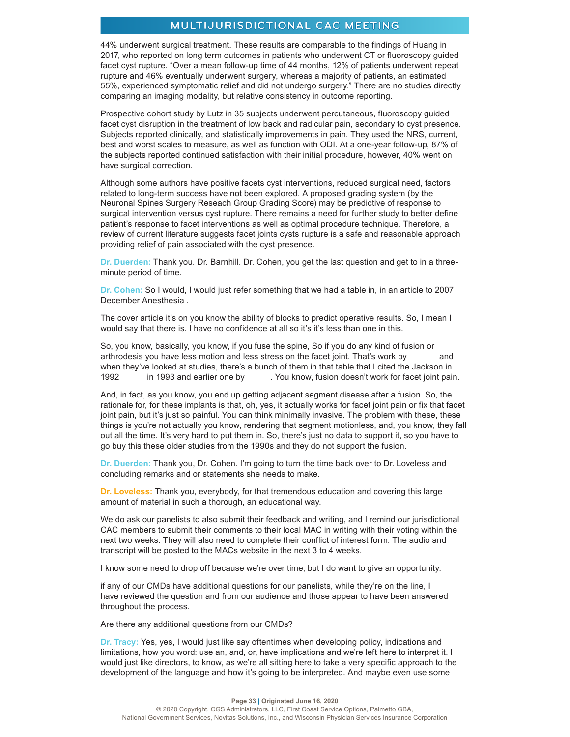44% underwent surgical treatment. These results are comparable to the findings of Huang in 2017, who reported on long term outcomes in patients who underwent CT or fluoroscopy guided facet cyst rupture. "Over a mean follow-up time of 44 months, 12% of patients underwent repeat rupture and 46% eventually underwent surgery, whereas a majority of patients, an estimated 55%, experienced symptomatic relief and did not undergo surgery." There are no studies directly comparing an imaging modality, but relative consistency in outcome reporting.

Prospective cohort study by Lutz in 35 subjects underwent percutaneous, fluoroscopy guided facet cyst disruption in the treatment of low back and radicular pain, secondary to cyst presence. Subjects reported clinically, and statistically improvements in pain. They used the NRS, current, best and worst scales to measure, as well as function with ODI. At a one-year follow-up, 87% of the subjects reported continued satisfaction with their initial procedure, however, 40% went on have surgical correction.

Although some authors have positive facets cyst interventions, reduced surgical need, factors related to long-term success have not been explored. A proposed grading system (by the Neuronal Spines Surgery Reseach Group Grading Score) may be predictive of response to surgical intervention versus cyst rupture. There remains a need for further study to better define patient's response to facet interventions as well as optimal procedure technique. Therefore, a review of current literature suggests facet joints cysts rupture is a safe and reasonable approach providing relief of pain associated with the cyst presence.

**Dr. Duerden:** Thank you. Dr. Barnhill. Dr. Cohen, you get the last question and get to in a three-minute period of time.

**Dr. Cohen:** So I would, I would just refer something that we had a table in, in an article to 2007 December Anesthesia .

The cover article it's on you know the ability of blocks to predict operative results. So, I mean I would say that there is. I have no confidence at all so it's it's less than one in this.

So, you know, basically, you know, if you fuse the spine, So if you do any kind of fusion or arthrodesis you have less motion and less stress on the facet joint. That's work by ______ and when they've looked at studies, there's a bunch of them in that table that I cited the Jackson in 1992 _____ in 1993 and earlier one by _____. You know, fusion doesn't work for facet joint pain.

And, in fact, as you know, you end up getting adjacent segment disease after a fusion. So, the rationale for, for these implants is that, oh, yes, it actually works for facet joint pain or fix that facet joint pain, but it's just so painful. You can think minimally invasive. The problem with these, these things is you're not actually you know, rendering that segment motionless, and, you know, they fall out all the time. It's very hard to put them in. So, there's just no data to support it, so you have to go buy this these older studies from the 1990s and they do not support the fusion.

**Dr. Duerden:** Thank you, Dr. Cohen. I'm going to turn the time back over to Dr. Loveless and concluding remarks and or statements she needs to make.

**Dr. Loveless:** Thank you, everybody, for that tremendous education and covering this large amount of material in such a thorough, an educational way.

We do ask our panelists to also submit their feedback and writing, and I remind our jurisdictional CAC members to submit their comments to their local MAC in writing with their voting within the next two weeks. They will also need to complete their conflict of interest form. The audio and transcript will be posted to the MACs website in the next 3 to 4 weeks.

I know some need to drop off because we're over time, but I do want to give an opportunity.

if any of our CMDs have additional questions for our panelists, while they're on the line, I have reviewed the question and from our audience and those appear to have been answered throughout the process.

Are there any additional questions from our CMDs?

**Dr. Tracy:** Yes, yes, I would just like say oftentimes when developing policy, indications and limitations, how you word: use an, and, or, have implications and we're left here to interpret it. I would just like directors, to know, as we're all sitting here to take a very specific approach to the development of the language and how it's going to be interpreted. And maybe even use some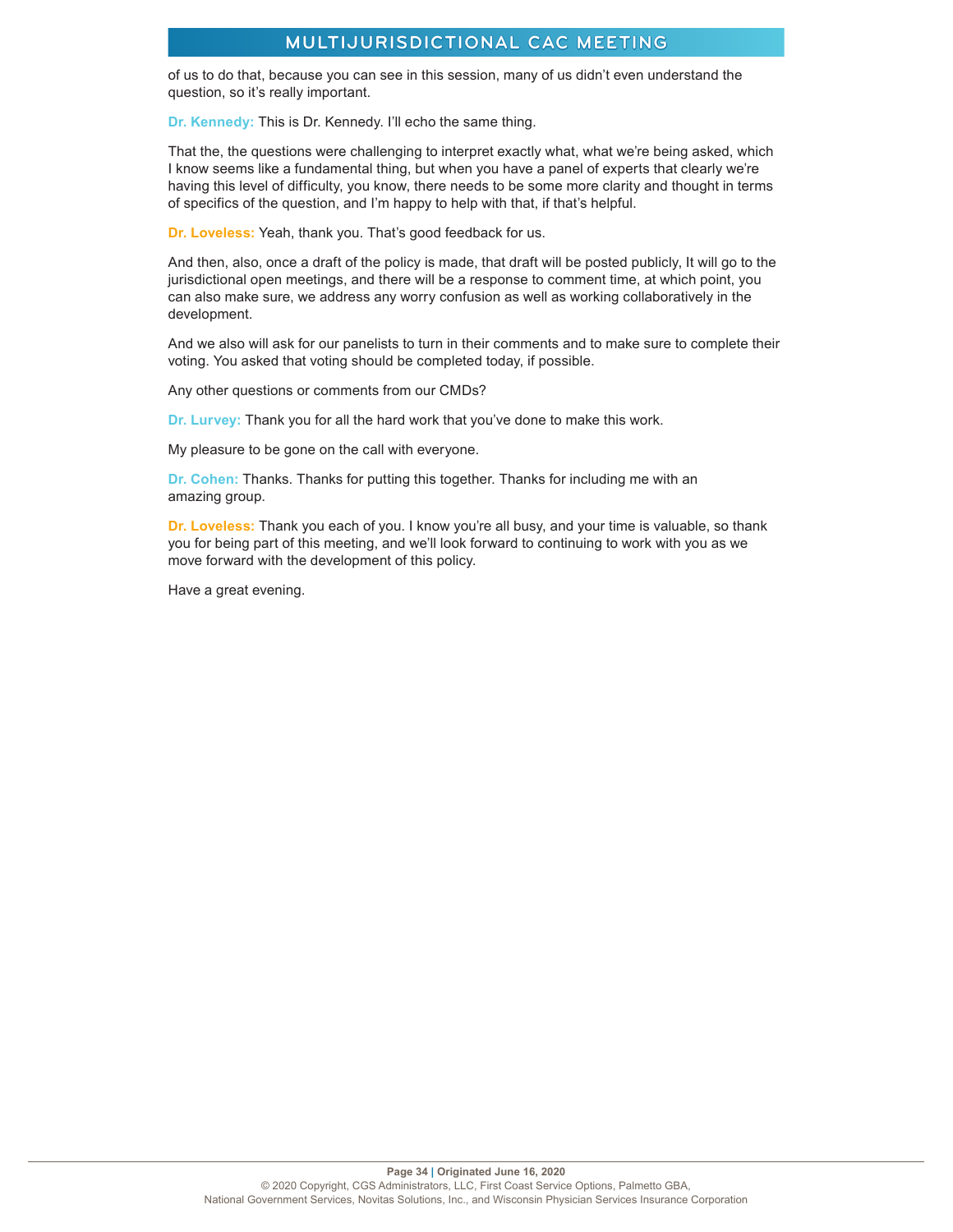of us to do that, because you can see in this session, many of us didn't even understand the question, so it's really important.

**Dr. Kennedy:** This is Dr. Kennedy. I'll echo the same thing.

That the, the questions were challenging to interpret exactly what, what we're being asked, which I know seems like a fundamental thing, but when you have a panel of experts that clearly we're having this level of difficulty, you know, there needs to be some more clarity and thought in terms of specifics of the question, and I'm happy to help with that, if that's helpful.

**Dr. Loveless:** Yeah, thank you. That's good feedback for us.

And then, also, once a draft of the policy is made, that draft will be posted publicly, It will go to the jurisdictional open meetings, and there will be a response to comment time, at which point, you can also make sure, we address any worry confusion as well as working collaboratively in the development.

And we also will ask for our panelists to turn in their comments and to make sure to complete their voting. You asked that voting should be completed today, if possible.

Any other questions or comments from our CMDs?

**Dr. Lurvey:** Thank you for all the hard work that you've done to make this work.

My pleasure to be gone on the call with everyone.

**Dr. Cohen:** Thanks. Thanks for putting this together. Thanks for including me with an amazing group.

**Dr. Loveless:** Thank you each of you. I know you're all busy, and your time is valuable, so thank you for being part of this meeting, and we'll look forward to continuing to work with you as we move forward with the development of this policy.

Have a great evening.